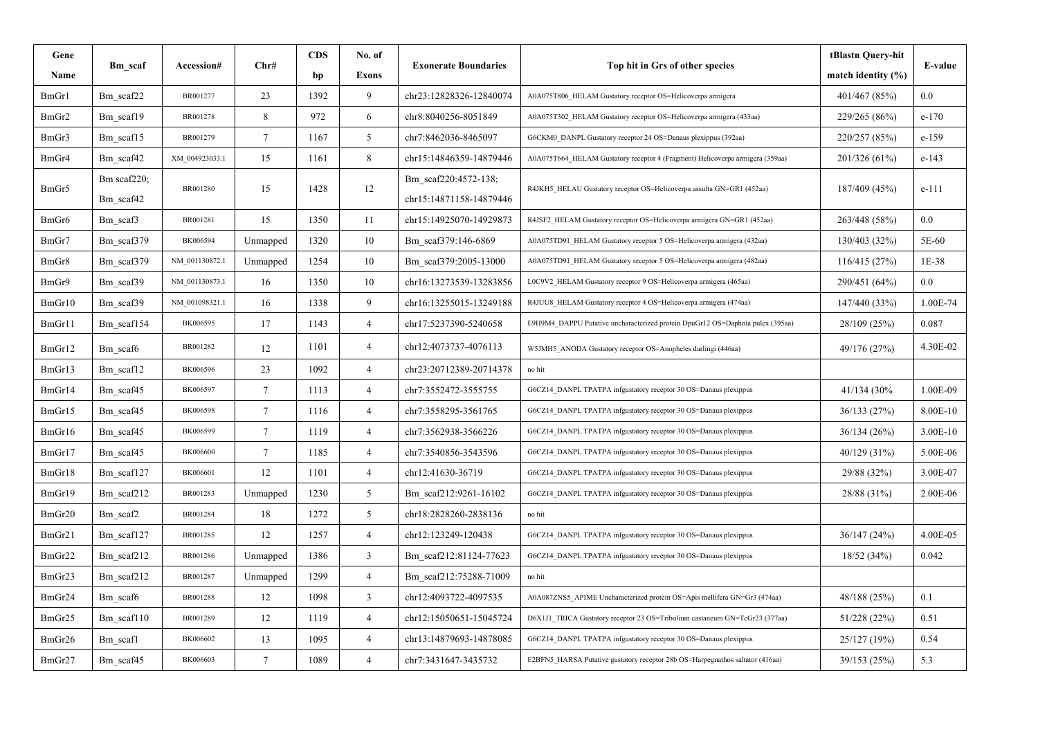| Gene Name | Bm_scaf | Accession# | Chr# | CDS bp | No. of Exons | Exonerate Boundaries | Top hit in Grs of other species | tBlastn Query-hit match identity (%) | E-value |
|---|---|---|---|---|---|---|---|---|---|
| BmGr1 | Bm_scaf22 | BR001277 | 23 | 1392 | 9 | chr23:12828326-12840074 | A0A075T806_HELAM Gustatory receptor OS=Helicoverpa armigera | 401/467 (85%) | 0.0 |
| BmGr2 | Bm_scaf19 | BR001278 | 8 | 972 | 6 | chr8:8040256-8051849 | A0A075T302_HELAM Gustatory receptor OS=Helicoverpa armigera (433aa) | 229/265 (86%) | e-170 |
| BmGr3 | Bm_scaf15 | BR001279 | 7 | 1167 | 5 | chr7:8462036-8465097 | G6CKM0_DANPL Gustatory receptor 24 OS=Danaus plexippus (392aa) | 220/257 (85%) | e-159 |
| BmGr4 | Bm_scaf42 | XM_004923033.1 | 15 | 1161 | 8 | chr15:14846359-14879446 | A0A075T664_HELAM Gustatory receptor 4 (Fragment) Helicoverpa armigera (359aa) | 201/326 (61%) | e-143 |
| BmGr5 | Bm scaf220; Bm_scaf42 | BR001280 | 15 | 1428 | 12 | Bm_scaf220:4572-138; chr15:14871158-14879446 | R4JKH5_HELAU Gustatory receptor OS=Helicoverpa assulta GN=GR1 (452aa) | 187/409 (45%) | e-111 |
| BmGr6 | Bm_scaf3 | BR001281 | 15 | 1350 | 11 | chr15:14925070-14929873 | R4JSF2_HELAM Gustatory receptor OS=Helicoverpa armigera GN=GR1 (452aa) | 263/448 (58%) | 0.0 |
| BmGr7 | Bm_scaf379 | BK006594 | Unmapped | 1320 | 10 | Bm_scaf379:146-6869 | A0A075TD91_HELAM Gustatory receptor 5 OS=Helicoverpa armigera (432aa) | 130/403 (32%) | 5E-60 |
| BmGr8 | Bm_scaf379 | NM_001130872.1 | Unmapped | 1254 | 10 | Bm_scaf379:2005-13000 | A0A075TD91_HELAM Gustatory receptor 5 OS=Helicoverpa armigera (482aa) | 116/415 (27%) | 1E-38 |
| BmGr9 | Bm_scaf39 | NM_001130873.1 | 16 | 1350 | 10 | chr16:13273539-13283856 | L0C9V2_HELAM Gustatory receptor 9 OS=Helicoverpa armigera (465aa) | 290/451 (64%) | 0.0 |
| BmGr10 | Bm_scaf39 | NM_001098321.1 | 16 | 1338 | 9 | chr16:13255015-13249188 | R4JUU8_HELAM Gustatory receptor 4 OS=Helicoverpa armigera (474aa) | 147/440 (33%) | 1.00E-74 |
| BmGr11 | Bm_scaf154 | BK006595 | 17 | 1143 | 4 | chr17:5237390-5240658 | E9H9M4_DAPPU Putative uncharacterized protein DpuGr12 OS=Daphnia pulex (395aa) | 28/109 (25%) | 0.087 |
| BmGr12 | Bm_scaf6 | BR001282 | 12 | 1101 | 4 | chr12:4073737-4076113 | W5JMH5_ANODA Gustatory receptor OS=Anopheles darlingi (446aa) | 49/176 (27%) | 4.30E-02 |
| BmGr13 | Bm_scaf12 | BK006596 | 23 | 1092 | 4 | chr23:20712389-20714378 | no hit | | |
| BmGr14 | Bm_scaf45 | BK006597 | 7 | 1113 | 4 | chr7:3552472-3555755 | G6CZ14_DANPL TPATPA infgustatory receptor 30 OS=Danaus plexippus | 41/134 (30% | 1.00E-09 |
| BmGr15 | Bm_scaf45 | BK006598 | 7 | 1116 | 4 | chr7:3558295-3561765 | G6CZ14_DANPL TPATPA infgustatory receptor 30 OS=Danaus plexippus | 36/133 (27%) | 8.00E-10 |
| BmGr16 | Bm_scaf45 | BK006599 | 7 | 1119 | 4 | chr7:3562938-3566226 | G6CZ14_DANPL TPATPA infgustatory receptor 30 OS=Danaus plexippus | 36/134 (26%) | 3.00E-10 |
| BmGr17 | Bm_scaf45 | BK006600 | 7 | 1185 | 4 | chr7:3540856-3543596 | G6CZ14_DANPL TPATPA infgustatory receptor 30 OS=Danaus plexippus | 40/129 (31%) | 5.00E-06 |
| BmGr18 | Bm_scaf127 | BK006601 | 12 | 1101 | 4 | chr12:41630-36719 | G6CZ14_DANPL TPATPA infgustatory receptor 30 OS=Danaus plexippus | 29/88 (32%) | 3.00E-07 |
| BmGr19 | Bm_scaf212 | BR001283 | Unmapped | 1230 | 5 | Bm_scaf212:9261-16102 | G6CZ14_DANPL TPATPA infgustatory receptor 30 OS=Danaus plexippus | 28/88 (31%) | 2.00E-06 |
| BmGr20 | Bm_scaf2 | BR001284 | 18 | 1272 | 5 | chr18:2828260-2838136 | no hit | | |
| BmGr21 | Bm_scaf127 | BR001285 | 12 | 1257 | 4 | chr12:123249-120438 | G6CZ14_DANPL TPATPA infgustatory receptor 30 OS=Danaus plexippus | 36/147 (24%) | 4.00E-05 |
| BmGr22 | Bm_scaf212 | BR001286 | Unmapped | 1386 | 3 | Bm_scaf212:81124-77623 | G6CZ14_DANPL TPATPA infgustatory receptor 30 OS=Danaus plexippus | 18/52 (34%) | 0.042 |
| BmGr23 | Bm_scaf212 | BR001287 | Unmapped | 1299 | 4 | Bm_scaf212:75288-71009 | no hit | | |
| BmGr24 | Bm_scaf6 | BR001288 | 12 | 1098 | 3 | chr12:4093722-4097535 | A0A087ZNS5_APIME Uncharacterized protein OS=Apis mellifera GN=Gr3 (474aa) | 48/188 (25%) | 0.1 |
| BmGr25 | Bm_scaf110 | BR001289 | 12 | 1119 | 4 | chr12:15050651-15045724 | D6X1J1_TRICA Gustatory receptor 23 OS=Tribolium castaneum GN=TcGr23 (377aa) | 51/228 (22%) | 0.51 |
| BmGr26 | Bm_scaf1 | BK006602 | 13 | 1095 | 4 | chr13:14879693-14878085 | G6CZ14_DANPL TPATPA infgustatory receptor 30 OS=Danaus plexippus | 25/127 (19%) | 0.54 |
| BmGr27 | Bm_scaf45 | BK006603 | 7 | 1089 | 4 | chr7:3431647-3435732 | E2BFN5_HARSA Putative gustatory receptor 28b OS=Harpegnathos saltator (416aa) | 39/153 (25%) | 5.3 |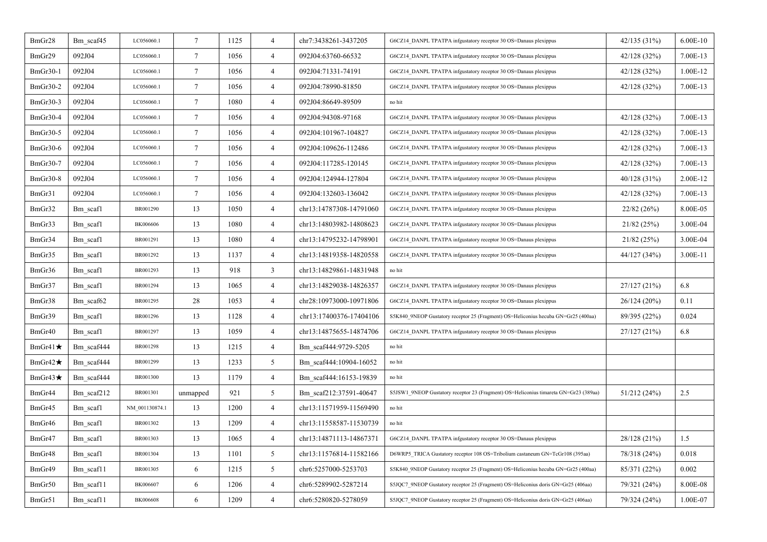| | | | | | | | | | |
|---|---|---|---|---|---|---|---|---|---|
| BmGr28 | Bm_scaf45 | LC056060.1 | 7 | 1125 | 4 | chr7:3438261-3437205 | G6CZ14_DANPL TPATPA infgustatory receptor 30 OS=Danaus plexippus | 42/135 (31%) | 6.00E-10 |
| BmGr29 | 092J04 | LC056060.1 | 7 | 1056 | 4 | 092J04:63760-66532 | G6CZ14_DANPL TPATPA infgustatory receptor 30 OS=Danaus plexippus | 42/128 (32%) | 7.00E-13 |
| BmGr30-1 | 092J04 | LC056060.1 | 7 | 1056 | 4 | 092J04:71331-74191 | G6CZ14_DANPL TPATPA infgustatory receptor 30 OS=Danaus plexippus | 42/128 (32%) | 1.00E-12 |
| BmGr30-2 | 092J04 | LC056060.1 | 7 | 1056 | 4 | 092J04:78990-81850 | G6CZ14_DANPL TPATPA infgustatory receptor 30 OS=Danaus plexippus | 42/128 (32%) | 7.00E-13 |
| BmGr30-3 | 092J04 | LC056060.1 | 7 | 1080 | 4 | 092J04:86649-89509 | no hit | | |
| BmGr30-4 | 092J04 | LC056060.1 | 7 | 1056 | 4 | 092J04:94308-97168 | G6CZ14_DANPL TPATPA infgustatory receptor 30 OS=Danaus plexippus | 42/128 (32%) | 7.00E-13 |
| BmGr30-5 | 092J04 | LC056060.1 | 7 | 1056 | 4 | 092J04:101967-104827 | G6CZ14_DANPL TPATPA infgustatory receptor 30 OS=Danaus plexippus | 42/128 (32%) | 7.00E-13 |
| BmGr30-6 | 092J04 | LC056060.1 | 7 | 1056 | 4 | 092J04:109626-112486 | G6CZ14_DANPL TPATPA infgustatory receptor 30 OS=Danaus plexippus | 42/128 (32%) | 7.00E-13 |
| BmGr30-7 | 092J04 | LC056060.1 | 7 | 1056 | 4 | 092J04:117285-120145 | G6CZ14_DANPL TPATPA infgustatory receptor 30 OS=Danaus plexippus | 42/128 (32%) | 7.00E-13 |
| BmGr30-8 | 092J04 | LC056060.1 | 7 | 1056 | 4 | 092J04:124944-127804 | G6CZ14_DANPL TPATPA infgustatory receptor 30 OS=Danaus plexippus | 40/128 (31%) | 2.00E-12 |
| BmGr31 | 092J04 | LC056060.1 | 7 | 1056 | 4 | 092J04:132603-136042 | G6CZ14_DANPL TPATPA infgustatory receptor 30 OS=Danaus plexippus | 42/128 (32%) | 7.00E-13 |
| BmGr32 | Bm_scaf1 | BR001290 | 13 | 1050 | 4 | chr13:14787308-14791060 | G6CZ14_DANPL TPATPA infgustatory receptor 30 OS=Danaus plexippus | 22/82 (26%) | 8.00E-05 |
| BmGr33 | Bm_scaf1 | BK006606 | 13 | 1080 | 4 | chr13:14803982-14808623 | G6CZ14_DANPL TPATPA infgustatory receptor 30 OS=Danaus plexippus | 21/82 (25%) | 3.00E-04 |
| BmGr34 | Bm_scaf1 | BR001291 | 13 | 1080 | 4 | chr13:14795232-14798901 | G6CZ14_DANPL TPATPA infgustatory receptor 30 OS=Danaus plexippus | 21/82 (25%) | 3.00E-04 |
| BmGr35 | Bm_scaf1 | BR001292 | 13 | 1137 | 4 | chr13:14819358-14820558 | G6CZ14_DANPL TPATPA infgustatory receptor 30 OS=Danaus plexippus | 44/127 (34%) | 3.00E-11 |
| BmGr36 | Bm_scaf1 | BR001293 | 13 | 918 | 3 | chr13:14829861-14831948 | no hit | | |
| BmGr37 | Bm_scaf1 | BR001294 | 13 | 1065 | 4 | chr13:14829038-14826357 | G6CZ14_DANPL TPATPA infgustatory receptor 30 OS=Danaus plexippus | 27/127 (21%) | 6.8 |
| BmGr38 | Bm_scaf62 | BR001295 | 28 | 1053 | 4 | chr28:10973000-10971806 | G6CZ14_DANPL TPATPA infgustatory receptor 30 OS=Danaus plexippus | 26/124 (20%) | 0.11 |
| BmGr39 | Bm_scaf1 | BR001296 | 13 | 1128 | 4 | chr13:17400376-17404106 | S5K840_9NEOP Gustatory receptor 25 (Fragment) OS=Heliconius hecuba GN=Gr25 (400aa) | 89/395 (22%) | 0.024 |
| BmGr40 | Bm_scaf1 | BR001297 | 13 | 1059 | 4 | chr13:14875655-14874706 | G6CZ14_DANPL TPATPA infgustatory receptor 30 OS=Danaus plexippus | 27/127 (21%) | 6.8 |
| BmGr41★ | Bm_scaf444 | BR001298 | 13 | 1215 | 4 | Bm_scaf444:9729-5205 | no hit | | |
| BmGr42★ | Bm_scaf444 | BR001299 | 13 | 1233 | 5 | Bm_scaf444:10904-16052 | no hit | | |
| BmGr43★ | Bm_scaf444 | BR001300 | 13 | 1179 | 4 | Bm_scaf444:16153-19839 | no hit | | |
| BmGr44 | Bm_scaf212 | BR001301 | unmapped | 921 | 5 | Bm_scaf212:37591-40647 | S5JSW1_9NEOP Gustatory receptor 23 (Fragment) OS=Heliconius timareta GN=Gr23 (389aa) | 51/212 (24%) | 2.5 |
| BmGr45 | Bm_scaf1 | NM_001130874.1 | 13 | 1200 | 4 | chr13:11571959-11569490 | no hit | | |
| BmGr46 | Bm_scaf1 | BR001302 | 13 | 1209 | 4 | chr13:11558587-11530739 | no hit | | |
| BmGr47 | Bm_scaf1 | BR001303 | 13 | 1065 | 4 | chr13:14871113-14867371 | G6CZ14_DANPL TPATPA infgustatory receptor 30 OS=Danaus plexippus | 28/128 (21%) | 1.5 |
| BmGr48 | Bm_scaf1 | BR001304 | 13 | 1101 | 5 | chr13:11576814-11582166 | D6WRP5_TRICA Gustatory receptor 108 OS=Tribolium castaneum GN=TcGr108 (395aa) | 78/318 (24%) | 0.018 |
| BmGr49 | Bm_scaf11 | BR001305 | 6 | 1215 | 5 | chr6:5257000-5253703 | S5K840_9NEOP Gustatory receptor 25 (Fragment) OS=Heliconius hecuba GN=Gr25 (400aa) | 85/371 (22%) | 0.002 |
| BmGr50 | Bm_scaf11 | BK006607 | 6 | 1206 | 4 | chr6:5289902-5287214 | S5JQC7_9NEOP Gustatory receptor 25 (Fragment) OS=Heliconius doris GN=Gr25 (406aa) | 79/321 (24%) | 8.00E-08 |
| BmGr51 | Bm_scaf11 | BK006608 | 6 | 1209 | 4 | chr6:5280820-5278059 | S5JQC7_9NEOP Gustatory receptor 25 (Fragment) OS=Heliconius doris GN=Gr25 (406aa) | 79/324 (24%) | 1.00E-07 |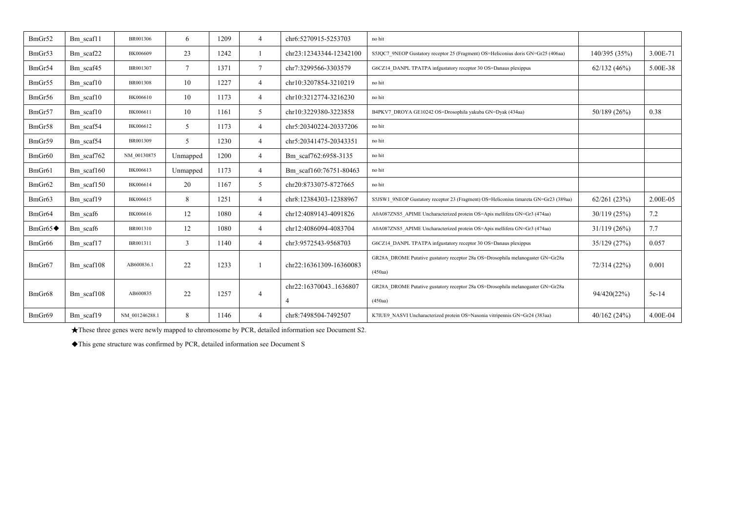| BmGr52 | Bm_scaf11 | BR001306 | 6 | 1209 | 4 | chr6:5270915-5253703 | no hit | | |
|---|---|---|---|---|---|---|---|---|---|
| BmGr53 | Bm_scaf22 | BK006609 | 23 | 1242 | 1 | chr23:12343344-12342100 | S5JQC7_9NEOP Gustatory receptor 25 (Fragment) OS=Heliconius doris GN=Gr25 (406aa) | 140/395 (35%) | 3.00E-71 |
| BmGr54 | Bm_scaf45 | BR001307 | 7 | 1371 | 7 | chr7:3299566-3303579 | G6CZ14_DANPL TPATPA infgustatory receptor 30 OS=Danaus plexippus | 62/132 (46%) | 5.00E-38 |
| BmGr55 | Bm_scaf10 | BR001308 | 10 | 1227 | 4 | chr10:3207854-3210219 | no hit | | |
| BmGr56 | Bm_scaf10 | BK006610 | 10 | 1173 | 4 | chr10:3212774-3216230 | no hit | | |
| BmGr57 | Bm_scaf10 | BK006611 | 10 | 1161 | 5 | chr10:3229380-3223858 | B4PKV7_DROYA GE10242 OS=Drosophila yakuba GN=Dyak (434aa) | 50/189 (26%) | 0.38 |
| BmGr58 | Bm_scaf54 | BK006612 | 5 | 1173 | 4 | chr5:20340224-20337206 | no hit | | |
| BmGr59 | Bm_scaf54 | BR001309 | 5 | 1230 | 4 | chr5:20341475-20343351 | no hit | | |
| BmGr60 | Bm_scaf762 | NM_00130875 | Unmapped | 1200 | 4 | Bm_scaf762:6958-3135 | no hit | | |
| BmGr61 | Bm_scaf160 | BK006613 | Unmapped | 1173 | 4 | Bm_scaf160:76751-80463 | no hit | | |
| BmGr62 | Bm_scaf150 | BK006614 | 20 | 1167 | 5 | chr20:8733075-8727665 | no hit | | |
| BmGr63 | Bm_scaf19 | BK006615 | 8 | 1251 | 4 | chr8:12384303-12388967 | S5JSW1_9NEOP Gustatory receptor 23 (Fragment) OS=Heliconius timareta GN=Gr23 (389aa) | 62/261 (23%) | 2.00E-05 |
| BmGr64 | Bm_scaf6 | BK006616 | 12 | 1080 | 4 | chr12:4089143-4091826 | A0A087ZNS5_APIME Uncharacterized protein OS=Apis mellifera GN=Gr3 (474aa) | 30/119 (25%) | 7.2 |
| BmGr65◆ | Bm_scaf6 | BR001310 | 12 | 1080 | 4 | chr12:4086094-4083704 | A0A087ZNS5_APIME Uncharacterized protein OS=Apis mellifera GN=Gr3 (474aa) | 31/119 (26%) | 7.7 |
| BmGr66 | Bm_scaf17 | BR001311 | 3 | 1140 | 4 | chr3:9572543-9568703 | G6CZ14_DANPL TPATPA infgustatory receptor 30 OS=Danaus plexippus | 35/129 (27%) | 0.057 |
| BmGr67 | Bm_scaf108 | AB600836.1 | 22 | 1233 | 1 | chr22:16361309-16360083 | GR28A_DROME Putative gustatory receptor 28a OS=Drosophila melanogaster GN=Gr28a (450aa) | 72/314 (22%) | 0.001 |
| BmGr68 | Bm_scaf108 | AB600835 | 22 | 1257 | 4 | chr22:16370043..16368074 | GR28A_DROME Putative gustatory receptor 28a OS=Drosophila melanogaster GN=Gr28a (450aa) | 94/420(22%) | 5e-14 |
| BmGr69 | Bm_scaf19 | NM_001246288.1 | 8 | 1146 | 4 | chr8:7498504-7492507 | K7IUE9_NASVI Uncharacterized protein OS=Nasonia vitripennis GN=Gr24 (383aa) | 40/162 (24%) | 4.00E-04 |

★These three genes were newly mapped to chromosome by PCR, detailed information see Document S2.

◆This gene structure was confirmed by PCR, detailed information see Document S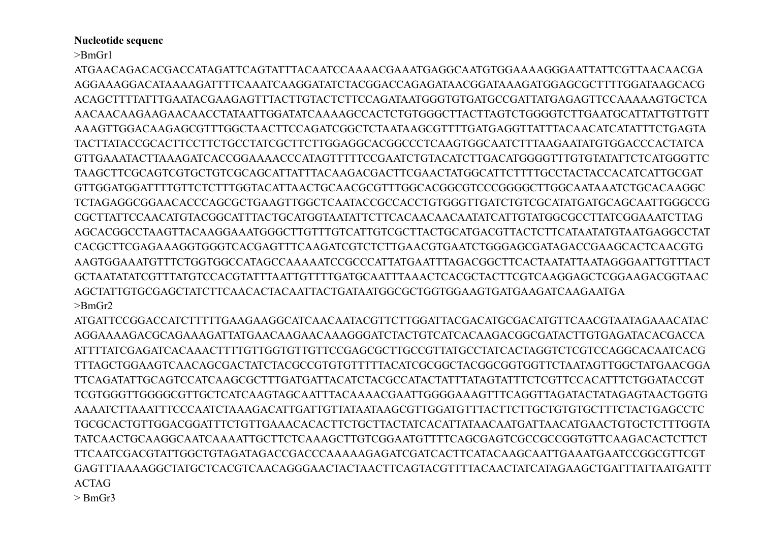**Nucleotide sequenc**

>BmGr1

ATGAACAGACACGACCATAGATTCAGTATTTACAATCCAAAACGAAATGAGGCAATGTGGAAAAGGGAATTATTCGTTAACAACGA
AGGAAAGGACATAAAAGATTTTCAAATCAAGGATATCTACGGACCAGAGATAACGGATAAAGATGGAGCGCTTTTGGATAAGCACG
ACAGCTTTTATTTGAATACGAAGAGTTTACTTGTACTCTTCCAGATAATGGGTGTGATGCCGATTATGAGAGTTCCAAAAAGTGCTCA
AACAACAAGAAGAACAACCTATAATTGGATATCAAAAGCCACTCTGTGGGCTTACTTAGTCTGGGGTCTTGAATGCATTATTGTTGTT
AAAGTTGGACAAGAGCGTTTGGCTAACTTCCAGATCGGCTCTAATAAGCGTTTTGATGAGGTTATTTACAACATCATATTTCTGAGTA
TACTTATACCGCACTTCCTTCTGCCTATCGCTTCTTGGAGGCACGGCCCTCAAGTGGCAATCTTTAAGAATATGTGGACCCACTATCA
GTTGAAATACTTAAAGATCACCGGAAAACCCATAGTTTTTCCGAATCTGTACATCTTGACATGGGGTTTGTGTATATTCTCATGGGTTC
TAAGCTTCGCAGTCGTGCTGTCGCAGCATTATTTACAAGACGACTTCGAACTATGGCATTCTTTTGCCTACTACCACATCATTGCGAT
GTTGGATGGATTTTGTTCTCTTTGGTACATTAACTGCAACGCGTTTGGCACGGCGTCCCGGGGCTTGGCAATAAATCTGCACAAGGC
TCTAGAGGCGGAACACCCAGCGCTGAAGTTGGCTCAATACCGCCACCTGTGGGTTGATCTGTCGCATATGATGCAGCAATTGGGCCG
CGCTTATTCCAACATGTACGGCATTTACTGCATGGTAATATTCTTCACAACAACAATATCATTGTATGGCGCCTTATCGGAAATCTTAG
AGCACGGCCTAAGTTACAAGGAAATGGGCTTGTTTGTCATTGTCGCTTACTGCATGACGTTACTCTTCATAATATGTAATGAGGCCTAT
CACGCTTCGAGAAAGGTGGGTCACGAGTTTCAAGATCGTCTCTTGAACGTGAATCTGGGAGCGATAGACCGAAGCACTCAACGTG
AAGTGGAAATGTTTCTGGTGGCCATAGCCAAAAATCCGCCCATTATGAATTTAGACGGCTTCACTAATATTAATAGGGAATTGTTTACT
GCTAATATATCGTTTATGTCCACGTATTTAATTGTTTTGATGCAATTTAAACTCACGCTACTTCGTCAAGGAGCTCGGAAGACGGTAAC
AGCTATTGTGCGAGCTATCTTCAACACTACAATTACTGATAATGGCGCTGGTGGAAGTGATGAAGATCAAGAATGA

>BmGr2

ATGATTCCGGACCATCTTTTTGAAGAAGGCATCAACAATACGTTCTTGGATTACGACATGCGACATGTTCAACGTAATAGAAACATAC
AGGAAAAGACGCAGAAAGATTATGAACAAGAACAAAGGGATCTACTGTCATCACAAGACGGCGATACTTGTGAGATACACGACCA
ATTTTATCGAGATCACAAACTTTTGTTGGTGTTGTTCCGAGCGCTTGCCGTTATGCCTATCACTAGGTCTCGTCCAGGCACAATCACG
TTTAGCTGGAAGTCAACAGCGACTATCTACGCCGTGTGTTTTTACATCGCGGCTACGGCGGTGGTTCTAATAGTTGGCTATGAACGGA
TTCAGATATTGCAGTCCATCAAGCGCTTTGATGATTACATCTACGCCATACTATTTATAGTATTTCTCGTTCCACATTTCTGGATACCGT
TCGTGGGTTGGGGCGTTGCTCATCAAGTAGCAATTTACAAAACGAATTGGGGAAAGTTTCAGGTTAGATACTATAGAGTAACTGGTG
AAAATCTTAAATTTCCCAATCTAAAGACATTGATTGTTATAATAAGCGTTGGATGTTTACTTCTTGCTGTGTGCTTTCTACTGAGCCTC
TGCGCACTGTTGGACGGATTTCTGTTGAAACACACTTCTGCTTACTATCACATTATAACAATGATTAACATGAACTGTGCTCTTTGGTA
TATCAACTGCAAGGCAATCAAAATTGCTTCTCAAAGCTTGTCGGAATGTTTTCAGCGAGTCGCCGCCGGTGTTCAAGACACTCTTCT
TTCAATCGACGTATTGGCTGTAGATAGACCGACCCAAAAAGAGATCGATCACTTCATACAAGCAATTGAAATGAATCCGGCGTTCGT
GAGTTTAAAAGGCTATGCTCACGTCAACAGGGAACTACTAACTTCAGTACGTTTTACAACTATCATAGAAGCTGATTTATTAATGATTT
ACTAG

> BmGr3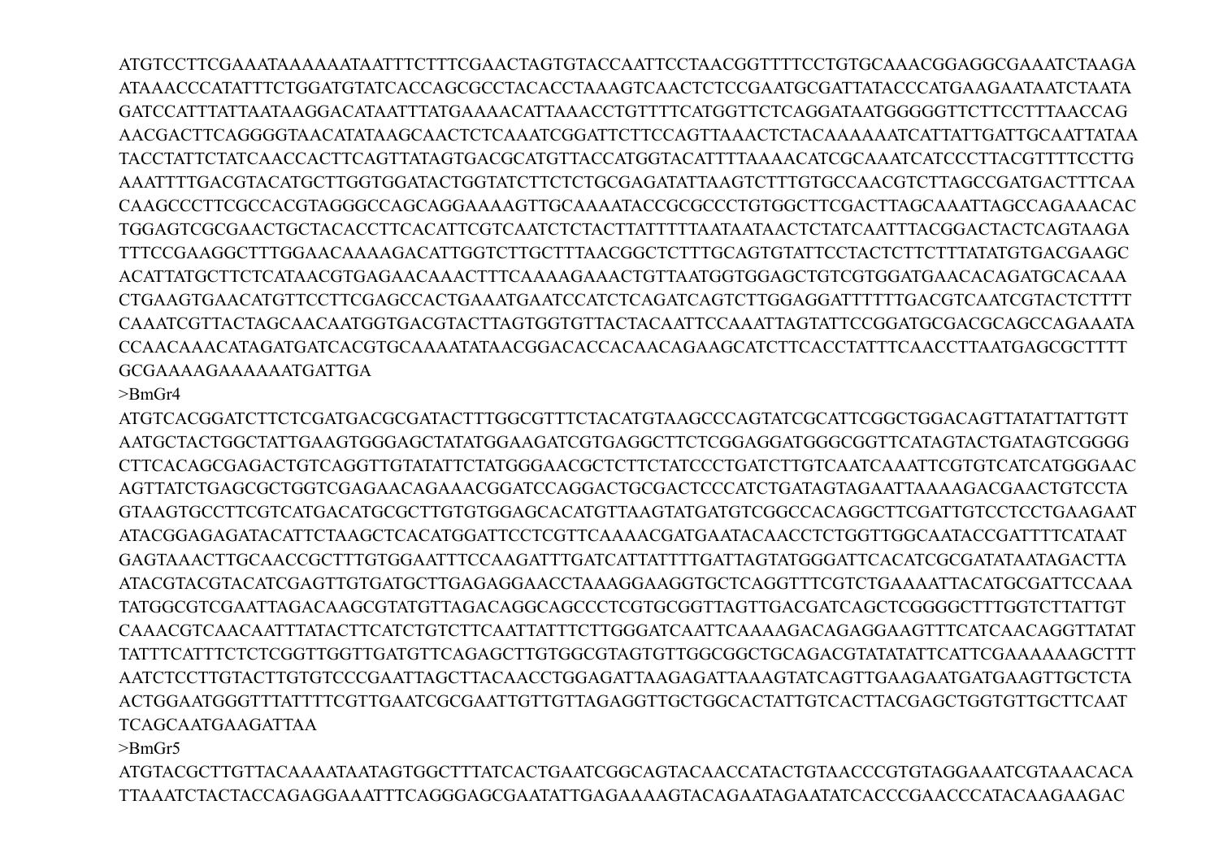ATGTCCTTCGAAATAAAAAATAATTTCTTTCGAACTAGTGTACCAATTCCTAACGGTTTTCCTGTGCAAACGGAGGCGAAATCTAAGA
ATAAACCCATATTTCTGGATGTATCACCAGCGCCTACACCTAAAGTCAACTCTCCGAATGCGATTATACCCATGAAGAATAATCTAATA
GATCCATTTATTAATAAGGACATAATTTATGAAAACATTAAACCTGTTTTCATGGTTCTCAGGATAATGGGGGTTCTTCCTTTAACCAG
AACGACTTCAGGGGTAACATATAAGCAACTCTCAAATCGGATTCTTCCAGTTAAACTCTACAAAAAATCATTATTGATTGCAATTATAA
TACCTATTCTATCAACCACTTCAGTTATAGTGACGCATGTTACCATGGTACATTTTAAAACATCGCAAATCATCCCTTACGTTTTCCTTG
AAATTTTGACGTACATGCTTGGTGGATACTGGTATCTTCTCTGCGAGATATTAAGTCTTTGTGCCAACGTCTTAGCCGATGACTTTCAA
CAAGCCCTTCGCCACGTAGGGCCAGCAGGAAAAGTTGCAAAATACCGCGCCCTGTGGCTTCGACTTAGCAAATTAGCCAGAAACAC
TGGAGTCGCGAACTGCTACACCTTCACATTCGTCAATCTCTACTTATTTTTAATAATAACTCTATCAATTTACGGACTACTCAGTAAGA
TTTCCGAAGGCTTTGGAACAAAAGACATTGGTCTTGCTTTAACGGCTCTTTGCAGTGTATTCCTACTCTTCTTTATATGTGACGAAGC
ACATTATGCTTCTCATAACGTGAGAACAAACTTTCAAAAGAAACTGTTAATGGTGGAGCTGTCGTGGATGAACACAGATGCACAAA
CTGAAGTGAACATGTTCCTTCGAGCCACTGAAATGAATCCATCTCAGATCAGTCTTGGAGGATTTTTTGACGTCAATCGTACTCTTTT
CAAATCGTTACTAGCAACAATGGTGACGTACTTAGTGGTGTTACTACAATTCCAAATTAGTATTCCGGATGCGACGCAGCCAGAAATA
CCAACAAACATAGATGATCACGTGCAAAATATAACGGACACCACAACAGAAGCATCTTCACCTATTTCAACCTTAATGAGCGCTTTT
GCGAAAAGAAAAAATGATTGA

>BmGr4

ATGTCACGGATCTTCTCGATGACGCGATACTTTGGCGTTTCTACATGTAAGCCCAGTATCGCATTCGGCTGGACAGTTATATTATTGTT
AATGCTACTGGCTATTGAAGTGGGAGCTATATGGAAGATCGTGAGGCTTCTCGGAGGATGGGCGGTTCATAGTACTGATAGTCGGGG
CTTCACAGCGAGACTGTCAGGTTGTATATTCTATGGGAACGCTCTTCTATCCCTGATCTTGTCAATCAAATTCGTGTCATCATGGGAAC
AGTTATCTGAGCGCTGGTCGAGAACAGAAACGGATCCAGGACTGCGACTCCCATCTGATAGTAGAATTAAAAGACGAACTGTCCTA
GTAAGTGCCTTCGTCATGACATGCGCTTGTGTGGAGCACATGTTAAGTATGATGTCGGCCACAGGCTTCGATTGTCCTCCTGAAGAAT
ATACGGAGAGATACATTCTAAGCTCACATGGATTCCTCGTTCAAAACGATGAATACAACCTCTGGTTGGCAATACCGATTTTCATAAT
GAGTAAACTTGCAACCGCTTTGTGGAATTTCCAAGATTTGATCATTATTTTGATTAGTATGGGATTCACATCGCGATATAATAGACTTA
ATACGTACGTACATCGAGTTGTGATGCTTGAGAGGAACCTAAAGGAAGGTGCTCAGGTTTCGTCTGAAAATTACATGCGATTCCAAA
TATGGCGTCGAATTAGACAAGCGTATGTTAGACAGGCAGCCCTCGTGCGGTTAGTTGACGATCAGCTCGGGGCTTTGGTCTTATTGT
CAAACGTCAACAATTTATACTTCATCTGTCTTCAATTATTTCTTGGGATCAATTCAAAAGACAGAGGAAGTTTCATCAACAGGTTATAT
TATTTCATTTCTCTCGGTTGGTTGATGTTCAGAGCTTGTGGCGTAGTGTTGGCGGCTGCAGACGTATATATTCATTCGAAAAAAGCTTT
AATCTCCTTGTACTTGTGTCCCGAATTAGCTTACAACCTGGAGATTAAGAGATTAAAGTATCAGTTGAAGAATGATGAAGTTGCTCTA
ACTGGAATGGGTTTATTTTCGTTGAATCGCGAATTGTTGTTAGAGGTTGCTGGCACTATTGTCACTTACGAGCTGGTGTTGCTTCAAT
TCAGCAATGAAGATTAA

>BmGr5

ATGTACGCTTGTTACAAAATAATAGTGGCTTTATCACTGAATCGGCAGTACAACCATACTGTAACCCGTGTAGGAAATCGTAAACACA
TTAAATCTACTACCAGAGGAAATTTCAGGGAGCGAATATTGAGAAAAGTACAGAATAGAATATCACCCGAACCCATACAAGAAGAC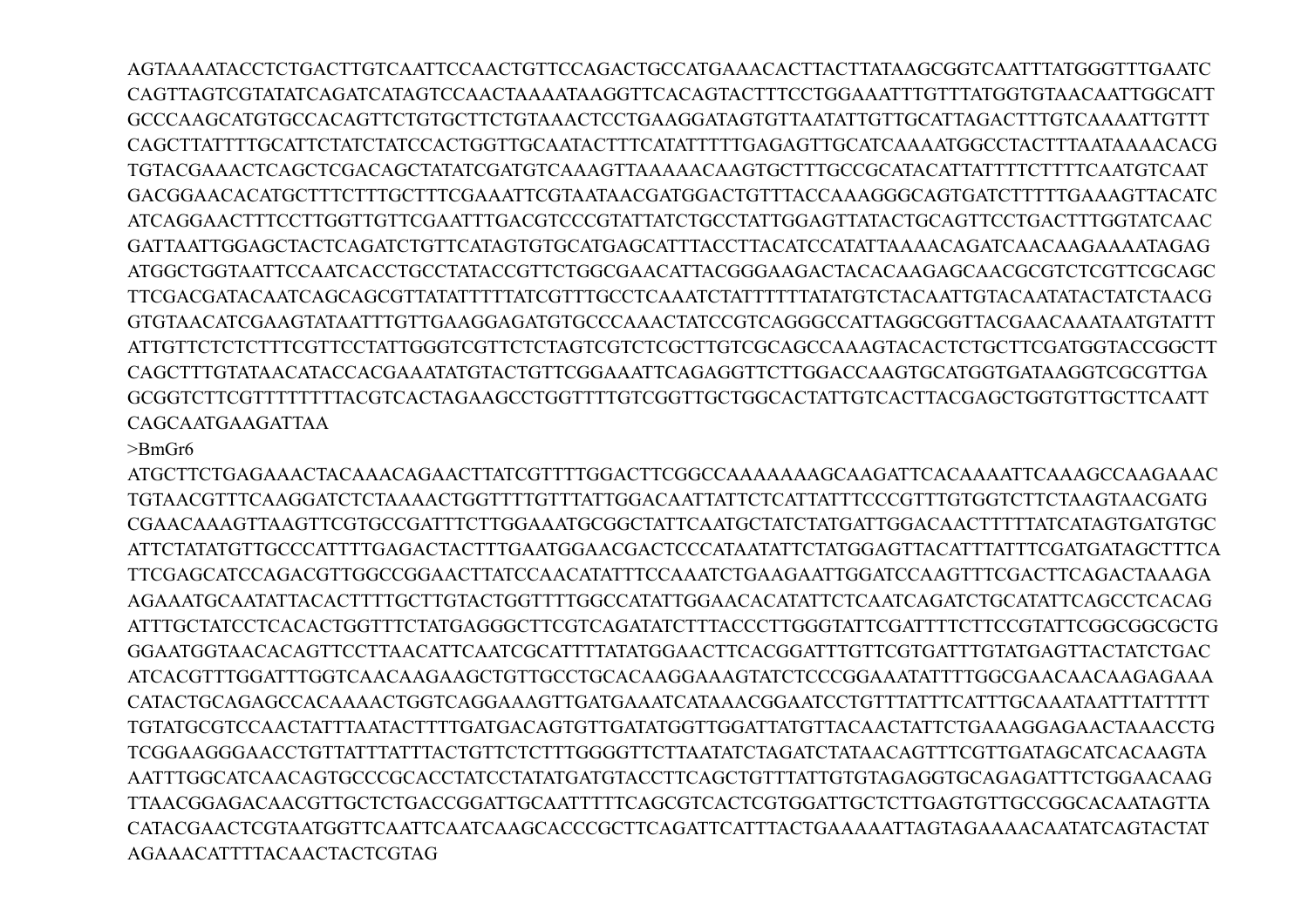AGTAAAATACCTCTGACTTGTCAATTCCAACTGTTCCAGACTGCCATGAAACACTTACTTATAAGCGGTCAATTTATGGGTTTGAATC
CAGTTAGTCGTATATCAGATCATAGTCCAACTAAAATAAGGTTCACAGTACTTTCCTGGAAATTTGTTTATGGTGTAACAATTGGCATT
GCCCAAGCATGTGCCACAGTTCTGTGCTTCTGTAAACTCCTGAAGGATAGTGTTAATATTGTTGCATTAGACTTTGTCAAAATTGTTT
CAGCTTATTTTGCATTCTATCTATCCACTGGTTGCAATACTTTCATATTTTTGAGAGTTGCATCAAAATGGCCTACTTTAATAAAACACG
TGTACGAAACTCAGCTCGACAGCTATATCGATGTCAAAGTTAAAAACAAGTGCTTTGCCGCATACATTATTTTCTTTTCAATGTCAAT
GACGGAACACATGCTTTCTTTGCTTTCGAAATTCGTAATAACGATGGACTGTTTACCAAAGGGCAGTGATCTTTTTGAAAGTTACATC
ATCAGGAACTTTCCTTGGTTGTTCGAATTTGACGTCCCGTATTATCTGCCTATTGGAGTTATACTGCAGTTCCTGACTTTGGTATCAAC
GATTAATTGGAGCTACTCAGATCTGTTCATAGTGTGCATGAGCATTTACCTTACATCCATATTAAAACAGATCAACAAGAAAATAGAG
ATGGCTGGTAATTCCAATCACCTGCCTATACCGTTCTGGCGAACATTACGGGAAGACTACACAAGAGCAACGCGTCTCGTTCGCAGC
TTCGACGATACAATCAGCAGCGTTATATTTTTATCGTTTGCCTCAAATCTATTTTTTATATGTCTACAATTGTACAATATACTATCTAACG
GTGTAACATCGAAGTATAATTTGTTGAAGGAGATGTGCCCAAACTATCCGTCAGGGCCATTAGGCGGTTACGAACAAATAATGTATTT
ATTGTTCTCTCTTTCGTTCCTATTGGGTCGTTCTCTAGTCGTCTCGCTTGTCGCAGCCAAAGTACACTCTGCTTCGATGGTACCGGCTT
CAGCTTTGTATAACATACCACGAAATATGTACTGTTCGGAAATTCAGAGGTTCTTGGACCAAGTGCATGGTGATAAGGTCGCGTTGA
GCGGTCTTCGTTTTTTTTACGTCACTAGAAGCCTGGTTTTGTCGGTTGCTGGCACTATTGTCACTTACGAGCTGGTGTTGCTTCAATT
CAGCAATGAAGATTAA

>BmGr6

ATGCTTCTGAGAAACTACAAACAGAACTTATCGTTTTGGACTTCGGCCAAAAAAAGCAAGATTCACAAAATTCAAAGCCAAGAAAC
TGTAACGTTTCAAGGATCTCTAAAACTGGTTTTGTTTATTGGACAATTATTCTCATTATTTCCCGTTTGTGGTCTTCTAAGTAACGATG
CGAACAAAGTTAAGTTCGTGCCGATTTCTTGGAAATGCGGCTATTCAATGCTATCTATGATTGGACAACTTTTTATCATAGTGATGTGC
ATTCTATATGTTGCCCATTTTGAGACTACTTTGAATGGAACGACTCCCATAATATTCTATGGAGTTACATTTATTTCGATGATAGCTTTCA
TTCGAGCATCCAGACGTTGGCCGGAACTTATCCAACATATTTCCAAATCTGAAGAATTGGATCCAAGTTTCGACTTCAGACTAAAGA
AGAAATGCAATATTACACTTTTGCTTGTACTGGTTTTGGCCATATTGGAACACATATTCTCAATCAGATCTGCATATTCAGCCTCACAG
ATTTGCTATCCTCACACTGGTTTCTATGAGGGCTTCGTCAGATATCTTTACCCTTGGGTATTCGATTTTCTTCCGTATTCGGCGGCGCTG
GGAATGGTAACACAGTTCCTTAACATTCAATCGCATTTTATATGGAACTTCACGGATTTGTTCGTGATTTGTATGAGTTACTATCTGAC
ATCACGTTTGGATTTGGTCAACAAGAAGCTGTTGCCTGCACAAGGAAAGTATCTCCCGGAAATATTTTGGCGAACAACAAGAGAAA
CATACTGCAGAGCCACAAAACTGGTCAGGAAAGTTGATGAAATCATAAACGGAATCCTGTTTATTTCATTTGCAAATAATTTATTTTT
TGTATGCGTCCAACTATTTAATACTTTTGATGACAGTGTTGATATGGTTGGATTATGTTACAACTATTCTGAAAGGAGAACTAAACCTG
TCGGAAGGGAACCTGTTATTTATTTACTGTTCTCTTTGGGGTTCTTAATATCTAGATCTATAACAGTTTCGTTGATAGCATCACAAGTA
AATTTGGCATCAACAGTGCCCGCACCTATCCTATATGATGTACCTTCAGCTGTTTATTGTGTAGAGGTGCAGAGATTTCTGGAACAAG
TTAACGGAGACAACGTTGCTCTGACCGGATTGCAATTTTTCAGCGTCACTCGTGGATTGCTCTTGAGTGTTGCCGGCACAATAGTTA
CATACGAACTCGTAATGGTTCAATTCAATCAAGCACCCGCTTCAGATTCATTTACTGAAAAATTAGTAGAAAACAATATCAGTACTAT
AGAAACATTTTACAACTACTCGTAG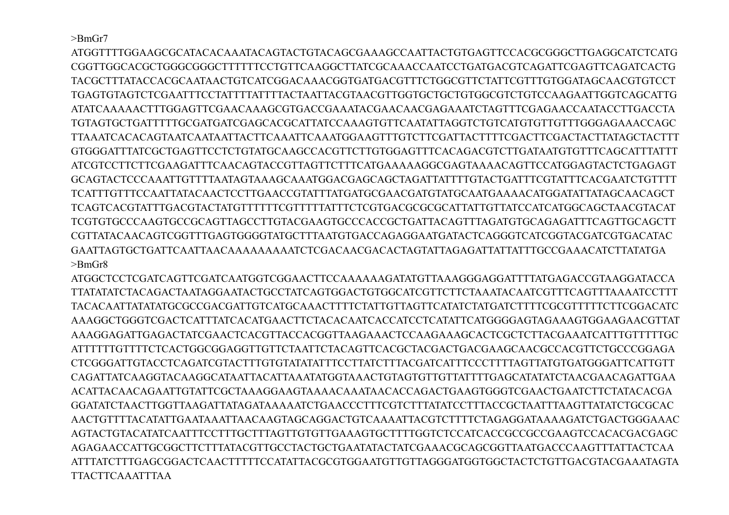>BmGr7

ATGGTTTTGGAAGCGCATACACAAATACAGTACTGTACAGCGAAAGCCAATTACTGTGAGTTCCACGCGGGCTTGAGGCATCTCATG
CGGTTGGCACGCTGGGCGGGCTTTTTTCCTGTTCAAGGCTTATCGCAAACCAATCCTGATGACGTCAGATTCGAGTTCAGATCACTG
TACGCTTTATACCACGCAATAACTGTCATCGGACAAACGGTGATGACGTTTCTGGCGTTCTATTCGTTTGTGGATAGCAACGTGTCCT
TGAGTGTAGTCTCGAATTTCCTATTTTATTTTACTAATTACGTAACGTTGGTGCTGCTGTGGCGTCTGTCCAAGAATTGGTCAGCATTG
ATATCAAAAACTTTGGAGTTCGAACAAAGCGTGACCGAAATACGAACAACGAGAAATCTAGTTTCGAGAACCAATACCTTGACCTA
TGTAGTGCTGATTTTTGCGATGATCGAGCACGCATTATCCAAAGTGTTCAATATTAGGTCTGTCATGTGTTGTTTGGGAGAAACCAGC
TTAAATCACACAGTAATCAATAATTACTTCAAATTCAAATGGAAGTTTGTCTTCGATTACTTTTCGACTTCGACTACTTATAGCTACTTT
GTGGGATTTATCGCTGAGTTCCTCTGTATGCAAGCCACGTTCTTGTGGAGTTTCACAGACGTCTTGATAATGTGTTTCAGCATTTATTT
ATCGTCCTTCTTCGAAGATTTCAACAGTACCGTTAGTTCTTTCATGAAAAAGGCGAGTAAAACAGTTCCATGGAGTACTCTGAGAGT
GCAGTACTCCCAAATTGTTTTAATAGTAAAGCAAATGGACGAGCAGCTAGATTATTTTGTACTGATTTCGTATTTCACGAATCTGTTTT
TCATTTGTTTCCAATTATACAACTCCTTGAACCGTATTTATGATGCGAACGATGTATGCAATGAAAACATGGATATTATAGCAACAGCT
TCAGTCACGTATTTGACGTACTATGTTTTTTCGTTTTTATTTCTCGTGACGCGCGCATTATTGTTATCCATCATGGCAGCTAACGTACAT
TCGTGTGCCCAAGTGCCGCAGTTAGCCTTGTACGAAGTGCCCACCGCTGATTACAGTTTAGATGTGCAGAGATTTCAGTTGCAGCTT
CGTTATACAACAGTCGGTTTGAGTGGGGTATGCTTTAATGTGACCAGAGGAATGATACTCAGGGTCATCGGTACGATCGTGACATAC
GAATTAGTGCTGATTCAATTAACAAAAAAAAATCTCGACAACGACACTAGTATTAGAGATTATTATTTGCCGAAACATCTTATATGA

>BmGr8

ATGGCTCCTCGATCAGTTCGATCAATGGTCGGAACTTCCAAAAAAGATATGTTAAAGGGAGGATTTTATGAGACCGTAAGGATACCA
TTATATATCTACAGACTAATAGGAATACTGCCTATCAGTGGACTGTGGCATCGTTCTTCTAAATACAATCGTTTCAGTTTAAAATCCTTT
TACACAATTATATATGCGCCGACGATTGTCATGCAAACTTTTCTATTGTTAGTTCATATCTATGATCTTTTCGCGTTTTTCTTCGGACATC
AAAGGCTGGGTCGACTCATTTATCACATGAACTTCTACACAATCACCATCCTCATATTCATGGGGAGTAGAAAGTGGAAGAACGTTAT
AAAGGAGATTGAGACTATCGAACTCACGTTACCACGGTTAAGAAACTCCAAGAAAGCACTCGCTCTTACGAAATCATTTGTTTTTGC
ATTTTTTGTTTTCTCACTGGCGGAGGTTGTTCTAATTCTACAGTTCACGCTACGACTGACGAAGCAACGCCACGTTCTGCCCGGAGA
CTCGGGATTGTACCTCAGATCGTACTTTGTGTATATATTTCCTTATCTTTACGATCATTTCCCTTTTAGTTATGTGATGGGATTCATTGTT
CAGATTATCAAGGTACAAGGCATAATTACATTAAATATGGTAAACTGTAGTGTTGTTATTTTGAGCATATATCTAACGAACAGATTGAA
ACATTACAACAGAATTGTATTCGCTAAAGGAAGTAAAACAAATAACACCAGACTGAAGTGGGTCGAACTGAATCTTCTATACACGA
GGATATCTAACTTGGTTAAGATTATAGATAAAAATCTGAACCCTTTCGTCTTTATATCCTTTACCGCTAATTTAAGTTATATCTGCGCAC
AACTGTTTTACATATTGAATAAATTAACAAGTAGCAGGACTGTCAAAATTACGTCTTTTCTAGAGGATAAAAGATCTGACTGGGAAAC
AGTACTGTACATATCAATTTCCTTTGCTTTAGTTGTGTTGAAAGTGCTTTTGGTCTCCATCACCGCCGCCGAAGTCCACACGACGAGC
AGAGAACCATTGCGGCTTCTTTATACGTTGCCTACTGCTGAATATACTATCGAAACGCAGCGGTTAATGACCCAAGTTTATTACTCAA
ATTTATCTTTGAGCGGACTCAACTTTTTCCATATTACGCGTGGAATGTTGTTAGGGATGGTGGCTACTCTGTTGACGTACGAAATAGTA
TTACTTCAAATTTAA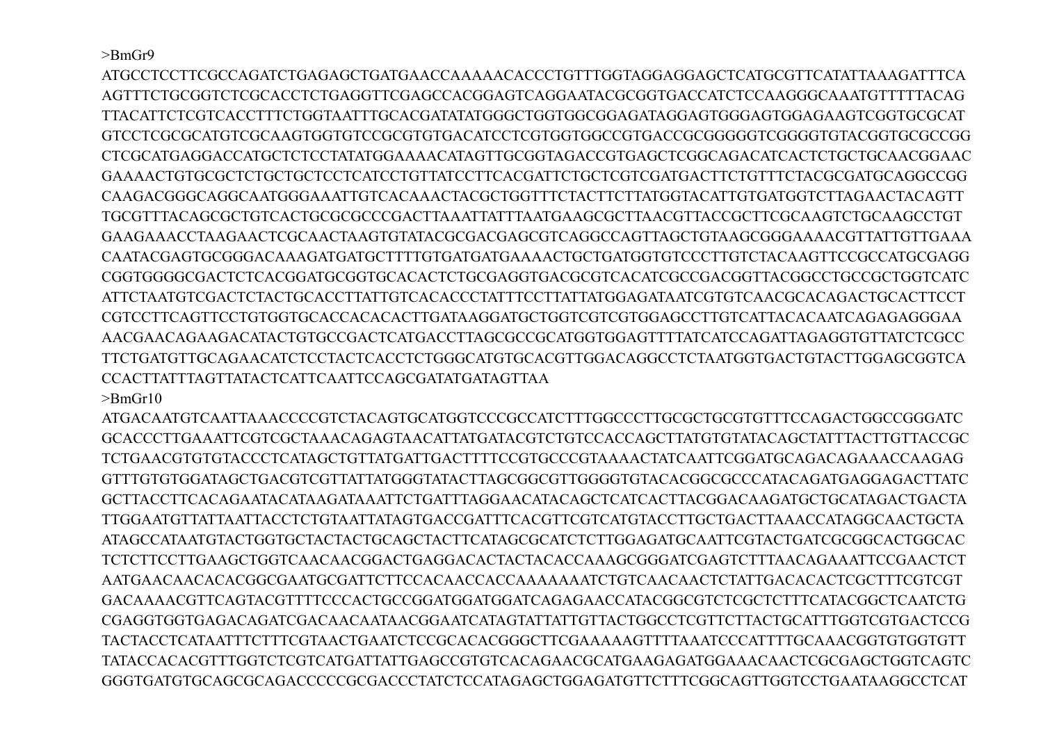>BmGr9
ATGCCTCCTTCGCCAGATCTGAGAGCTGATGAACCAAAAACACCCTGTTTGGTAGGAGGAGCTCATGCGTTCATATTAAAGATTTCA
AGTTTCTGCGGTCTCGCACCTCTGAGGTTCGAGCCACGGAGTCAGGAATACGCGGTGACCATCTCCAAGGGCAAATGTTTTTACAG
TTACATTCTCGTCACCTTTCTGGTAATTTGCACGATATATGGGCTGGTGGCGGAGATAGGAGTGGGAGTGGAGAAGTCGGTGCGCAT
GTCCTCGCGCATGTCGCAAGTGGTGTCCGCGTGTGACATCCTCGTGGTGGCCGTGACCGCGGGGGTCGGGGTGTACGGTGCGCCGG
CTCGCATGAGGACCATGCTCTCCTATATGGAAAACATAGTTGCGGTAGACCGTGAGCTCGGCAGACATCACTCTGCTGCAACGGAAC
GAAAACTGTGCGCTCTGCTGCTCCTCATCCTGTTATCCTTCACGATTCTGCTCGTCGATGACTTCTGTTTCTACGCGATGCAGGCCGG
CAAGACGGGCAGGCAATGGGAAATTGTCACAAACTACGCTGGTTTCTACTTCTTATGGTACATTGTGATGGTCTTAGAACTACAGTT
TGCGTTTACAGCGCTGTCACTGCGCGCCCGACTTAAATTATTTAATGAAGCGCTTAACGTTACCGCTTCGCAAGTCTGCAAGCCTGT
GAAGAAACCTAAGAACTCGCAACTAAGTGTATACGCGACGAGCGTCAGGCCAGTTAGCTGTAAGCGGGAAAACGTTATTGTTGAAA
CAATACGAGTGCGGGACAAAGATGATGCTTTTGTGATGATGAAAACTGCTGATGGTGTCCCTTGTCTACAAGTTCCGCCATGCGAGG
CGGTGGGGCGACTCTCACGGATGCGGTGCACACTCTGCGAGGTGACGCGTCACATCGCCGACGGTTACGGCCTGCCGCTGGTCATC
ATTCTAATGTCGACTCTACTGCACCTTATTGTCACACCCTATTTCCTTATTATGGAGATAATCGTGTCAACGCACAGACTGCACTTCCT
CGTCCTTCAGTTCCTGTGGTGCACCACACACTTGATAAGGATGCTGGTCGTCGTGGAGCCTTGTCATTACACAATCAGAGAGGGAA
AACGAACAGAAGACATACTGTGCCGACTCATGACCTTAGCGCCGCATGGTGGAGTTTTATCATCCAGATTAGAGGTGTTATCTCGCC
TTCTGATGTTGCAGAACATCTCCTACTCACCTCTGGGCATGTGCACGTTGGACAGGCCTCTAATGGTGACTGTACTTGGAGCGGTCA
CCACTTATTTAGTTATACTCATTCAATTCCAGCGATATGATAGTTAA

>BmGr10
ATGACAATGTCAATTAAACCCCGTCTACAGTGCATGGTCCCGCCATCTTTGGCCCTTGCGCTGCGTGTTTCCAGACTGGCCGGGATC
GCACCCTTGAAATTCGTCGCTAAACAGAGTAACATTATGATACGTCTGTCCACCAGCTTATGTGTATACAGCTATTTACTTGTTACCGC
TCTGAACGTGTGTACCCTCATAGCTGTTATGATTGACTTTTCCGTGCCCGTAAAACTATCAATTCGGATGCAGACAGAAACCAAGAG
GTTTGTGTGGATAGCTGACGTCGTTATTATGGGTATACTTAGCGGCGTTGGGGTGTACACGGCGCCCATACAGATGAGGAGACTTATC
GCTTACCTTCACAGAATACATAAGATAAATTCTGATTTAGGAACATACAGCTCATCACTTACGGACAAGATGCTGCATAGACTGACTA
TTGGAATGTTATTAATTACCTCTGTAATTATAGTGACCGATTTCACGTTCGTCATGTACCTTGCTGACTTAAACCATAGGCAACTGCTA
ATAGCCATAATGTACTGGTGCTACTACTGCAGCTACTTCATAGCGCATCTCTTGGAGATGCAATTCGTACTGATCGCGGCACTGGCAC
TCTCTTCCTTGAAGCTGGTCAACAACGGACTGAGGACACTACTACACCAAAGCGGGATCGAGTCTTTAACAGAAATTCCGAACTCT
AATGAACAACACACGGCGAATGCGATTCTTCCACAACCACCAAAAAAATCTGTCAACAACTCTATTGACACACTCGCTTTCGTCGT
GACAAAACGTTCAGTACGTTTTCCCACTGCCGGATGGATGGATCAGAGAACCATACGGCGTCTCGCTCTTTCATACGGCTCAATCTG
CGAGGTGGTGAGACAGATCGACAACAATAACGGAATCATAGTATTATTGTTACTGGCCTCGTTCTTACTGCATTTGGTCGTGACTCCG
TACTACCTCATAATTTCTTTCGTAACTGAATCTCCGCACACGGGCTTCGAAAAAGTTTTAAATCCCATTTTGCAAACGGTGTGGTGTT
TATACCACACGTTTGGTCTCGTCATGATTATTGAGCCGTGTCACAGAACGCATGAAGAGATGGAAACAACTCGCGAGCTGGTCAGTC
GGGTGATGTGCAGCGCAGACCCCCGCGACCCTATCTCCATAGAGCTGGAGATGTTCTTTCGGCAGTTGGTCCTGAATAAGGCCTCAT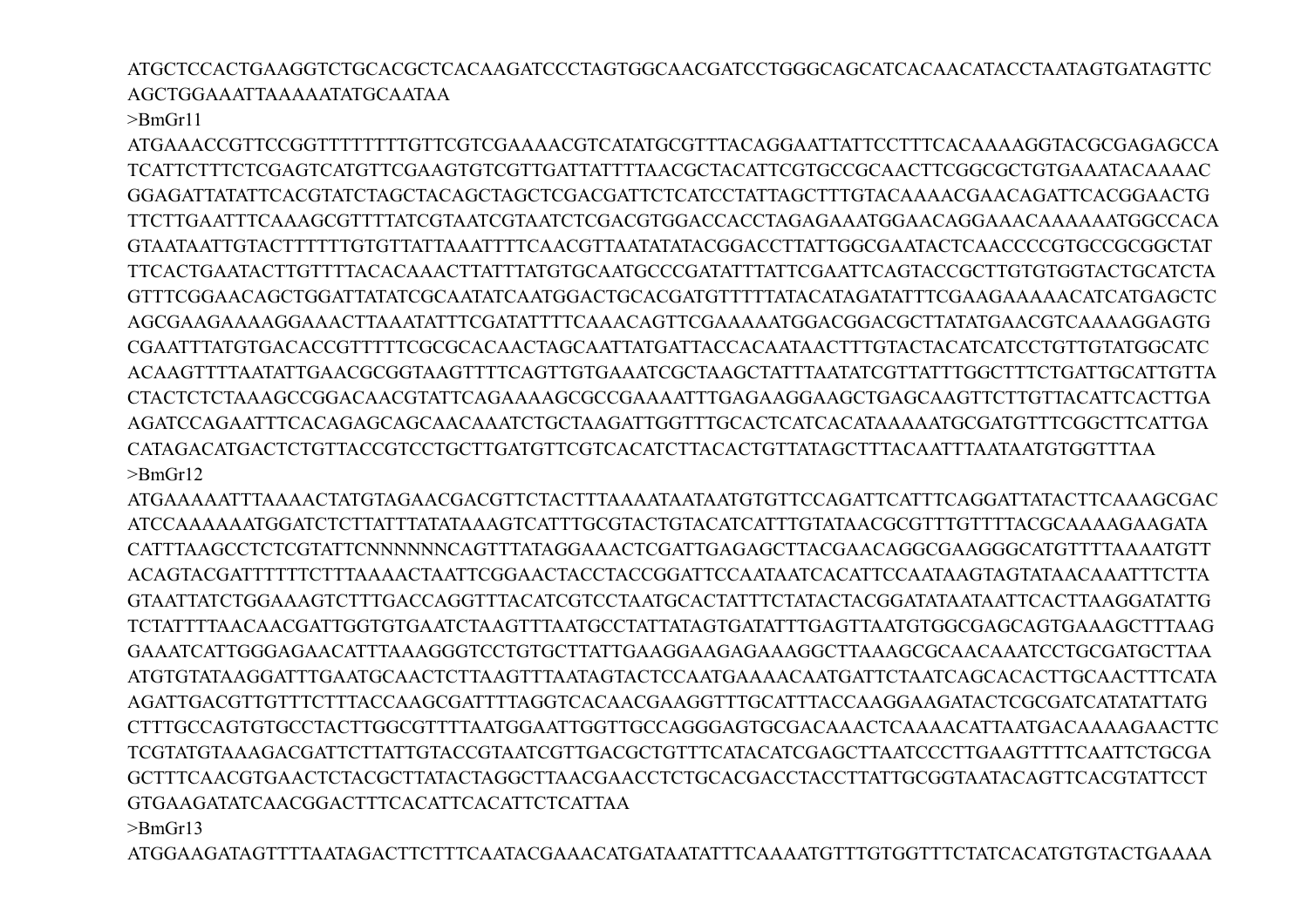ATGCTCCACTGAAGGTCTGCACGCTCACAAGATCCCTAGTGGCAACGATCCTGGGCAGCATCACAACATACCTAATAGTGATAGTTC
AGCTGGAAATTAAAAATATGCAATAA

>BmGr11

ATGAAACCGTTCCGGTTTTTTTGTTCGTCGAAAACGTCATATGCGTTTACAGGAATTATTCCTTTCACAAAAGGTACGCGAGAGCCA
TCATTCTTTCTCGAGTCATGTTCGAAGTGTCGTTGATTATTTTAACGCTACATTCGTGCCGCAACTTCGGCGCTGTGAAATACAAAAC
GGAGATTATATTCACGTATCTAGCTACAGCTAGCTCGACGATTCTCATCCTATTAGCTTTGTACAAAACGAACAGATTCACGGAACTG
TTCTTGAATTTCAAAGCGTTTTATCGTAATCGTAATCTCGACGTGGACCACCTAGAGAAATGGAACAGGAAACAAAAAATGGCCACA
GTAATAATTGTACTTTTTTGTGTTATTAAATTTTCAACGTTAATATATACGGACCTTATTGGCGAATACTCAACCCCGTGCCGCGGCTAT
TTCACTGAATACTTGTTTTACACAAACTTATTTATGTGCAATGCCCGATATTTATTCGAATTCAGTACCGCTTGTGTGGTACTGCATCTA
GTTTCGGAACAGCTGGATTATATCGCAATATCAATGGACTGCACGATGTTTTTATACATAGATATTTCGAAGAAAAACATCATGAGCTC
AGCGAAGAAAAGGAAACTTAAATATTTCGATATTTTCAAACAGTTCGAAAAATGGACGGACGCTTATATGAACGTCAAAAGGAGTG
CGAATTTATGTGACACCGTTTTTCGCGCACAACTAGCAATTATGATTACCACAATAACTTTGTACTACATCATCCTGTTGTATGGCATC
ACAAGTTTTAATATTGAACGCGGTAAGTTTTCAGTTGTGAAATCGCTAAGCTATTTAATATCGTTATTTGGCTTTCTGATTGCATTGTTA
CTACTCTCTAAAGCCGGACAACGTATTCAGAAAAGCGCCGAAAATTTGAGAAGGAAGCTGAGCAAGTTCTTGTTACATTCACTTGA
AGATCCAGAATTTCACAGAGCAGCAACAAATCTGCTAAGATTGGTTTGCACTCATCACATAAAAATGCGATGTTTCGGCTTCATTGA
CATAGACATGACTCTGTTACCGTCCTGCTTGATGTTCGTCACATCTTACACTGTTATAGCTTTACAATTTAATAATGTGGTTTAA

>BmGr12

ATGAAAAATTTAAAACTATGTAGAACGACGTTCTACTTTAAAATAATAATGTGTTCCAGATTCATTTCAGGATTATACTTCAAAGCGAC
ATCCAAAAAATGGATCTCTTATTTATATAAAGTCATTTGCGTACTGTACATCATTTGTATAACGCGTTTGTTTTACGCAAAAGAAGATA
CATTTAAGCCTCTCGTATTCNNNNNNCAGTTTATAGGAAACTCGATTGAGAGCTTACGAACAGGCGAAGGGCATGTTTTAAAATGTT
ACAGTACGATTTTTTCTTTAAAACTAATTCGGAACTACCTACCGGATTCCAATAATCACATTCCAATAAGTAGTATAACAAATTTCTTA
GTAATTATCTGGAAAGTCTTTGACCAGGTTTACATCGTCCTAATGCACTATTTCTATACTACGGATATAATAATTCACTTAAGGATATTG
TCTATTTTAACAACGATTGGTGTGAATCTAAGTTTAATGCCTATTATAGTGATATTTGAGTTAATGTGGCGAGCAGTGAAAGCTTTAAG
GAAATCATTGGGAGAACATTTAAAGGGTCCTGTGCTTATTGAAGGAAGAGAAAGGCTTAAAGCGCAACAAATCCTGCGATGCTTAA
ATGTGTATAAGGATTTGAATGCAACTCTTAAGTTTAATAGTACTCCAATGAAAACAATGATTCTAATCAGCACACTTGCAACTTTCATA
AGATTGACGTTGTTTCTTTACCAAGCGATTTTAGGTCACAACGAAGGTTTGCATTTACCAAGGAAGATACTCGCGATCATATATTATG
CTTTGCCAGTGTGCCTACTTGGCGTTTTAATGGAATTGGTTGCCAGGGAGTGCGACAAACTCAAAACATTAATGACAAAAGAACTTC
TCGTATGTAAAGACGATTCTTATTGTACCGTAATCGTTGACGCTGTTTCATACATCGAGCTTAATCCCTTGAAGTTTTCAATTCTGCGA
GCTTTCAACGTGAACTCTACGCTTATACTAGGCTTAACGAACCTCTGCACGACCTACCTTATTGCGGTAATACAGTTCACGTATTCCT
GTGAAGATATCAACGGACTTTCACATTCACATTCTCATTAA

>BmGr13

ATGGAAGATAGTTTTAATAGACTTCTTTCAATACGAAACATGATAATATTTCAAAATGTTTGTGGTTTCTATCACATGTGTACTGAAAA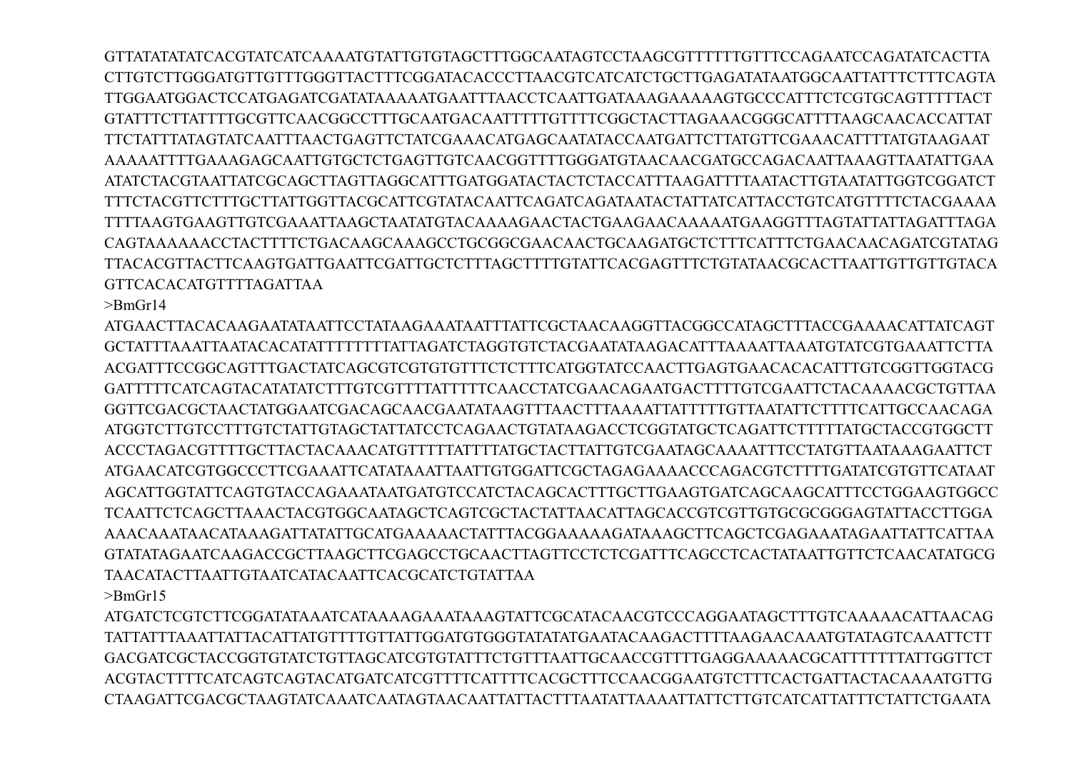GTTATATATATCACGTATCATCAAAATGTATTGTGTAGCTTTGGCAATAGTCCTAAGCGTTTTTTGTTTCCAGAATCCAGATATCACTTA
CTTGTCTTGGGATGTTGTTTGGGTTACTTTCGGATACACCCTTAACGTCATCATCTGCTTGAGATATAATGGCAATTATTTCTTTCAGTA
TTGGAATGGACTCCATGAGATCGATATAAAAATGAATTTAACCTCAATTGATAAAGAAAAAGTGCCCATTTCTCGTGCAGTTTTTACT
GTATTTCTTATTTTGCGTTCAACGGCCTTTGCAATGACAATTTTTGTTTTCGGCTACTTAGAAACGGGCATTTTAAGCAACACCATTAT
TTCTATTTATAGTATCAATTTAACTGAGTTCTATCGAAACATGAGCAATATACCAATGATTCTTATGTTCGAAACATTTTATGTAAGAAT
AAAAATTTTGAAAGAGCAATTGTGCTCTGAGTTGTCAACGGTTTTGGGATGTAACAACGATGCCAGACAATTAAAGTTAATATTGAA
ATATCTACGTAATTATCGCAGCTTAGTTAGGCATTTGATGGATACTACTCTACCATTTAAGATTTTAATACTTGTAATATTGGTCGGATCT
TTTCTACGTTCTTTGCTTATTGGTTACGCATTCGTATACAATTCAGATCAGATAATACTATTATCATTACCTGTCATGTTTTCTACGAAAA
TTTTAAGTGAAGTTGTCGAAATTAAGCTAATATGTACAAAAGAACTACTGAAGAACAAAAATGAAGGTTTAGTATTATTAGATTTAGA
CAGTAAAAAACCTACTTTTCTGACAAGCAAAGCCTGCGGCGAACAACTGCAAGATGCTCTTTCATTTCTGAACAACAGATCGTATAG
TTACACGTTACTTCAAGTGATTGAATTCGATTGCTCTTTAGCTTTTGTATTCACGAGTTTCTGTATAACGCACTTAATTGTTGTTGTACA
GTTCACACATGTTTTAGATTAA

>BmGr14

ATGAACTTACACAAGAATATAATTCCTATAAGAAATAATTTATTCGCTAACAAGGTTACGGCCATAGCTTTACCGAAAACATTATCAGT
GCTATTTAAATTAATACACATATTTTTTTATTAGATCTAGGTGTCTACGAATATAAGACATTTAAAATTAAATGTATCGTGAAATTCTTA
ACGATTTCCGGCAGTTTGACTATCAGCGTCGTGTGTTTCTCTTTCATGGTATCCAACTTGAGTGAACACACATTTGTCGGTTGGTACG
GATTTTTCATCAGTACATATATCTTTGTCGTTTTATTTTTCAACCTATCGAACAGAATGACTTTTGTCGAATTCTACAAAACGCTGTTAA
GGTTCGACGCTAACTATGGAATCGACAGCAACGAATATAAGTTTAACTTTAAAATTATTTTTGTTAATATTCTTTTCATTGCCAACAGA
ATGGTCTTGTCCTTTGTCTATTGTAGCTATTATCCTCAGAACTGTATAAGACCTCGGTATGCTCAGATTCTTTTTATGCTACCGTGGCTT
ACCCTAGACGTTTTGCTTACTACAAACATGTTTTTATTTTATGCTACTTATTGTCGAATAGCAAAATTTCCTATGTTAATAAAGAATTCT
ATGAACATCGTGGCCCTTCGAAATTCATATAAATTAATTGTGGATTCGCTAGAGAAAACCCAGACGTCTTTTGATATCGTGTTCATAAT
AGCATTGGTATTCAGTGTACCAGAAATAATGATGTCCATCTACAGCACTTTGCTTGAAGTGATCAGCAAGCATTTCCTGGAAGTGGCC
TCAATTCTCAGCTTAAACTACGTGGCAATAGCTCAGTCGCTACTATTAACATTAGCACCGTCGTTGTGCGCGGGAGTATTACCTTGGA
AAACAAATAACATAAAGATTATATTGCATGAAAAACTATTTACGGAAAAAGATAAAGCTTCAGCTCGAGAAATAGAATTATTCATTAA
GTATATAGAATCAAGACCGCTTAAGCTTCGAGCCTGCAACTTAGTTCCTCTCGATTTCAGCCTCACTATAATTGTTCTCAACATATGCG
TAACATACTTAATTGTAATCATACAATTCACGCATCTGTATTAA

>BmGr15

ATGATCTCGTCTTCGGATATAAATCATAAAAGAAATAAAGTATTCGCATACAACGTCCCAGGAATAGCTTTGTCAAAAACATTAACAG
TATTATTTAAATTATTACATTATGTTTTGTTATTGGATGTGGGTATATATGAATACAAGACTTTTAAGAACAAATGTATAGTCAAATTCTT
GACGATCGCTACCGGTGTATCTGTTAGCATCGTGTATTTCTGTTTAATTGCAACCGTTTTGAGGAAAAACGCATTTTTTTATTGGTTCT
ACGTACTTTTCATCAGTCAGTACATGATCATCGTTTTCATTTTCACGCTTTCCAACGGAATGTCTTTCACTGATTACTACAAAATGTTG
CTAAGATTCGACGCTAAGTATCAAATCAATAGTAACAATTATTACTTTAATATTAAAATTATTCTTGTCATCATTATTTCTATTCTGAATA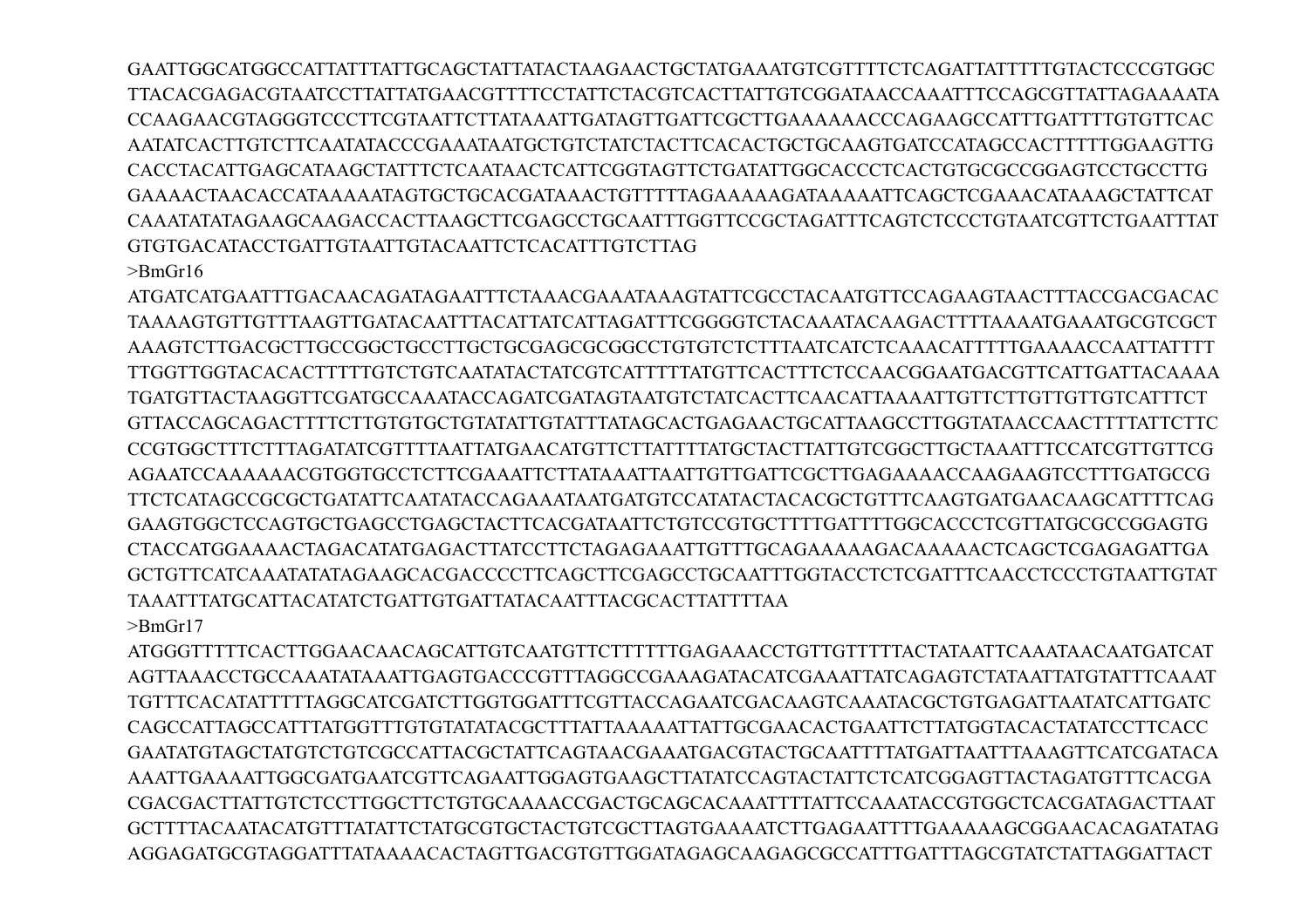GAATTGGCATGGCCATTATTTATTGCAGCTATTATACTAAGAACTGCTATGAAATGTCGTTTTCTCAGATTATTTTTGTACTCCCGTGGC
TTACACGAGACGTAATCCTTATTATGAACGTTTTCCTATTCTACGTCACTTATTGTCGGATAACCAAATTTCCAGCGTTATTAGAAAATA
CCAAGAACGTAGGGTCCCTTCGTAATTCTTATAAATTGATAGTTGATTCGCTTGAAAAAACCCAGAAGCCATTTGATTTTGTGTTCAC
AATATCACTTGTCTTCAATATACCCGAAATAATGCTGTCTATCTACTTCACACTGCTGCAAGTGATCCATAGCCACTTTTTGGAAGTTG
CACCTACATTGAGCATAAGCTATTTCTCAATAACTCATTCGGTAGTTCTGATATTGGCACCCTCACTGTGCGCCGGAGTCCTGCCTTG
GAAAACTAACACCATAAAAATAGTGCTGCACGATAAACTGTTTTTAGAAAAAGATAAAAATTCAGCTCGAAACATAAAGCTATTCAT
CAAATATATAGAAGCAAGACCACTTAAGCTTCGAGCCTGCAATTTGGTTCCGCTAGATTTCAGTCTCCCTGTAATCGTTCTGAATTTAT
GTGTGACATACCTGATTGTAATTGTACAATTCTCACATTTGTCTTAG

>BmGr16

ATGATCATGAATTTGACAACAGATAGAATTTCTAAACGAAATAAAGTATTCGCCTACAATGTTCCAGAAGTAACTTTACCGACGACAC
TAAAAGTGTTGTTTAAGTTGATACAATTTACATTATCATTAGATTTCGGGGTCTACAAATACAAGACTTTTAAAATGAAATGCGTCGCT
AAAGTCTTGACGCTTGCCGGCTGCCTTGCTGCGAGCGCGGCCTGTGTCTCTTTAATCATCTCAAACATTTTTGAAAACCAATTATTTT
TTGGTTGGTACACACTTTTTGTCTGTCAATATACTATCGTCATTTTTATGTTCACTTTCTCCAACGGAATGACGTTCATTGATTACAAAA
TGATGTTACTAAGGTTCGATGCCAAATACCAGATCGATAGTAATGTCTATCACTTCAACATTAAAATTGTTCTTGTTGTTGTCATTTCT
GTTACCAGCAGACTTTTCTTGTGTGCTGTATATTGTATTTATAGCACTGAGAACTGCATTAAGCCTTGGTATAACCAACTTTTATTCTTC
CCGTGGCTTTCTTTAGATATCGTTTTAATTATGAACATGTTCTTATTTTATGCTACTTATTGTCGGCTTGCTAAATTTCCATCGTTGTTCG
AGAATCCAAAAAACGTGGTGCCTCTTCGAAATTCTTATAAATTAATTGTTGATTCGCTTGAGAAAACCAAGAAGTCCTTTGATGCCG
TTCTCATAGCCGCGCTGATATTCAATATACCAGAAATAATGATGTCCATATACTACACGCTGTTTCAAGTGATGAACAAGCATTTTCAG
GAAGTGGCTCCAGTGCTGAGCCTGAGCTACTTCACGATAATTCTGTCCGTGCTTTTGATTTTGGCACCCTCGTTATGCGCCGGAGTG
CTACCATGGAAAACTAGACATATGAGACTTATCCTTCTAGAGAAATTGTTTGCAGAAAAAGACAAAAACTCAGCTCGAGAGATTGA
GCTGTTCATCAAATATATAGAAGCACGACCCCTTCAGCTTCGAGCCTGCAATTTGGTACCTCTCGATTTCAACCTCCCTGTAATTGTAT
TAAATTTATGCATTACATATCTGATTGTGATTATACAATTTACGCACTTATTTTAA

>BmGr17

ATGGGTTTTTCACTTGGAACAACAGCATTGTCAATGTTCTTTTTTGAGAAACCTGTTGTTTTTACTATAATTCAAATAACAATGATCAT
AGTTAAACCTGCCAAATATAAATTGAGTGACCCGTTTAGGCCGAAAGATACATCGAAATTATCAGAGTCTATAATTATGTATTTCAAAT
TGTTTCACATATTTTTAGGCATCGATCTTGGTGGATTTCGTTACCAGAATCGACAAGTCAAATACGCTGTGAGATTAATATCATTGATC
CAGCCATTAGCCATTTATGGTTTGTGTATATACGCTTTATTAAAAATTATTGCGAACACTGAATTCTTATGGTACACTATATCCTTCACC
GAATATGTAGCTATGTCTGTCGCCATTACGCTATTCAGTAACGAAATGACGTACTGCAATTTTATGATTAATTTAAAGTTCATCGATACA
AAATTGAAAATTGGCGATGAATCGTTCAGAATTGGAGTGAAGCTTATATCCAGTACTATTCTCATCGGAGTTACTAGATGTTTCACGA
CGACGACTTATTGTCTCCTTGGCTTCTGTGCAAAACCGACTGCAGCACAAATTTTATTCCAAATACCGTGGCTCACGATAGACTTAAT
GCTTTTACAATACATGTTTATATTCTATGCGTGCTACTGTCGCTTAGTGAAAATCTTGAGAATTTTGAAAAAGCGGAACACAGATATAG
AGGAGATGCGTAGGATTTATAAAACACTAGTTGACGTGTTGGATAGAGCAAGAGCGCCATTTGATTTAGCGTATCTATTAGGATTACT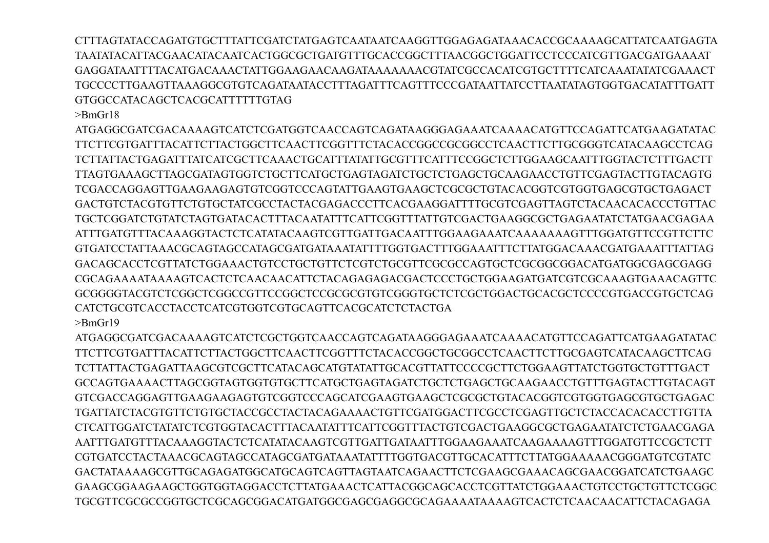CTTTAGTATACCAGATGTGCTTTATTCGATCTATGAGTCAATAATCAAGGTTGGAGAGATAAACACCGCAAAAGCATTATCAATGAGTA
TAATATACATTACGAACATACAATCACTGGCGCTGATGTTTGCACCGGCTTTAACGGCTGGATTCCTCCCATCGTTGACGATGAAAAT
GAGGATAATTTTACATGACAAACTATTGGAAGAACAAGATAAAAAAACGTATCGCCACATCGTGCTTTTCATCAAATATATCGAAACT
TGCCCCTTGAAGTTAAAGGCGTGTCAGATAATACCTTTAGATTTCAGTTTCCCGATAATTATCCTTAATATAGTGGTGACATATTTGATT
GTGGCCATACAGCTCACGCATTTTTTGTAG

>BmGr18

ATGAGGCGATCGACAAAAGTCATCTCGATGGTCAACCAGTCAGATAAGGGAGAAATCAAAACATGTTCCAGATTCATGAAGATATAC
TTCTTCGTGATTTACATTCTTACTGGCTTCAACTTCGGTTTCTACACCGGCCGCGGCCTCAACTTCTTGCGGGTCATACAAGCCTCAG
TCTTATTACTGAGATTTATCATCGCTTCAAACTGCATTTATATTGCGTTTCATTTCCGGCTCTTGGAAGCAATTTGGTACTCTTTGACTT
TTAGTGAAAGCTTAGCGATAGTGGTCTGCTTCATGCTGAGTAGATCTGCTCTGAGCTGCAAGAACCTGTTCGAGTACTTGTACAGTG
TCGACCAGGAGTTGAAGAAGAGTGTCGGTCCCAGTATTGAAGTGAAGCTCGCGCTGTACACGGTCGTGGTGAGCGTGCTGAGACT
GACTGTCTACGTGTTCTGTGCTATCGCCTACTACGAGACCCTTCACGAAGGATTTTGCGTCGAGTTAGTCTACAACACACCCTGTTAC
TGCTCGGATCTGTATCTAGTGATACACTTTACAATATTTCATTCGGTTTATTGTCGACTGAAGGCGCTGAGAATATCTATGAACGAGAA
ATTTGATGTTTACAAAGGTACTCTCATATACAAGTCGTTGATTGACAATTTGGAAGAAATCAAAAAAAGTTTGGATGTTCCGTTCTTC
GTGATCCTATTAAACGCAGTAGCCATAGCGATGATAAATATTTTGGTGACTTTGGAAATTTCTTATGGACAAACGATGAAATTTATTAG
GACAGCACCTCGTTATCTGGAAACTGTCCTGCTGTTCTCGTCTGCGTTCGCGCCAGTGCTCGCGGCGGACATGATGGCGAGCGAGG
CGCAGAAAATAAAAGTCACTCTCAACAACATTCTACAGAGAGACGACTCCCTGCTGGAAGATGATCGTCGCAAAGTGAAACAGTTC
GCGGGGTACGTCTCGGCTCGGCCGTTCCGGCTCCGCGCGTGTCGGGTGCTCTCGCTGGACTGCACGCTCCCCGTGACCGTGCTCAG
CATCTGCGTCACCTACCTCATCGTGGTCGTGCAGTTCACGCATCTCTACTGA

>BmGr19

ATGAGGCGATCGACAAAAGTCATCTCGCTGGTCAACCAGTCAGATAAGGGAGAAATCAAAACATGTTCCAGATTCATGAAGATATAC
TTCTTCGTGATTTACATTCTTACTGGCTTCAACTTCGGTTTCTACACCGGCTGCGGCCTCAACTTCTTGCGAGTCATACAAGCTTCAG
TCTTATTACTGAGATTAAGCGTCGCTTCATACAGCATGTATATTGCACGTTATTCCCCGCTTCTGGAAGTTATCTGGTGCTGTTTGACT
GCCAGTGAAAACTTAGCGGTAGTGGTGTGCTTCATGCTGAGTAGATCTGCTCTGAGCTGCAAGAACCTGTTTGAGTACTTGTACAGT
GTCGACCAGGAGTTGAAGAAGAGTGTCGGTCCCAGCATCGAAGTGAAGCTCGCGCTGTACACGGTCGTGGTGAGCGTGCTGAGAC
TGATTATCTACGTGTTCTGTGCTACCGCCTACTACAGAAAACTGTTCGATGGACTTCGCCTCGAGTTGCTCTACCACACACCTTGTTA
CTCATTGGATCTATATCTCGTGGTACACTTTACAATATTTCATTCGGTTTACTGTCGACTGAAGGCGCTGAGAATATCTCTGAACGAGA
AATTTGATGTTTACAAAGGTACTCTCATATACAAGTCGTTGATTGATAATTTGGAAGAAATCAAGAAAAGTTTGGATGTTCCGCTCTT
CGTGATCCTACTAAACGCAGTAGCCATAGCGATGATAAATATTTTGGTGACGTTGCACATTTCTTATGGAAAAACGGGATGTCGTATC
GACTATAAAAGCGTTGCAGAGATGGCATGCAGTCAGTTAGTAATCAGAACTTCTCGAAGCGAAACAGCGAACGGATCATCTGAAGC
GAAGCGGAAGAAGCTGGTGGTAGGACCTCTTATGAAACTCATTACGGCAGCACCTCGTTATCTGGAAACTGTCCTGCTGTTCTCGGC
TGCGTTCGCGCCGGTGCTCGCAGCGGACATGATGGCGAGCGAGGCGCAGAAAATAAAAGTCACTCTCAACAACATTCTACAGAGA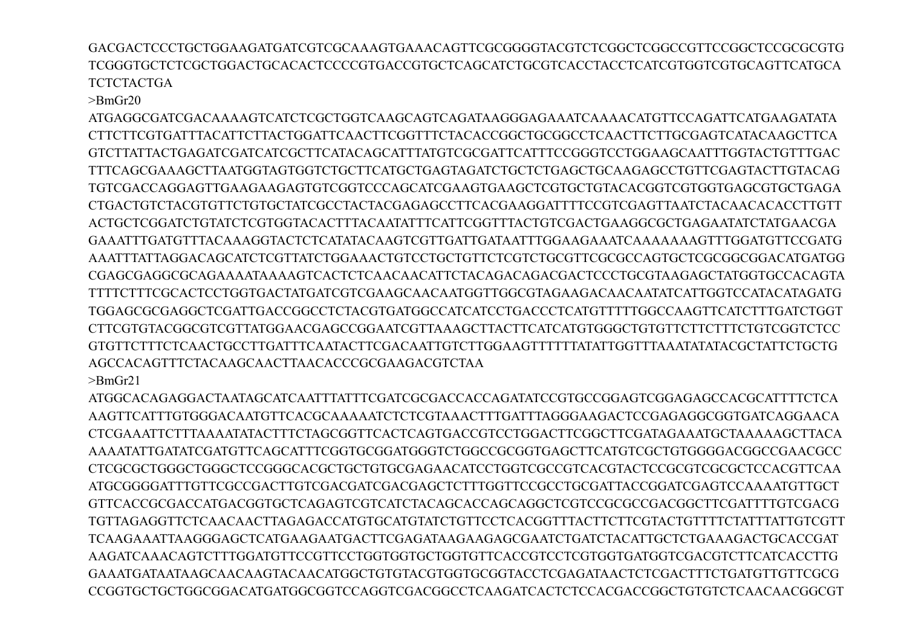GACGACTCCCTGCTGGAAGATGATCGTCGCAAAGTGAAACAGTTCGCGGGGTACGTCTCGGCTCGGCCGTTCCGGCTCCGCGCGTG
TCGGGTGCTCTCGCTGGACTGCACACTCCCCGTGACCGTGCTCAGCATCTGCGTCACCTACCTCATCGTGGTCGTGCAGTTCATGCA
TCTCTACTGA

>BmGr20

ATGAGGCGATCGACAAAAGTCATCTCGCTGGTCAAGCAGTCAGATAAGGGAGAAATCAAAACATGTTCCAGATTCATGAAGATATA
CTTCTTCGTGATTTACATTCTTACTGGATTCAACTTCGGTTTCTACACCGGCTGCGGCCTCAACTTCTTGCGAGTCATACAAGCTTCA
GTCTTATTACTGAGATCGATCATCGCTTCATACAGCATTTATGTCGCGATTCATTTCCGGGTCCTGGAAGCAATTTGGTACTGTTTGAC
TTTCAGCGAAAGCTTAATGGTAGTGGTCTGCTTCATGCTGAGTAGATCTGCTCTGAGCTGCAAGAGCCTGTTCGAGTACTTGTACAG
TGTCGACCAGGAGTTGAAGAAGAGTGTCGGTCCCAGCATCGAAGTGAAGCTCGTGCTGTACACGGTCGTGGTGAGCGTGCTGAGA
CTGACTGTCTACGTGTTCTGTGCTATCGCCTACTACGAGAGCCTTCACGAAGGATTTTCCGTCGAGTTAATCTACAACACACCTTGTT
ACTGCTCGGATCTGTATCTCGTGGTACACTTTACAATATTTCATTCGGTTTACTGTCGACTGAAGGCGCTGAGAATATCTATGAACGA
GAAATTTGATGTTTACAAAGGTACTCTCATATACAAGTCGTTGATTGATAATTTGGAAGAAATCAAAAAAAGTTTGGATGTTCCGATG
AAATTTATTAGGACAGCATCTCGTTATCTGGAAACTGTCCTGCTGTTCTCGTCTGCGTTCGCGCCAGTGCTCGCGGCGGACATGATGG
CGAGCGAGGCGCAGAAAATAAAAGTCACTCTCAACAACATTCTACAGACAGACGACTCCCTGCGTAAGAGCTATGGTGCCACAGTA
TTTTCTTTCGCACTCCTGGTGACTATGATCGTCGAAGCAACAATGGTTGGCGTAGAAGACAACAATATCATTGGTCCATACATAGATG
TGGAGCGCGAGGCTCGATTGACCGGCCTCTACGTGATGGCCATCATCCTGACCCTCATGTTTTTGGCCAAGTTCATCTTTGATCTGGT
CTTCGTGTACGGCGTCGTTATGGAACGAGCCGGAATCGTTAAAGCTTACTTCATCATGTGGGCTGTGTTCTTCTTTCTGTCGGTCTCC
GTGTTCTTTCTCAACTGCCTTGATTTCAATACTTCGACAATTGTCTTGGAAGTTTTTTATATTGGTTTAAATATATACGCTATTCTGCTG
AGCCACAGTTTCTACAAGCAACTTAACACCCGCGAAGACGTCTAA

>BmGr21

ATGGCACAGAGGACTAATAGCATCAATTTATTTCGATCGCGACCACCAGATATCCGTGCCGGAGTCGGAGAGCCACGCATTTTCTCA
AAGTTCATTTGTGGGACAATGTTCACGCAAAAATCTCTCGTAAACTTTGATTTAGGGAAGACTCCGAGAGGCGGTGATCAGGAACA
CTCGAAATTCTTTAAAATATACTTTCTAGCGGTTCACTCAGTGACCGTCCTGGACTTCGGCTTCGATAGAAATGCTAAAAAGCTTACA
AAAATATTGATATCGATGTTCAGCATTTCGGTGCGGATGGGTCTGGCCGCGGTGAGCTTCATGTCGCTGTGGGGACGGCCGAACGCC
CTCGCGCTGGGCTGGGCTCCGGGCACGCTGCTGTGCGAGAACATCCTGGTCGCCGTCACGTACTCCGCGTCGCGCTCCACGTTCAA
ATGCGGGGATTTGTTCGCCGACTTGTCGACGATCGACGAGCTCTTTGGTTCCGCCTGCGATTACCGGATCGAGTCCAAAATGTTGCT
GTTCACCGCGACCATGACGGTGCTCAGAGTCGTCATCTACAGCACCAGCAGGCTCGTCCGCGCCGACGGCTTCGATTTTGTCGACG
TGTTAGAGGTTCTCAACAACTTAGAGACCATGTGCATGTATCTGTTCCTCACGGTTTACTTCTTCGTACTGTTTTCTATTTATTGTCGTT
TCAAGAAATTAAGGGAGCTCATGAAGAATGACTTCGAGATAAGAAGAGCGAATCTGATCTACATTGCTCTGAAAGACTGCACCGAT
AAGATCAAACAGTCTTTGGATGTTCCGTTCCTGGTGGTGCTGGTGTTCACCGTCCTCGTGGTGATGGTCGACGTCTTCATCACCTTG
GAAATGATAATAAGCAACAAGTACAACATGGCTGTGTACGTGGTGCGGTACCTCGAGATAACTCTCGACTTTCTGATGTTGTTCGCG
CCGGTGCTGCTGGCGGACATGATGGCGGTCCAGGTCGACGGCCTCAAGATCACTCTCCACGACCGGCTGTGTCTCAACAACGGCGT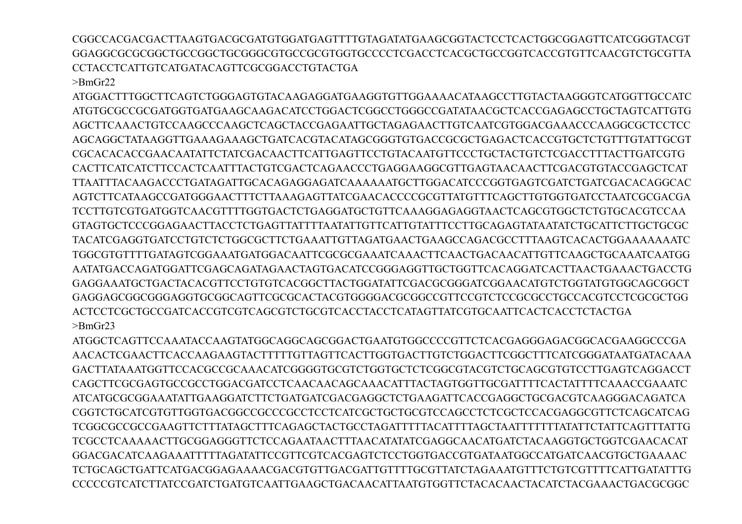CGGCCACGACGACTTAAGTGACGCGATGTGGATGAGTTTTGTAGATATGAAGCGGTACTCCTCACTGGCGGAGTTCATCGGGTACGT
GGAGGCGCGCGGCTGCCGGCTGCGGGCGTGCCGCGTGGTGCCCCTCGACCTCACGCTGCCGGTCACCGTGTTCAACGTCTGCGTTA
CCTACCTCATTGTCATGATACAGTTCGCGGACCTGTACTGA

>BmGr22

ATGGACTTTGGCTTCAGTCTGGGAGTGTACAAGAGGATGAAGGTGTTGGAAAACATAAGCCTTGTACTAAGGGTCATGGTTGCCATC
ATGTGCGCCGCGATGGTGATGAAGCAAGACATCCTGGACTCGGCCTGGGCCGATATAACGCTCACCGAGAGCCTGCTAGTCATTGTG
AGCTTCAAACTGTCCAAGCCCAAGCTCAGCTACCGAGAATTGCTAGAGAACTTGTCAATCGTGGACGAAACCCAAGGCGCTCCTCC
AGCAGGCTATAAGGTTGAAAGAAAGCTGATCACGTACATAGCGGGTGTGACCGCGCTGAGACTCACCGTGCTCTGTTTGTATTGCGT
CGCACACACCGAACAATATTCTATCGACAACTTCATTGAGTTCCTGTACAATGTTCCCTGCTACTGTCTCGACCTTTACTTGATCGTG
CACTTCATCATCTTCCACTCAATTTACTGTCGACTCAGAACCCTGAGGAAGGCGTTGAGTAACAACTTCGACGTGTACCGAGCTCAT
TTAATTTACAAGACCCTGATAGATTGCACAGAGGAGATCAAAAAATGCTTGGACATCCCGGTGAGTCGATCTGATCGACACAGGCAC
AGTCTTCATAAGCCGATGGGAACTTTCTTAAAGAGTTATCGAACACCCCGCGTTATGTTTCAGCTTGTGGTGATCCTAATCGCGACGA
TCCTTGTCGTGATGGTCAACGTTTTGGTGACTCTGAGGATGCTGTTCAAAGGAGAGGTAACTCAGCGTGGCTCTGTGCACGTCCAA
GTAGTGCTCCCGGAGAACTTACCTCTGAGTTATTTTAATATTGTTCATTGTATTTCCTTGCAGAGTATAATATCTGCATTCTTGCTGCGC
TACATCGAGGTGATCCTGTCTCTGGCGCTTCTGAAATTGTTAGATGAACTGAAGCCAGACGCCTTTAAGTCACACTGGAAAAAAATC
TGGCGTGTTTTGATAGTCGGAAATGATGGACAATTCGCGCGAAATCAAACTTCAACTGACAACATTGTTCAAGCTGCAAATCAATGG
AATATGACCAGATGGATTCGAGCAGATAGAACTAGTGACATCCGGGAGGTTGCTGGTTCACAGGATCACTTAACTGAAACTGACCTG
GAGGAAATGCTGACTACACGTTCCTGTGTCACGGCTTACTGGATATTCGACGCGGGATCGGAACATGTCTGGTATGTGGCAGCGGCT
GAGGAGCGGCGGGAGGTGCGGCAGTTCGCGCACTACGTGGGGACGCGGCCGTTCCGTCTCCGCGCCTGCCACGTCCTCGCGCTGG
ACTCCTCGCTGCCGATCACCGTCGTCAGCGTCTGCGTCACCTACCTCATAGTTATCGTGCAATTCACTCACCTCTACTGA

>BmGr23

ATGGCTCAGTTCCAAATACCAAGTATGGCAGGCAGCGGACTGAATGTGGCCCCGTTCTCACGAGGGAGACGGCACGAAGGCCCGA
AACACTCGAACTTCACCAAGAAGTACTTTTTGTTAGTTCACTTGGTGACTTGTCTGGACTTCGGCTTTCATCGGGATAATGATACAAA
GACTTATAAATGGTTCCACGCCGCAAACATCGGGGTGCGTCTGGTGCTCTCGGCGTACGTCTGCAGCGTGTCCTTGAGTCAGGACCT
CAGCTTCGCGAGTGCCGCCTGGACGATCCTCAACAACAGCAAACATTTACTAGTGGTTGCGATTTTCACTATTTTCAAACCGAAATC
ATCATGCGCGGAAATATTGAAGGATCTTCTGATGATCGACGAGGCTCTGAAGATTCACCGAGGCTGCGACGTCAAGGGACAGATCA
CGGTCTGCATCGTGTTGGTGACGGCCGCCCGCCTCCTCATCGCTGCTGCGTCCAGCCTCTCGCTCCACGAGGCGTTCTCAGCATCAG
TCGGCGCCGCCGAAGTTCTTTATAGCTTTCAGAGCTACTGCCTAGATTTTTACATTTTAGCTAATTTTTTTATATTCTATTCAGTTTATTG
TCGCCTCAAAAACTTGCGGAGGGTTCTCCAGAATAACTTTAACATATATCGAGGCAACATGATCTACAAGGTGCTGGTCGAACACAT
GGACGACATCAAGAAATTTTTAGATATTCCGTTCGTCACGAGTCTCCTGGTGACCGTGATAATGGCCATGATCAACGTGCTGAAAAC
TCTGCAGCTGATTCATGACGGAGAAAACGACGTGTTGACGATTGTTTTGCGTTATCTAGAAATGTTTCTGTCGTTTTCATTGATATTTG
CCCCCGTCATCTTATCCGATCTGATGTCAATTGAAGCTGACAACATTAATGTGGTTCTACACAACTACATCTACGAAACTGACGCGGC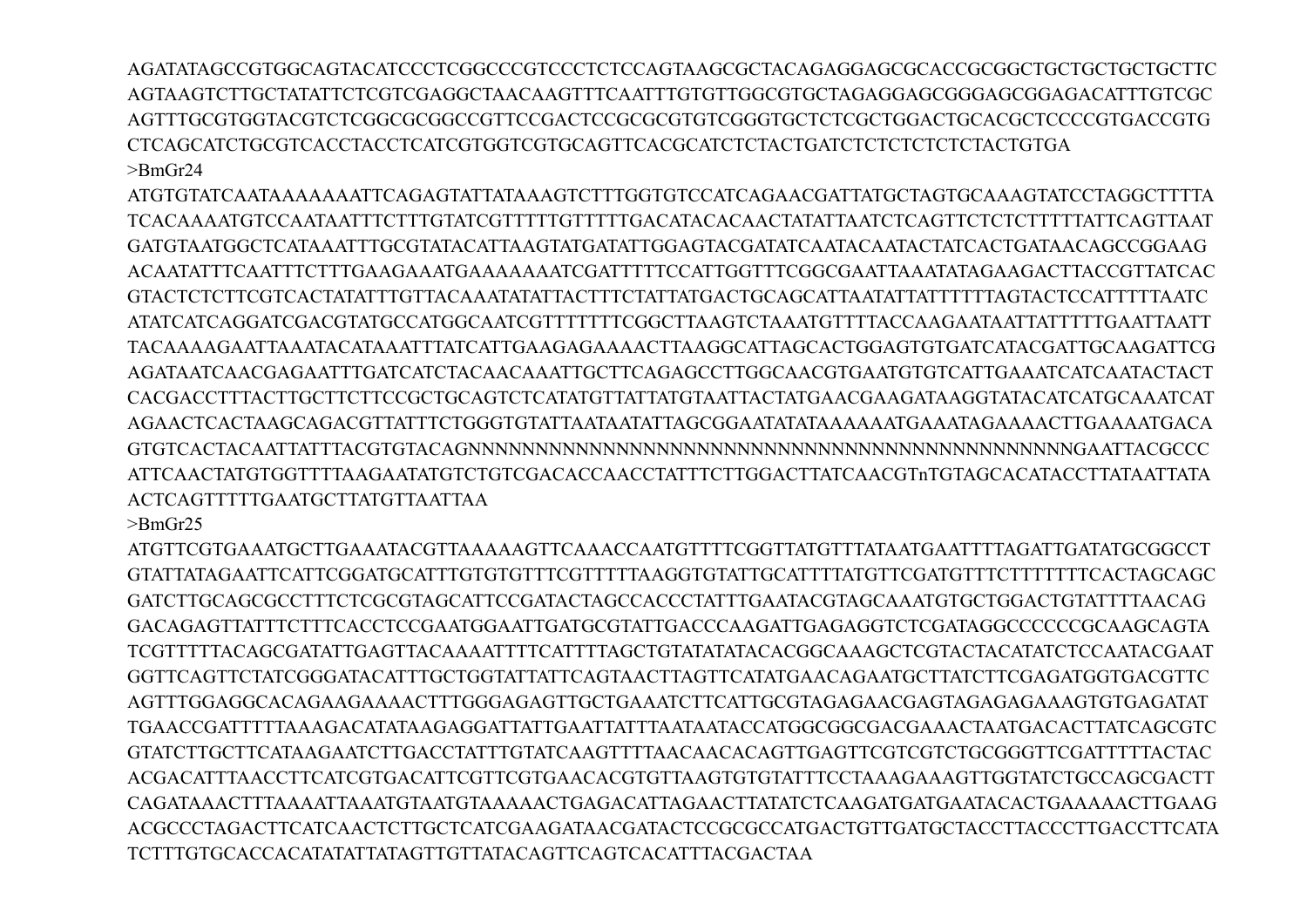AGATATAGCCGTGGCAGTACATCCCTCGGCCCGTCCCTCTCCAGTAAGCGCTACAGAGGAGCGCACCGCGGCTGCTGCTGCTGCTTC
AGTAAGTCTTGCTATATTCTCGTCGAGGCTAACAAGTTTCAATTTGTGTTGGCGTGCTAGAGGAGCGGGAGCGGAGACATTTGTCGC
AGTTTGCGTGGTACGTCTCGGCGCGGCCGTTCCGACTCCGCGCGTGTCGGGTGCTCTCGCTGGACTGCACGCTCCCCGTGACCGTG
CTCAGCATCTGCGTCACCTACCTCATCGTGGTCGTGCAGTTCACGCATCTCTACTGATCTCTCTCTCTCTACTGTGA

>BmGr24

ATGTGTATCAATAAAAAAATTCAGAGTATTATAAAGTCTTTGGTGTCCATCAGAACGATTATGCTAGTGCAAAGTATCCTAGGCTTTTA
TCACAAAATGTCCAATAATTTCTTTGTATCGTTTTTGTTTTTGACATACACAACTATATTAATCTCAGTTCTCTCTTTTTATTCAGTTAAT
GATGTAATGGCTCATAAATTTGCGTATACATTAAGTATGATATTGGAGTACGATATCAATACAATACTATCACTGATAACAGCCGGAAG
ACAATATTTCAATTTCTTTGAAGAAATGAAAAAAAATCGATTTTTCCATTGGTTTCGGCGAATTAAATATAGAAGACTTACCGTTATCAC
GTACTCTCTTCGTCACTATATTTGTTACAAATATATTACTTTCTATTATGACTGCAGCATTAATATTATTTTTTAGTACTCCATTTTTAATC
ATATCATCAGGATCGACGTATGCCATGGCAATCGTTTTTTTCGGCTTAAGTCTAAATGTTTTACCAAGAATAATTATTTTTGAATTAATT
TACAAAAGAATTAAATACATAAATTTATCATTGAAGAGAAAACTTAAGGCATTAGCACTGGAGTGTGATCATACGATTGCAAGATTCG
AGATAATCAACGAGAATTTGATCATCTACAACAAATTGCTTCAGAGCCTTGGCAACGTGAATGTGTCATTGAAATCATCAATACTACT
CACGACCTTTACTTGCTTCTTCCGCTGCAGTCTCATATGTTATTATGTAATTACTATGAACGAAGATAAGGTATACATCATGCAAATCAT
AGAACTCACTAAGCAGACGTTATTTCTGGGTGTATTAATAATATTAGCGGAATATATAAAAAATGAAATAGAAAACTTGAAAATGACA
GTGTCACTACAATTATTTACGTGTACAGNNNNNNNNNNNNNNNNNNNNNNNNNNNNNNNNNNNNNNNNNNNNNNNNNGAATTACGCCC
ATTCAACTATGTGGTTTTAAGAATATGTCTGTCGACACCAACCTATTTCTTGGACTTATCAACGTnTGTAGCACATACCTTATAATTATA
ACTCAGTTTTTGAATGCTTATGTTAATTAA

>BmGr25

ATGTTCGTGAAATGCTTGAAATACGTTAAAAAGTTCAAACCAATGTTTTCGGTTATGTTTATAATGAATTTTAGATTGATATGCGGCCT
GTATTATAGAATTCATTCGGATGCATTTGTGTGTTTCGTTTTTAAGGTGTATTGCATTTTATGTTCGATGTTTCTTTTTTTCACTAGCAGC
GATCTTGCAGCGCCTTTCTCGCGTAGCATTCCGATACTAGCCACCCTATTTGAATACGTAGCAAATGTGCTGGACTGTATTTTAACAG
GACAGAGTTATTTCTTTCACCTCCGAATGGAATTGATGCGTATTGACCCAAGATTGAGAGGTCTCGATAGGCCCCCCGCAAGCAGTA
TCGTTTTTACAGCGATATTGAGTTACAAAATTTTCATTTTAGCTGTATATATACACGGCAAAGCTCGTACTACATATCTCCAATACGAAT
GGTTCAGTTCTATCGGGATACATTTGCTGGTATTATTCAGTAACTTAGTTCATATGAACAGAATGCTTATCTTCGAGATGGTGACGTTC
AGTTTGGAGGCACAGAAGAAAACTTTGGGAGAGTTGCTGAAATCTTCATTGCGTAGAGAACGAGTAGAGAGAAAGTGTGAGATAT
TGAACCGATTTTTAAAGACATATAAGAGGATTATTGAATTATTTAATAATACCATGGCGGCGACGAAACTAATGACACTTATCAGCGTC
GTATCTTGCTTCATAAGAATCTTGACCTATTTGTATCAAGTTTTAACAACACAGTTGAGTTCGTCGTCTGCGGGTTCGATTTTTACTAC
ACGACATTTAACCTTCATCGTGACATTCGTTCGTGAACACGTGTTAAGTGTGTATTTCCTAAAGAAAGTTGGTATCTGCCAGCGACTT
CAGATAAACTTTAAAATTAAATGTAATGTAAAAACTGAGACATTAGAACTTATATCTCAAGATGATGAATACACTGAAAAACTTGAAG
ACGCCCTAGACTTCATCAACTCTTGCTCATCGAAGATAACGATACTCCGCGCCATGACTGTTGATGCTACCTTACCCTTGACCTTCATA
TCTTTGTGCACCACATATATTATAGTTGTTATACAGTTCAGTCACATTTACGACTAA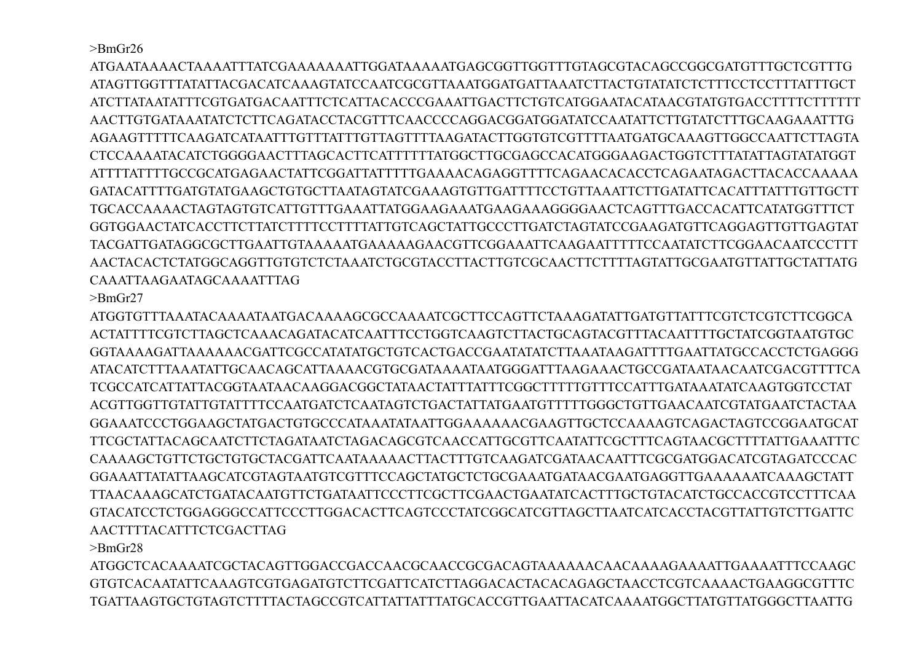>BmGr26

ATGAATAAAACTAAAATTTATCGAAAAAAATTGGATAAAAATGAGCGGTTGGTTTGTAGCGTACAGCCGGCGATGTTTGCTCGTTTG
ATAGTTGGTTTATATTACGACATCAAAGTATCCAATCGCGTTAAATGGATGATTAAATCTTACTGTATATCTCTTTCCTCCTTTATTTGCT
ATCTTATAATATTTCGTGATGACAATTTCTCATTACACCCGAAATTGACTTCTGTCATGGAATACATAACGTATGTGACCTTTTCTTTTTT
AACTTGTGATAAATATCTCTTCAGATACCTACGTTTCAACCCCAGGACGGATGGATATCCAATATTCTTGTATCTTTGCAAGAAATTTG
AGAAGTTTTTCAAGATCATAATTTGTTTATTTGTTAGTTTTAAGATACTTGGTGTCGTTTTAATGATGCAAAGTTGGCCAATTCTTAGTA
CTCCAAAATACATCTGGGGAACTTTAGCACTTCATTTTTTATGGCTTGCGAGCCACATGGGAAGACTGGTCTTTATATTAGTATATGGT
ATTTTATTTTGCCGCATGAGAACTATTCGGATTATTTTTGAAAACAGAGGTTTTCAGAACACACCTCAGAATAGACTTACACCAAAAA
GATACATTTTGATGTATGAAGCTGTGCTTAATAGTATCGAAAGTGTTGATTTTCCTGTTAAATTCTTGATATTCACATTTATTTGTTGCTT
TGCACCAAAACTAGTAGTGTCATTGTTTGAAATTATGGAAGAAATGAAGAAAGGGGAACTCAGTTTGACCACATTCATATGGTTTCT
GGTGGAACTATCACCTTCTTATCTTTTCCTTTTATTGTCAGCTATTGCCCTTGATCTAGTATCCGAAGATGTTCAGGAGTTGTTGAGTAT
TACGATTGATAGGCGCTTGAATTGTAAAAATGAAAAAGAACGTTCGGAAATTCAAGAATTTTTCCAATATCTTCGGAACAATCCCTTT
AACTACACTCTATGGCAGGTTGTGTCTCTAAATCTGCGTACCTTACTTGTCGCAACTTCTTTTAGTATTGCGAATGTTATTGCTATTATG
CAAATTAAGAATAGCAAAATTTAG

>BmGr27

ATGGTGTTTAAATACAAAATAATGACAAAAGCGCCAAAATCGCTTCCAGTTCTAAAGATATTGATGTTATTTCGTCTCGTCTTCGGCA
ACTATTTTCGTCTTAGCTCAAACAGATACATCAATTTCCTGGTCAAGTCTTACTGCAGTACGTTTACAATTTTGCTATCGGTAATGTGC
GGTAAAAGATTAAAAAACGATTCGCCATATATGCTGTCACTGACCGAATATATCTTAAATAAGATTTTGAATTATGCCACCTCTGAGGG
ATACATCTTTAAATATTGCAACAGCATTAAAACGTGCGATAAAATAATGGGATTTAAGAAACTGCCGATAATAACAATCGACGTTTTCA
TCGCCATCATTATTACGGTAATAACAAGGACGGCTATAACTATTTATTTCGGCTTTTTGTTTCCATTTGATAAATATCAAGTGGTCCTAT
ACGTTGGTTGTATTGTATTTTCCAATGATCTCAATAGTCTGACTATTATGAATGTTTTTGGGCTGTTGAACAATCGTATGAATCTACTAA
GGAAATCCCTGGAAGCTATGACTGTGCCCATAAATATAATTGGAAAAAAACGAAGTTGCTCCAAAAGTCAGACTAGTCCGGAATGCAT
TTCGCTATTACAGCAATCTTCTAGATAATCTAGACAGCGTCAACCATTGCGTTCAATATTCGCTTTCAGTAACGCTTTTATTGAAATTTC
CAAAAGCTGTTCTGCTGTGCTACGATTCAATAAAAACTTACTTTGTCAAGATCGATAACAATTTCGCGATGGACATCGTAGATCCCAC
GGAAATTATATTAAGCATCGTAGTAATGTCGTTTCCAGCTATGCTCTGCGAAATGATAACGAATGAGGTTGAAAAAATCAAAGCTATT
TTAACAAAGCATCTGATACAATGTTCTGATAATTCCCTTCGCTTCGAACTGAATATCACTTTGCTGTACATCTGCCACCGTCCTTTCAA
GTACATCCTCTGGAGGGCCATTCCCTTGGACACTTCAGTCCCTATCGGCATCGTTAGCTTAATCATCACCTACGTTATTGTCTTGATTC
AACTTTTACATTTCTCGACTTAG

>BmGr28

ATGGCTCACAAAATCGCTACAGTTGGACCGACCAACGCAACCGCGACAGTAAAAAACAACAAAAGAAAATTGAAAATTTCCAAGC
GTGTCACAATATTCAAAGTCGTGAGATGTCTTCGATTCATCTTAGGACACTACACAGAGCTAACCTCGTCAAAACTGAAGGCGTTTC
TGATTAAGTGCTGTAGTCTTTTACTAGCCGTCATTATTATTTATGCACCGTTGAATTACATCAAAATGGCTTATGTTATGGGCTTAATTG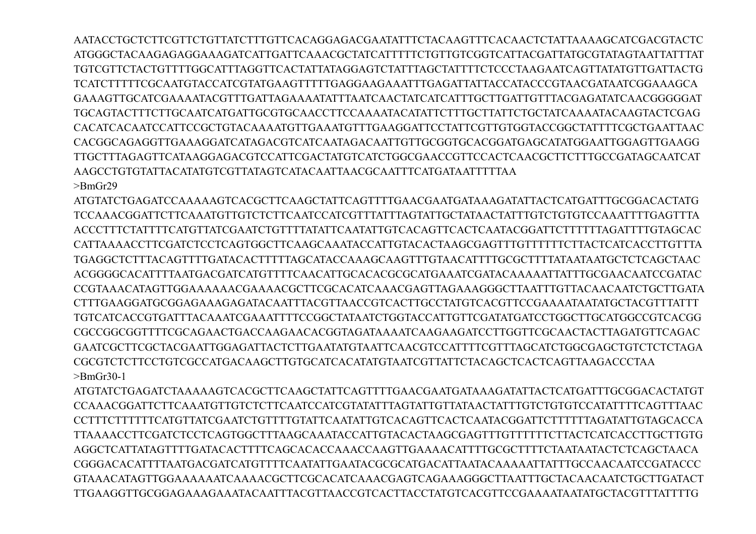AATACCTGCTCTTCGTTCTGTTATCTTTGTTCACAGGAGACGAATATTTCTACAAGTTTCACAACTCTATTAAAAGCATCGACGTACTC
ATGGGCTACAAGAGAGGAAAGATCATTGATTCAAACGCTATCATTTTTCTGTTGTCGGTCATTACGATTATGCGTATAGTAATTATTTAT
TGTCGTTCTACTGTTTTGGCATTTAGGTTCACTATTATAGGAGTCTATTTAGCTATTTTCTCCCTAAGAATCAGTTATATGTTGATTACTG
TCATCTTTTTCGCAATGTACCATCGTATGAAGTTTTTGAGGAAGAAATTTGAGATTATTACCATACCCGTAACGATAATCGGAAAGCA
GAAAGTTGCATCGAAAATACGTTTGATTAGAAAATATTTAATCAACTATCATCATTTGCTTGATTGTTTACGAGATATCAACGGGGGAT
TGCAGTACTTTCTTGCAATCATGATTGCGTGCAACCTTCCAAAATACATATTCTTTGCTTATTCTGCTATCAAAATACAAGTACTCGAG
CACATCACAATCCATTCCGCTGTACAAAATGTTGAAATGTTTGAAGGATTCCTATTCGTTGTGGTACCGGCTATTTTCGCTGAATTAAC
CACGGCAGAGGTTGAAAGGATCATAGACGTCATCAATAGACAATTGTTGCGGTGCACGGATGAGCATATGGAATTGGAGTTGAAGG
TTGCTTTAGAGTTCATAAGGAGACGTCCATTCGACTATGTCATCTGGCGAACCGTTCCACTCAACGCTTCTTTGCCGATAGCAATCAT
AAGCCTGTGTATTACATATGTCGTTATAGTCATACAATTAACGCAATTTCATGATAATTTTTAA

>BmGr29

ATGTATCTGAGATCCAAAAAGTCACGCTTCAAGCTATTCAGTTTTGAACGAATGATAAAGATATTACTCATGATTTGCGGACACTATG
TCCAAACGGATTCTTCAAATGTTGTCTCTTCAATCCATCGTTTATTTAGTATTGCTATAACTATTTGTCTGTGTCCAAATTTTGAGTTTA
ACCCTTTCTATTTTCATGTTATCGAATCTGTTTTATATTCAATATTGTCACAGTTCACTCAATACGGATTCTTTTTTAGATTTTGTAGCAC
CATTAAAACCTTCGATCTCCTCAGTGGCTTCAAGCAAATACCATTGTACACTAAGCGAGTTTGTTTTTTCTTACTCATCACCTTGTTTA
TGAGGCTCTTTACAGTTTTGATACACTTTTTAGCATACCAAAGCAAGTTTGTAACATTTTGCGCTTTTATAATAATGCTCTCAGCTAAC
ACGGGGCACATTTTAATGACGATCATGTTTTCAACATTGCACACGCGCATGAAATCGATACAAAAATTATTTGCGAACAATCCGATAC
CCGTAAACATAGTTGGAAAAAACGAAAACGCTTCGCACATCAAACGAGTTAGAAAGGGCTTAATTTGTTACAACAATCTGCTTGATA
CTTTGAAGGATGCGGAGAAAGAGATACAATTTACGTTAACCGTCACTTGCCTATGTCACGTTCCGAAAATAATATGCTACGTTTATTT
TGTCATCACCGTGATTTACAAATCGAAATTTTCCGGCTATAATCTGGTACCATTGTTCGATATGATCCTGGCTTGCATGGCCGTCACGG
CGCCGGCGGTTTTCGCAGAACTGACCAAGAACACGGTAGATAAAATCAAGAAGATCCTTGGTTCGCAACTACTTAGATGTTCAGAC
GAATCGCTTCGCTACGAATTGGAGATTACTCTTGAATATGTAATTCAACGTCCATTTTCGTTTAGCATCTGGCGAGCTGTCTCTCTAGA
CGCGTCTCTTCCTGTCGCCATGACAAGCTTGTGCATCACATATGTAATCGTTATTCTACAGCTCACTCAGTTAAGACCCTAA

>BmGr30-1

ATGTATCTGAGATCTAAAAAGTCACGCTTCAAGCTATTCAGTTTTGAACGAATGATAAAGATATTACTCATGATTTGCGGACACTATGT
CCAAACGGATTCTTCAAATGTTGTCTCTTCAATCCATCGTATATTTAGTATTGTTATAACTATTTGTCTGTGTCCATATTTTCAGTTTAAC
CCTTTCTTTTTTCATGTTATCGAATCTGTTTTGTATTCAATATTGTCACAGTTCACTCAATACGGATTCTTTTTTAGATATTGTAGCACCA
TTAAAACCTTCGATCTCCTCAGTGGCTTTAAGCAAATACCATTGTACACTAAGCGAGTTTGTTTTTTCTTACTCATCACCTTGCTTGTG
AGGCTCATTATAGTTTTGATACACTTTTCAGCACACCAAACCAAGTTGAAAACATTTTGCGCTTTTCTAATAATACTCTCAGCTAACA
CGGGACACATTTTAATGACGATCATGTTTTCAATATTGAATACGCGCATGACATTAATACAAAAATTATTTGCCAACAATCCGATACCC
GTAAACATAGTTGGAAAAAATCAAAACGCTTCGCACATCAAACGAGTCAGAAAGGGCTTAATTTGCTACAACAATCTGCTTGATACT
TTGAAGGTTGCGGAGAAAGAAATACAATTTACGTTAACCGTCACTTACCTATGTCACGTTCCGAAAATAATATGCTACGTTTATTTTG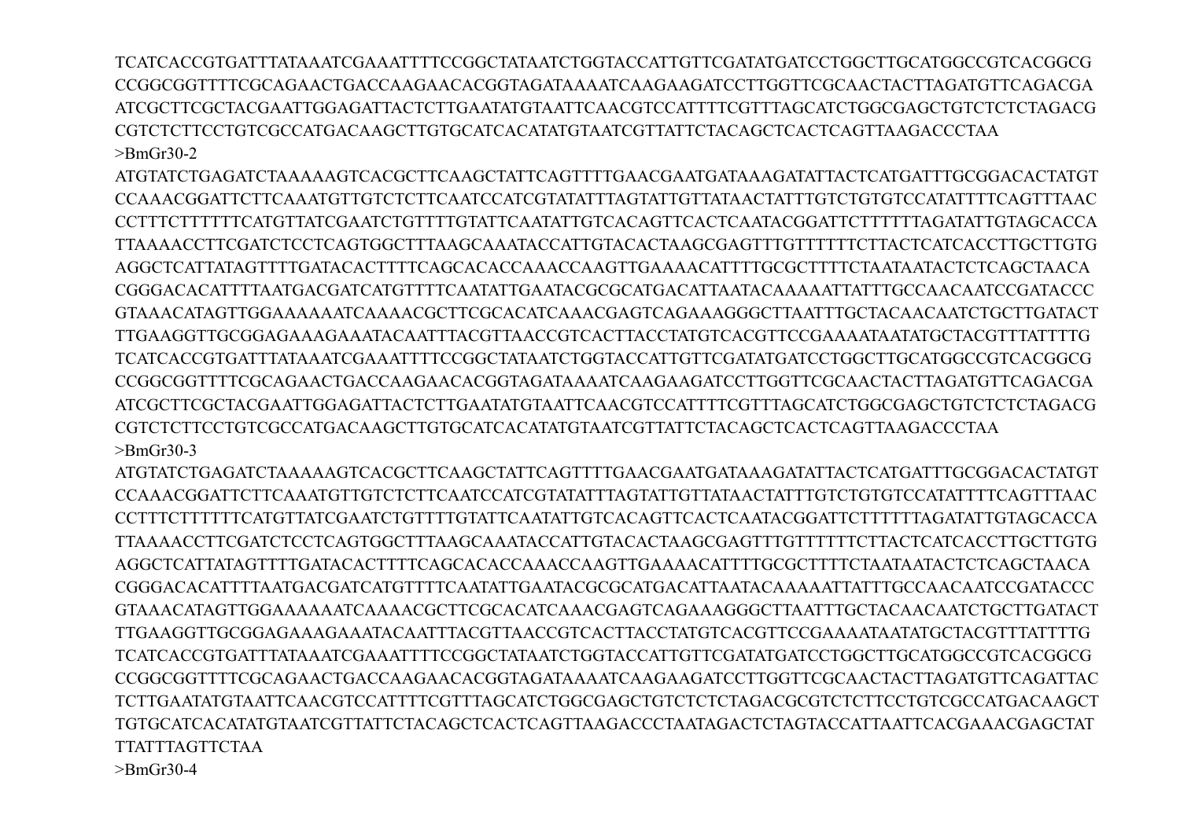TCATCACCGTGATTTATAAATCGAAATTTTCCGGCTATAATCTGGTACCATTGTTCGATATGATCCTGGCTTGCATGGCCGTCACGGCG
CCGGCGGTTTTCGCAGAACTGACCAAGAACACGGTAGATAAAATCAAGAAGATCCTTGGTTCGCAACTACTTAGATGTTCAGACGA
ATCGCTTCGCTACGAATTGGAGATTACTCTTGAATATGTAATTCAACGTCCATTTTCGTTTAGCATCTGGCGAGCTGTCTCTCTAGACG
CGTCTCTTCCTGTCGCCATGACAAGCTTGTGCATCACATATGTAATCGTTATTCTACAGCTCACTCAGTTAAGACCCTAA

>BmGr30-2

ATGTATCTGAGATCTAAAAAGTCACGCTTCAAGCTATTCAGTTTTGAACGAATGATAAAGATATTACTCATGATTTGCGGACACTATGT
CCAAACGGATTCTTCAAATGTTGTCTCTTCAATCCATCGTATATTTAGTATTGTTATAACTATTTGTCTGTGTCCATATTTTCAGTTTAAC
CCTTTCTTTTTTCATGTTATCGAATCTGTTTTGTATTCAATATTGTCACAGTTCACTCAATACGGATTCTTTTTTAGATATTGTAGCACCA
TTAAAACCTTCGATCTCCTCAGTGGCTTTAAGCAAATACCATTGTACACTAAGCGAGTTTGTTTTTTCTTACTCATCACCTTGCTTGTG
AGGCTCATTATAGTTTTGATACACTTTTCAGCACACCAAACCAAGTTGAAAACATTTTGCGCTTTTCTAATAATACTCTCAGCTAACA
CGGGACACATTTTAATGACGATCATGTTTTCAATATTGAATACGCGCATGACATTAATACAAAAATTATTTGCCAACAATCCGATACCC
GTAAACATAGTTGGAAAAAAATCAAAACGCTTCGCACATCAAACGAGTCAGAAAGGGCTTAATTTGCTACAACAATCTGCTTGATACT
TTGAAGGTTGCGGAGAAAGAAATACAATTTACGTTAACCGTCACTTACCTATGTCACGTTCCGAAAATAATATGCTACGTTTATTTTG
TCATCACCGTGATTTATAAATCGAAATTTTCCGGCTATAATCTGGTACCATTGTTCGATATGATCCTGGCTTGCATGGCCGTCACGGCG
CCGGCGGTTTTCGCAGAACTGACCAAGAACACGGTAGATAAAATCAAGAAGATCCTTGGTTCGCAACTACTTAGATGTTCAGACGA
ATCGCTTCGCTACGAATTGGAGATTACTCTTGAATATGTAATTCAACGTCCATTTTCGTTTAGCATCTGGCGAGCTGTCTCTCTAGACG
CGTCTCTTCCTGTCGCCATGACAAGCTTGTGCATCACATATGTAATCGTTATTCTACAGCTCACTCAGTTAAGACCCTAA

>BmGr30-3

ATGTATCTGAGATCTAAAAAGTCACGCTTCAAGCTATTCAGTTTTGAACGAATGATAAAGATATTACTCATGATTTGCGGACACTATGT
CCAAACGGATTCTTCAAATGTTGTCTCTTCAATCCATCGTATATTTAGTATTGTTATAACTATTTGTCTGTGTCCATATTTTCAGTTTAAC
CCTTTCTTTTTTCATGTTATCGAATCTGTTTTGTATTCAATATTGTCACAGTTCACTCAATACGGATTCTTTTTTAGATATTGTAGCACCA
TTAAAACCTTCGATCTCCTCAGTGGCTTTAAGCAAATACCATTGTACACTAAGCGAGTTTGTTTTTTCTTACTCATCACCTTGCTTGTG
AGGCTCATTATAGTTTTGATACACTTTTCAGCACACCAAACCAAGTTGAAAACATTTTGCGCTTTTCTAATAATACTCTCAGCTAACA
CGGGACACATTTTAATGACGATCATGTTTTCAATATTGAATACGCGCATGACATTAATACAAAAATTATTTGCCAACAATCCGATACCC
GTAAACATAGTTGGAAAAAAATCAAAACGCTTCGCACATCAAACGAGTCAGAAAGGGCTTAATTTGCTACAACAATCTGCTTGATACT
TTGAAGGTTGCGGAGAAAGAAATACAATTTACGTTAACCGTCACTTACCTATGTCACGTTCCGAAAATAATATGCTACGTTTATTTTG
TCATCACCGTGATTTATAAATCGAAATTTTCCGGCTATAATCTGGTACCATTGTTCGATATGATCCTGGCTTGCATGGCCGTCACGGCG
CCGGCGGTTTTCGCAGAACTGACCAAGAACACGGTAGATAAAATCAAGAAGATCCTTGGTTCGCAACTACTTAGATGTTCAGATTAC
TCTTGAATATGTAATTCAACGTCCATTTTCGTTTAGCATCTGGCGAGCTGTCTCTCTAGACGCGTCTCTTCCTGTCGCCATGACAAGCT
TGTGCATCACATATGTAATCGTTATTCTACAGCTCACTCAGTTAAGACCCTAATAGACTCTAGTACCATTAATTCACGAAACGAGCTAT
TTATTTAGTTCTAA

>BmGr30-4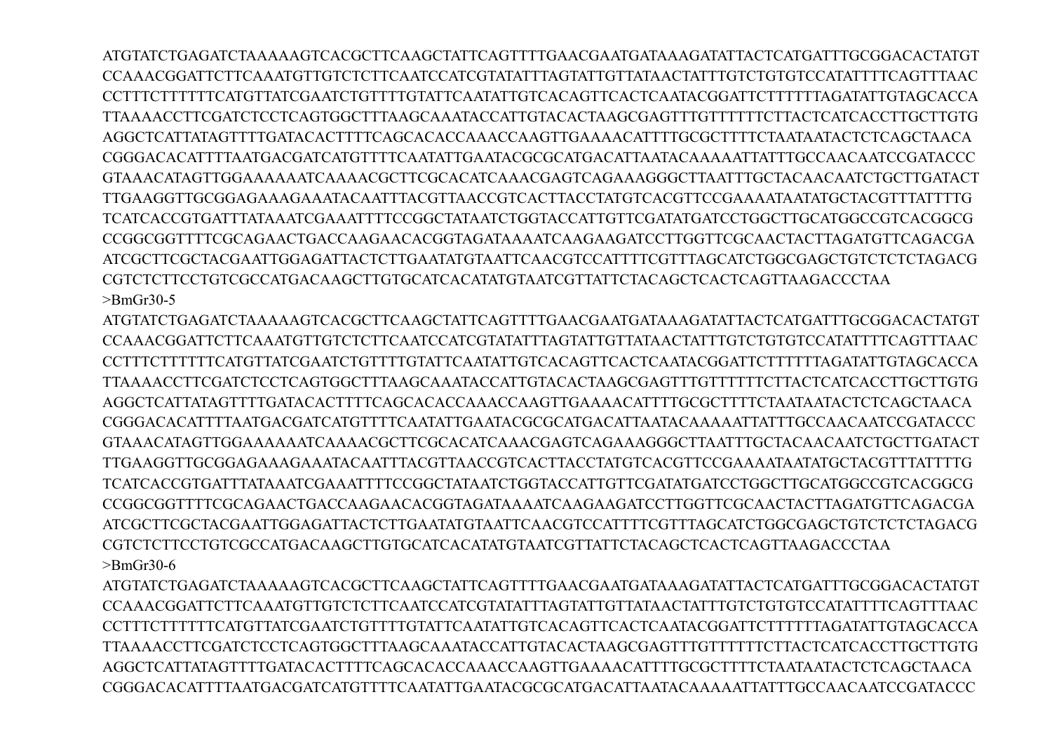ATGTATCTGAGATCTAAAAAGTCACGCTTCAAGCTATTCAGTTTTGAACGAATGATAAAGATATTACTCATGATTTGCGGACACTATGT
CCAAACGGATTCTTCAAATGTTGTCTCTTCAATCCATCGTATATTTAGTATTGTTATAACTATTTGTCTGTGTCCATATTTTCAGTTTAAC
CCTTTCTTTTTTCATGTTATCGAATCTGTTTTGTATTCAATATTGTCACAGTTCACTCAATACGGATTCTTTTTTAGATATTGTAGCACCA
TTAAAACCTTCGATCTCCTCAGTGGCTTTAAGCAAATACCATTGTACACTAAGCGAGTTTGTTTTTTCTTACTCATCACCTTGCTTGTG
AGGCTCATTATAGTTTTGATACACTTTTCAGCACACCAAACCAAGTTGAAAACATTTTGCGCTTTTCTAATAATACTCTCAGCTAACA
CGGGACACATTTTAATGACGATCATGTTTTCAATATTGAATACGCGCATGACATTAATACAAAAATTATTTGCCAACAATCCGATACCC
GTAAACATAGTTGGAAAAAAATCAAAACGCTTCGCACATCAAACGAGTCAGAAAGGGCTTAATTTGCTACAACAATCTGCTTGATACT
TTGAAGGTTGCGGAGAAAGAAATACAATTTACGTTAACCGTCACTTACCTATGTCACGTTCCGAAAATAATATGCTACGTTTATTTTG
TCATCACCGTGATTTATAAATCGAAATTTTCCGGCTATAATCTGGTACCATTGTTCGATATGATCCTGGCTTGCATGGCCGTCACGGCG
CCGGCGGTTTTCGCAGAACTGACCAAGAACACGGTAGATAAAATCAAGAAGATCCTTGGTTCGCAACTACTTAGATGTTCAGACGA
ATCGCTTCGCTACGAATTGGAGATTACTCTTGAATATGTAATTCAACGTCCATTTTCGTTTAGCATCTGGCGAGCTGTCTCTCTAGACG
CGTCTCTTCCTGTCGCCATGACAAGCTTGTGCATCACATATGTAATCGTTATTCTACAGCTCACTCAGTTAAGACCCTAA

>BmGr30-5

ATGTATCTGAGATCTAAAAAGTCACGCTTCAAGCTATTCAGTTTTGAACGAATGATAAAGATATTACTCATGATTTGCGGACACTATGT
CCAAACGGATTCTTCAAATGTTGTCTCTTCAATCCATCGTATATTTAGTATTGTTATAACTATTTGTCTGTGTCCATATTTTCAGTTTAAC
CCTTTCTTTTTTCATGTTATCGAATCTGTTTTGTATTCAATATTGTCACAGTTCACTCAATACGGATTCTTTTTTAGATATTGTAGCACCA
TTAAAACCTTCGATCTCCTCAGTGGCTTTAAGCAAATACCATTGTACACTAAGCGAGTTTGTTTTTTCTTACTCATCACCTTGCTTGTG
AGGCTCATTATAGTTTTGATACACTTTTCAGCACACCAAACCAAGTTGAAAACATTTTGCGCTTTTCTAATAATACTCTCAGCTAACA
CGGGACACATTTTAATGACGATCATGTTTTCAATATTGAATACGCGCATGACATTAATACAAAAATTATTTGCCAACAATCCGATACCC
GTAAACATAGTTGGAAAAAAATCAAAACGCTTCGCACATCAAACGAGTCAGAAAGGGCTTAATTTGCTACAACAATCTGCTTGATACT
TTGAAGGTTGCGGAGAAAGAAATACAATTTACGTTAACCGTCACTTACCTATGTCACGTTCCGAAAATAATATGCTACGTTTATTTTG
TCATCACCGTGATTTATAAATCGAAATTTTCCGGCTATAATCTGGTACCATTGTTCGATATGATCCTGGCTTGCATGGCCGTCACGGCG
CCGGCGGTTTTCGCAGAACTGACCAAGAACACGGTAGATAAAATCAAGAAGATCCTTGGTTCGCAACTACTTAGATGTTCAGACGA
ATCGCTTCGCTACGAATTGGAGATTACTCTTGAATATGTAATTCAACGTCCATTTTCGTTTAGCATCTGGCGAGCTGTCTCTCTAGACG
CGTCTCTTCCTGTCGCCATGACAAGCTTGTGCATCACATATGTAATCGTTATTCTACAGCTCACTCAGTTAAGACCCTAA

>BmGr30-6

ATGTATCTGAGATCTAAAAAGTCACGCTTCAAGCTATTCAGTTTTGAACGAATGATAAAGATATTACTCATGATTTGCGGACACTATGT
CCAAACGGATTCTTCAAATGTTGTCTCTTCAATCCATCGTATATTTAGTATTGTTATAACTATTTGTCTGTGTCCATATTTTCAGTTTAAC
CCTTTCTTTTTTCATGTTATCGAATCTGTTTTGTATTCAATATTGTCACAGTTCACTCAATACGGATTCTTTTTTAGATATTGTAGCACCA
TTAAAACCTTCGATCTCCTCAGTGGCTTTAAGCAAATACCATTGTACACTAAGCGAGTTTGTTTTTTCTTACTCATCACCTTGCTTGTG
AGGCTCATTATAGTTTTGATACACTTTTCAGCACACCAAACCAAGTTGAAAACATTTTGCGCTTTTCTAATAATACTCTCAGCTAACA
CGGGACACATTTTAATGACGATCATGTTTTCAATATTGAATACGCGCATGACATTAATACAAAAATTATTTGCCAACAATCCGATACCC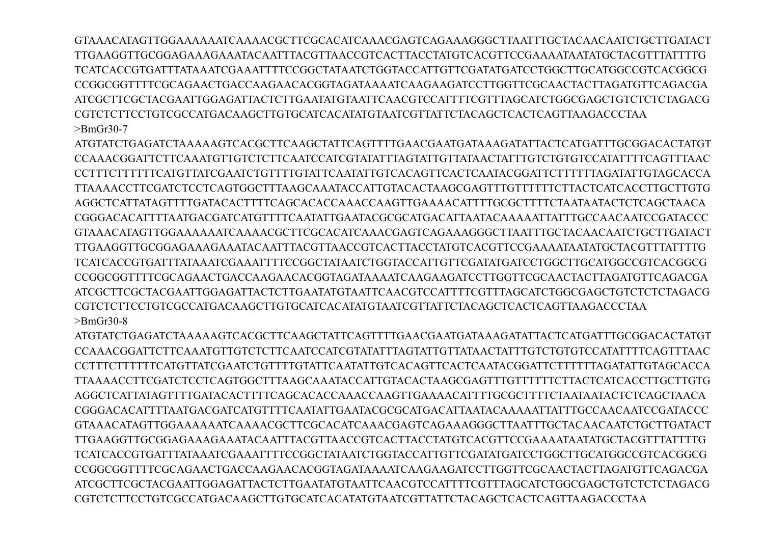GTAAACATAGTTGGAAAAAATCAAAACGCTTCGCACATCAAACGAGTCAGAAAGGGCTTAATTTGCTACAACAATCTGCTTGATACT
TTGAAGGTTGCGGAGAAAGAAATACAATTTACGTTAACCGTCACTTACCTATGTCACGTTCCGAAAATAATATGCTACGTTTATTTTG
TCATCACCGTGATTTATAAATCGAAATTTTCCGGCTATAATCTGGTACCATTGTTCGATATGATCCTGGCTTGCATGGCCGTCACGGCG
CCGGCGGTTTTCGCAGAACTGACCAAGAACACGGTAGATAAAATCAAGAAGATCCTTGGTTCGCAACTACTTAGATGTTCAGACGA
ATCGCTTCGCTACGAATTGGAGATTACTCTTGAATATGTAATTCAACGTCCATTTTCGTTTAGCATCTGGCGAGCTGTCTCTCTAGACG
CGTCTCTTCCTGTCGCCATGACAAGCTTGTGCATCACATATGTAATCGTTATTCTACAGCTCACTCAGTTAAGACCCTAA

>BmGr30-7

ATGTATCTGAGATCTAAAAAGTCACGCTTCAAGCTATTCAGTTTTGAACGAATGATAAAGATATTACTCATGATTTGCGGACACTATGT
CCAAACGGATTCTTCAAATGTTGTCTCTTCAATCCATCGTATATTTAGTATTGTTATAACTATTTGTCTGTGTCCATATTTTCAGTTTAAC
CCTTTCTTTTTTCATGTTATCGAATCTGTTTTGTATTCAATATTGTCACAGTTCACTCAATACGGATTCTTTTTTAGATATTGTAGCACCA
TTAAAACCTTCGATCTCCTCAGTGGCTTTAAGCAAATACCATTGTACACTAAGCGAGTTTGTTTTTTCTTACTCATCACCTTGCTTGTG
AGGCTCATTATAGTTTTGATACACTTTTCAGCACACCAAACCAAGTTGAAAACATTTTGCGCTTTTCTAATAATACTCTCAGCTAACA
CGGGACACATTTTAATGACGATCATGTTTTCAATATTGAATACGCGCATGACATTAATACAAAAATTATTTGCCAACAATCCGATACCC
GTAAACATAGTTGGAAAAAATCAAAACGCTTCGCACATCAAACGAGTCAGAAAGGGCTTAATTTGCTACAACAATCTGCTTGATACT
TTGAAGGTTGCGGAGAAAGAAATACAATTTACGTTAACCGTCACTTACCTATGTCACGTTCCGAAAATAATATGCTACGTTTATTTTG
TCATCACCGTGATTTATAAATCGAAATTTTCCGGCTATAATCTGGTACCATTGTTCGATATGATCCTGGCTTGCATGGCCGTCACGGCG
CCGGCGGTTTTCGCAGAACTGACCAAGAACACGGTAGATAAAATCAAGAAGATCCTTGGTTCGCAACTACTTAGATGTTCAGACGA
ATCGCTTCGCTACGAATTGGAGATTACTCTTGAATATGTAATTCAACGTCCATTTTCGTTTAGCATCTGGCGAGCTGTCTCTCTAGACG
CGTCTCTTCCTGTCGCCATGACAAGCTTGTGCATCACATATGTAATCGTTATTCTACAGCTCACTCAGTTAAGACCCTAA

>BmGr30-8

ATGTATCTGAGATCTAAAAAGTCACGCTTCAAGCTATTCAGTTTTGAACGAATGATAAAGATATTACTCATGATTTGCGGACACTATGT
CCAAACGGATTCTTCAAATGTTGTCTCTTCAATCCATCGTATATTTAGTATTGTTATAACTATTTGTCTGTGTCCATATTTTCAGTTTAAC
CCTTTCTTTTTTCATGTTATCGAATCTGTTTTGTATTCAATATTGTCACAGTTCACTCAATACGGATTCTTTTTTAGATATTGTAGCACCA
TTAAAACCTTCGATCTCCTCAGTGGCTTTAAGCAAATACCATTGTACACTAAGCGAGTTTGTTTTTTCTTACTCATCACCTTGCTTGTG
AGGCTCATTATAGTTTTGATACACTTTTCAGCACACCAAACCAAGTTGAAAACATTTTGCGCTTTTCTAATAATACTCTCAGCTAACA
CGGGACACATTTTAATGACGATCATGTTTTCAATATTGAATACGCGCATGACATTAATACAAAAATTATTTGCCAACAATCCGATACCC
GTAAACATAGTTGGAAAAAATCAAAACGCTTCGCACATCAAACGAGTCAGAAAGGGCTTAATTTGCTACAACAATCTGCTTGATACT
TTGAAGGTTGCGGAGAAAGAAATACAATTTACGTTAACCGTCACTTACCTATGTCACGTTCCGAAAATAATATGCTACGTTTATTTTG
TCATCACCGTGATTTATAAATCGAAATTTTCCGGCTATAATCTGGTACCATTGTTCGATATGATCCTGGCTTGCATGGCCGTCACGGCG
CCGGCGGTTTTCGCAGAACTGACCAAGAACACGGTAGATAAAATCAAGAAGATCCTTGGTTCGCAACTACTTAGATGTTCAGACGA
ATCGCTTCGCTACGAATTGGAGATTACTCTTGAATATGTAATTCAACGTCCATTTTCGTTTAGCATCTGGCGAGCTGTCTCTCTAGACG
CGTCTCTTCCTGTCGCCATGACAAGCTTGTGCATCACATATGTAATCGTTATTCTACAGCTCACTCAGTTAAGACCCTAA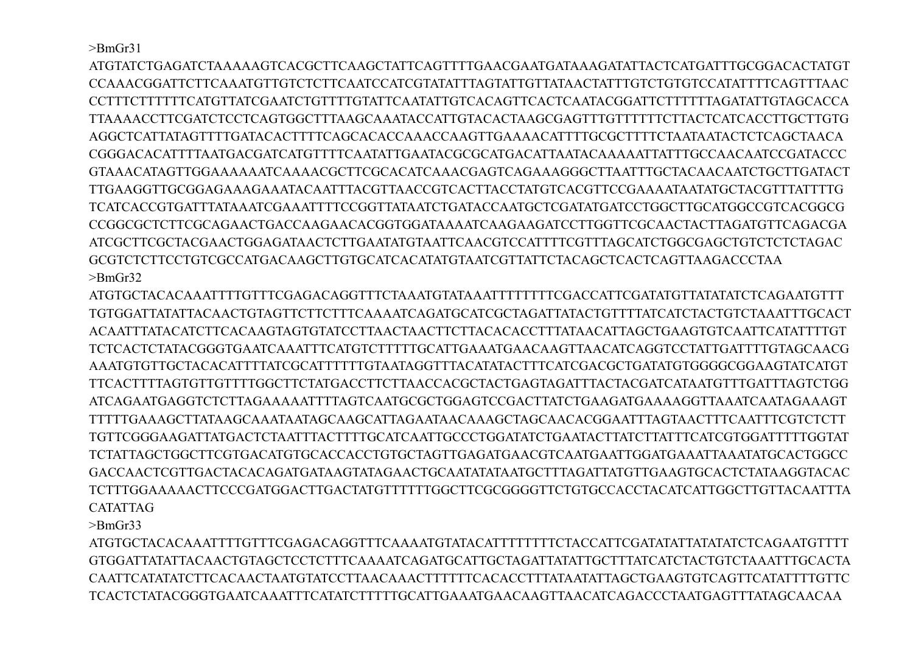>BmGr31
ATGTATCTGAGATCTAAAAAGTCACGCTTCAAGCTATTCAGTTTTGAACGAATGATAAAGATATTACTCATGATTTGCGGACACTATGT
CCAAACGGATTCTTCAAATGTTGTCTCTTCAATCCATCGTATATTTAGTATTGTTATAACTATTTGTCTGTGTCCATATTTTCAGTTTAAC
CCTTTCTTTTTTCATGTTATCGAATCTGTTTTGTATTCAATATTGTCACAGTTCACTCAATACGGATTCTTTTTTAGATATTGTAGCACCA
TTAAAACCTTCGATCTCCTCAGTGGCTTTAAGCAAATACCATTGTACACTAAGCGAGTTTGTTTTTTCTTACTCATCACCTTGCTTGTG
AGGCTCATTATAGTTTTGATACACTTTTCAGCACACCAAACCAAGTTGAAAACATTTTGCGCTTTTCTAATAATACTCTCAGCTAACA
CGGGACACATTTTAATGACGATCATGTTTTCAATATTGAATACGCGCATGACATTAATACAAAAATTATTTGCCAACAATCCGATACCC
GTAAACATAGTTGGAAAAAAATCAAAACGCTTCGCACATCAAACGAGTCAGAAAGGGCTTAATTTGCTACAACAATCTGCTTGATACT
TTGAAGGTTGCGGAGAAAGAAATACAATTTACGTTAACCGTCACTTACCTATGTCACGTTCCGAAAATAATATGCTACGTTTATTTTG
TCATCACCGTGATTTATAAATCGAAATTTTCCGGTTATAATCTGATACCAATGCTCGATATGATCCTGGCTTGCATGGCCGTCACGGCG
CCGGCGCTCTTCGCAGAACTGACCAAGAACACGGTGGATAAAATCAAGAAGATCCTTGGTTCGCAACTACTTAGATGTTCAGACGA
ATCGCTTCGCTACGAACTGGAGATAACTCTTGAATATGTAATTCAACGTCCATTTTCGTTTAGCATCTGGCGAGCTGTCTCTCTAGAC
GCGTCTCTTCCTGTCGCCATGACAAGCTTGTGCATCACATATGTAATCGTTATTCTACAGCTCACTCAGTTAAGACCCTAA
>BmGr32
ATGTGCTACACAAATTTTGTTTCGAGACAGGTTTCTAAATGTATAAATTTTTTTTCGACCATTCGATATGTTATATATCTCAGAATGTTT
TGTGGATTATATTACAACTGTAGTTCTTCTTTCAAAATCAGATGCATCGCTAGATTATACTGTTTTATCATCTACTGTCTAAATTTGCACT
ACAATTTATACATCTTCACAAGTAGTGTATCCTTAACTAACTTCTTACACACCTTTATAACATTAGCTGAAGTGTCAATTCATATTTTGT
TCTCACTCTATACGGGTGAATCAAATTTCATGTCTTTTTGCATTGAAATGAACAAGTTAACATCAGGTCCTATTGATTTTGTAGCAACG
AAATGTGTTGCTACACATTTTATCGCATTTTTTGTAATAGGTTTACATATACTTTCATCGACGCTGATATGTGGGGCGGAAGTATCATGT
TTCACTTTTAGTGTTGTTTTGGCTTCTATGACCTTCTTAACCACGCTACTGAGTAGATTTACTACGATCATAATGTTTGATTTAGTCTGG
ATCAGAATGAGGTCTCTTAGAAAAAATTTTAGTCAATGCGCTGGAGTCCGACTTATCTGAAGATGAAAAGGTTAAATCAATAGAAAGT
TTTTTGAAAGCTTATAAGCAAATAATAGCAAGCATTAGAATAACAAAGCTAGCAACACGGAATTTAGTAACTTTCAATTTCGTCTCTT
TGTTCGGGAAGATTATGACTCTAATTTACTTTTGCATCAATTGCCCTGGATATCTGAATACTTATCTTATTTCATCGTGGATTTTTGGTAT
TCTATTAGCTGGCTTCGTGACATGTGCACCACCTGTGCTAGTTGAGATGAACGTCAATGAATTGGATGAAATTAAATATGCACTGGCC
GACCAACTCGTTGACTACACAGATGATAAGTATAGAACTGCAATATATAATGCTTTAGATTATGTTGAAGTGCACTCTATAAGGTACAC
TCTTTGGAAAAACTTCCCGATGGACTTGACTATGTTTTTTGGCTTCGCGGGGTTCTGTGCCACCTACATCATTGGCTTGTTACAATTTA
CATATTAG
>BmGr33
ATGTGCTACACAAATTTTGTTTCGAGACAGGTTTCAAAATGTATACATTTTTTTTCTACCATTCGATATATTATATATCTCAGAATGTTTT
GTGGATTATATTACAACTGTAGCTCCTCTTTCAAAATCAGATGCATTGCTAGATTATATTGCTTTATCATCTACTGTCTAAATTTGCACTA
CAATTCATATATCTTCACAACTAATGTATCCTTAACAAACTTTTTTCACACCTTTATAATATTAGCTGAAGTGTCAGTTCATATTTTGTTC
TCACTCTATACGGGTGAATCAAATTTCATATCTTTTTGCATTGAAATGAACAAGTTAACATCAGACCCTAATGAGTTTATAGCAACAA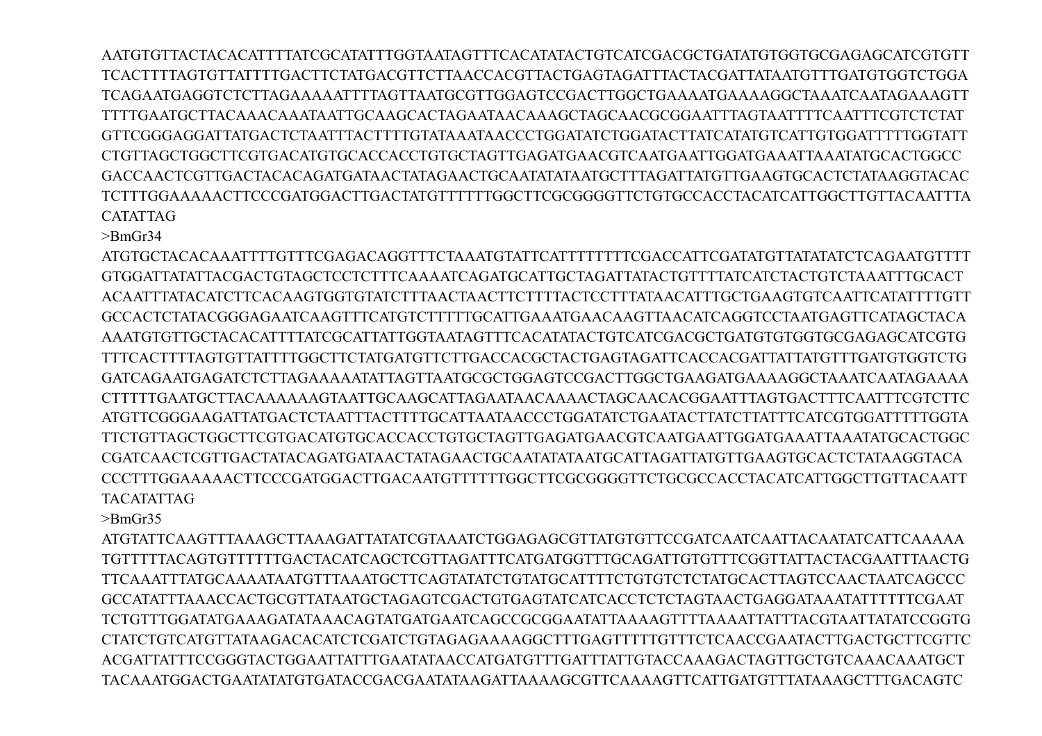AATGTGTTACTACACATTTTATCGCATATTTGGTAATAGTTTCACATATACTGTCATCGACGCTGATATGTGGTGCGAGAGCATCGTGTT
TCACTTTTAGTGTTATTTTGACTTCTATGACGTTCTTAACCACGTTACTGAGTAGATTTACTACGATTATAATGTTTGATGTGGTCTGGA
TCAGAATGAGGTCTCTTAGAAAAATTTTAGTTAATGCGTTGGAGTCCGACTTGGCTGAAAATGAAAAGGCTAAATCAATAGAAAGTT
TTTTGAATGCTTACAAACAAATAATTGCAAGCACTAGAATAACAAAGCTAGCAACGCGGAATTTAGTAATTTTCAATTTCGTCTCTAT
GTTCGGGAGGATTATGACTCTAATTTACTTTTGTATAAATAACCCTGGATATCTGGATACTTATCATATGTCATTGTGGATTTTTGGTATT
CTGTTAGCTGGCTTCGTGACATGTGCACCACCTGTGCTAGTTGAGATGAACGTCAATGAATTGGATGAAATTAAATATGCACTGGCC
GACCAACTCGTTGACTACACAGATGATAACTATAGAACTGCAATATATAATGCTTTAGATTATGTTGAAGTGCACTCTATAAGGTACAC
TCTTTGGAAAAACTTCCCGATGGACTTGACTATGTTTTTTGGCTTCGCGGGGTTCTGTGCCACCTACATCATTGGCTTGTTACAATTTA
CATATTAG

>BmGr34

ATGTGCTACACAAATTTTGTTTCGAGACAGGTTTCTAAATGTATTCATTTTTTTTCGACCATTCGATATGTTATATATCTCAGAATGTTTT
GTGGATTATATTACGACTGTAGCTCCTCTTTCAAAATCAGATGCATTGCTAGATTATACTGTTTTATCATCTACTGTCTAAATTTGCACT
ACAATTTATACATCTTCACAAGTGGTGTATCTTTAACTAACTTCTTTTACTCCTTTATAACATTTGCTGAAGTGTCAATTCATATTTTGTT
GCCACTCTATACGGGAGAATCAAGTTTCATGTCTTTTTGCATTGAAATGAACAAGTTAACATCAGGTCCTAATGAGTTCATAGCTACA
AAATGTGTTGCTACACATTTTATCGCATTATTGGTAATAGTTTCACATATACTGTCATCGACGCTGATGTGTGGTGCGAGAGCATCGTG
TTTCACTTTTAGTGTTATTTTGGCTTCTATGATGTTCTTGACCACGCTACTGAGTAGATTCACCACGATTATTATGTTTGATGTGGTCTG
GATCAGAATGAGATCTCTTAGAAAAATATTAGTTAATGCGCTGGAGTCCGACTTGGCTGAAGATGAAAAGGCTAAATCAATAGAAAA
CTTTTTGAATGCTTACAAAAAAGTAATTGCAAGCATTAGAATAACAAAACTAGCAACACGGAATTTAGTGACTTTCAATTTCGTCTTC
ATGTTCGGGAAGATTATGACTCTAATTTACTTTTGCATTAATAACCCTGGATATCTGAATACTTATCTTATTTCATCGTGGATTTTTGGTA
TTCTGTTAGCTGGCTTCGTGACATGTGCACCACCTGTGCTAGTTGAGATGAACGTCAATGAATTGGATGAAATTAAATATGCACTGGC
CGATCAACTCGTTGACTATACAGATGATAACTATAGAACTGCAATATATAATGCATTAGATTATGTTGAAGTGCACTCTATAAGGTACA
CCCTTTGGAAAAACTTCCCGATGGACTTGACAATGTTTTTTGGCTTCGCGGGGTTCTGCGCCACCTACATCATTGGCTTGTTACAATT
TACATATTAG

>BmGr35

ATGTATTCAAGTTTAAAGCTTAAAGATTATATCGTAAATCTGGAGAGCGTTATGTGTTCCGATCAATCAATTACAATATCATTCAAAAA
TGTTTTTACAGTGTTTTTTGACTACATCAGCTCGTTAGATTTCATGATGGTTTGCAGATTGTGTTTCGGTTATTACTACGAATTTAACTG
TTCAAATTTATGCAAAATAATGTTTAAATGCTTCAGTATATCTGTATGCATTTTCTGTGTCTCTATGCACTTAGTCCAACTAATCAGCCC
GCCATATTTAAACCACTGCGTTATAATGCTAGAGTCGACTGTGAGTATCATCACCTCTCTAGTAACTGAGGATAAATATTTTTTCGAAT
TCTGTTTGGATATGAAAGATATAAACAGTATGATGAATCAGCCCGCGGAATATTAAAAGTTTTAAAATTATTTACGTAATTATATCCGGTG
CTATCTGTCATGTTATAAGACACATCTCGATCTGTAGAGAAAAGGCTTTGAGTTTTTGTTTCTCAACCGAATACTTGACTGCTTCGTTC
ACGATTATTTCCGGGTACTGGAATTATTTGAATATAACCATGATGTTTGATTTATTGTACCAAAGACTAGTTGCTGTCAAACAAATGCT
TACAAATGGACTGAATATATGTGATACCGACGAATATAAGATTAAAAGCGTTCAAAAGTTCATTGATGTTTATAAAGCTTTGACAGTC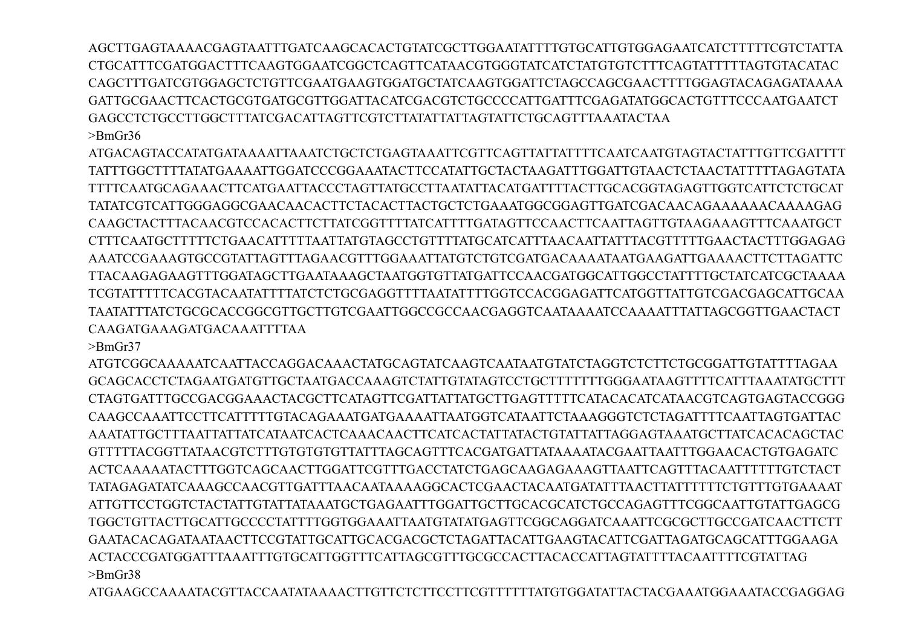AGCTTGAGTAAAACGAGTAATTTGATCAAGCACACTGTATCGCTTGGAATATTTTGTGCATTGTGGAGAATCATCTTTTTCGTCTATTA
CTGCATTTCGATGGACTTTCAAGTGGAATCGGCTCAGTTCATAACGTGGGTATCATCTATGTGTCTTTCAGTATTTTTAGTGTACATAC
CAGCTTTGATCGTGGAGCTCTGTTCGAATGAAGTGGATGCTATCAAGTGGATTCTAGCCAGCGAACTTTTGGAGTACAGAGATAAAA
GATTGCGAACTTCACTGCGTGATGCGTTGGATTACATCGACGTCTGCCCCATTGATTTCGAGATATGGCACTGTTTCCCAATGAATCT
GAGCCTCTGCCTTGGCTTTATCGACATTAGTTCGTCTTATATTATTAGTATTCTGCAGTTTAAATACTAA

>BmGr36
ATGACAGTACCATATGATAAAATTAAATCTGCTCTGAGTAAATTCGTTCAGTTATTATTTTCAATCAATGTAGTACTATTTGTTCGATTTT
TATTTGGCTTTTATATGAAAATTGGATCCCGGAAATACTTCCATATTGCTACTAAGATTTGGATTGTAACTCTAACTATTTTTAGAGTATA
TTTTCAATGCAGAAACTTCATGAATTACCCTAGTTATGCCTTAATATTACATGATTTTACTTGCACGGTAGAGTTGGTCATTCTCTGCAT
TATATCGTCATTGGGAGGCGAACAACACTTCTACACTTACTGCTCTGAAATGGCGGAGTTGATCGACAACAGAAAAAACAAAAGAG
CAAGCTACTTTACAACGTCCACACTTCTTATCGGTTTTATCATTTTGATAGTTCCAACTTCAATTAGTTGTAAGAAAGTTTCAAATGCT
CTTTCAATGCTTTTTCTGAACATTTTTAATTATGTAGCCTGTTTTATGCATCATTTAACAATTATTTACGTTTTTGAACTACTTTGGAGAG
AAATCCGAAAGTGCCGTATTAGTTTAGAACGTTTGGAAATTATGTCTGTCGATGACAAAATAATGAAGATTGAAAACTTCTTAGATTC
TTACAAGAGAAGTTTGGATAGCTTGAATAAAGCTAATGGTGTTATGATTCCAACGATGGCATTGGCCTATTTTGCTATCATCGCTAAAA
TCGTATTTTTCACGTACAATATTTTATCTCTGCGAGGTTTTAATATTTTGGTCCACGGAGATTCATGGTTATTGTCGACGAGCATTGCAA
TAATATTTATCTGCGCACCGGCGTTGCTTGTCGAATTGGCCGCCAACGAGGTCAATAAAATCCAAAATTTATTAGCGGTTGAACTACT
CAAGATGAAAGATGACAAATTTTAA

>BmGr37
ATGTCGGCAAAAATCAATTACCAGGACAAACTATGCAGTATCAAGTCAATAATGTATCTAGGTCTCTTCTGCGGATTGTATTTTAGAA
GCAGCACCTCTAGAATGATGTTGCTAATGACCAAAGTCTATTGTATAGTCCTGCTTTTTTTGGGAATAAGTTTTCATTTAAATATGCTTT
CTAGTGATTTGCCGACGGAAACTACGCTTCATAGTTCGATTATTATGCTTGAGTTTTTCATACACATCATAACGTCAGTGAGTACCGGG
CAAGCCAAATTCCTTCATTTTTGTACAGAAATGATGAAAATTAATGGTCATAATTCTAAAGGGTCTCTAGATTTTCAATTAGTGATTAC
AAATATTGCTTTAATTATTATCATAATCACTCAAACAACTTCATCACTATTATACTGTATTATTAGGAGTAAATGCTTATCACACAGCTAC
GTTTTTACGGTTATAACGTCTTTGTGTGTGTTATTTAGCAGTTTCACGATGATTATAAAATACGAATTAATTTGGAACACTGTGAGATC
ACTCAAAAATACTTTGGTCAGCAACTTGGATTCGTTTGACCTATCTGAGCAAGAGAAAGTTAATTCAGTTTACAATTTTTTGTCTACT
TATAGAGATATCAAAGCCAACGTTGATTTAACAATAAAAGGCACTCGAACTACAATGATATTTAACTTATTTTTTCTGTTTGTGAAAAT
ATTGTTCCTGGTCTACTATTGTATTATAAATGCTGAGAATTTGGATTGCTTGCACGCATCTGCCAGAGTTTCGGCAATTGTATTGAGCG
TGGCTGTTACTTGCATTGCCCCTATTTTGGTGGAAATTAATGTATATGAGTTCGGCAGGATCAAATTCGCGCTTGCCGATCAACTTCTT
GAATACACAGATAATAACTTCCGTATTGCATTGCACGACGCTCTAGATTACATTGAAGTACATTCGATTAGATGCAGCATTTGGAAGA
ACTACCCGATGGATTTAAATTTGTGCATTGGTTTCATTAGCGTTTGCGCCACTTACACCATTAGTATTTTACAATTTTCGTATTAG

>BmGr38
ATGAAGCCAAAATACGTTACCAATATAAAACTTGTTCTCTTCCTTCGTTTTTTATGTGGATATTACTACGAAATGGAAATACCGAGGAG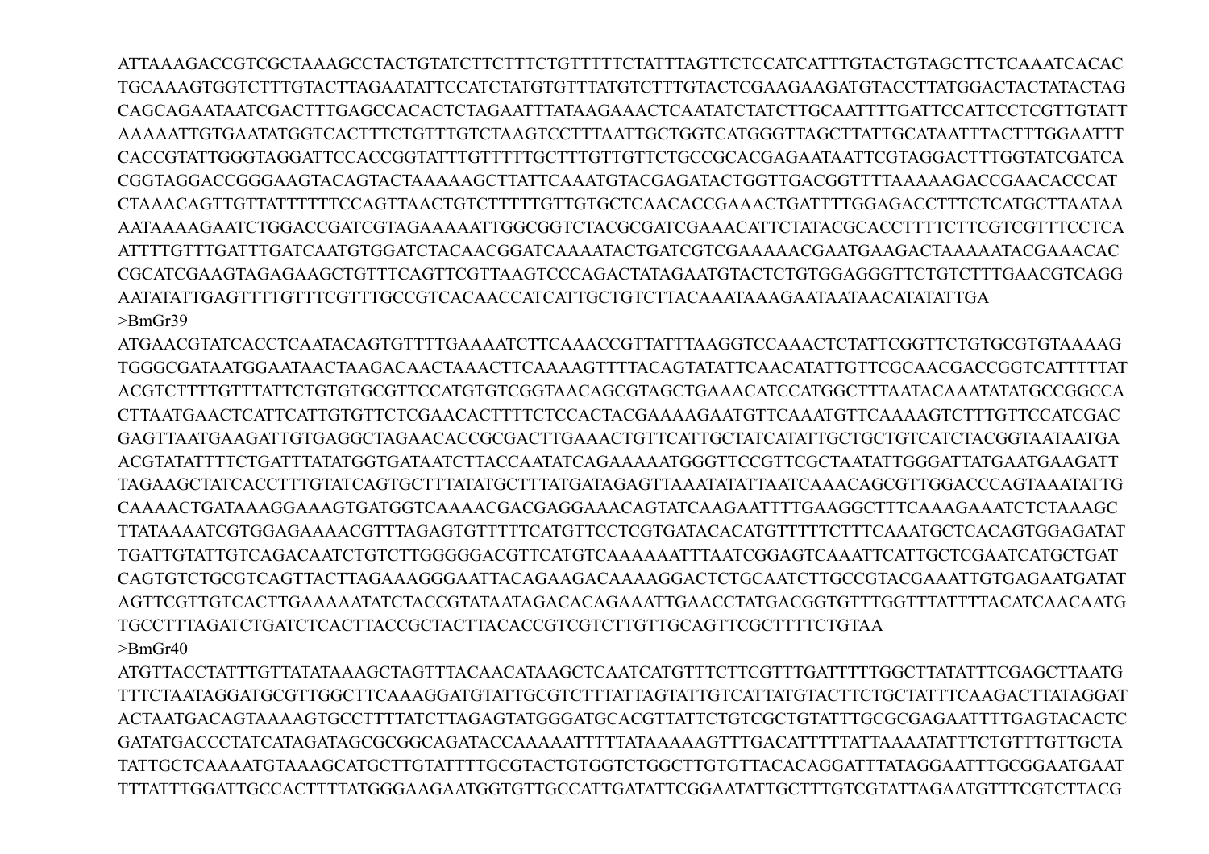ATTAAAGACCGTCGCTAAAGCCTACTGTATCTTCTTTCTGTTTTTCTATTTAGTTCTCCATCATTTGTACTGTAGCTTCTCAAATCACAC
TGCAAAGTGGTCTTTGTACTTAGAATATTCCATCTATGTGTTTATGTCTTTGTACTCGAAGAAGATGTACCTTATGGACTACTATACTAG
CAGCAGAATAATCGACTTTGAGCCACACTCTAGAATTTATAAGAAACTCAATATCTATCTTGCAATTTTGATTCCATTCCTCGTTGTATT
AAAAATTGTGAATATGGTCACTTTCTGTTTGTCTAAGTCCTTTAATTGCTGGTCATGGGTTAGCTTATTGCATAATTTACTTTGGAATTT
CACCGTATTGGGTAGGATTCCACCGGTATTTGTTTTTGCTTTGTTGTTCTGCCGCACGAGAATAATTCGTAGGACTTTGGTATCGATCA
CGGTAGGACCGGGAAGTACAGTACTAAAAAGCTTATTCAAATGTACGAGATACTGGTTGACGGTTTTAAAAAGACCGAACACCCAT
CTAAACAGTTGTTATTTTTTCCAGTTAACTGTCTTTTTGTTGTGCTCAACACCGAAACTGATTTTGGAGACCTTTCTCATGCTTAATAA
AATAAAAGAATCTGGACCGATCGTAGAAAAATTGGCGGTCTACGCGATCGAAACATTCTATACGCACCTTTTCTTCGTCGTTTCCTCA
ATTTTGTTTGATTTGATCAATGTGGATCTACAACGGATCAAAATACTGATCGTCGAAAAACGAATGAAGACTAAAAATACGAAACAC
CGCATCGAAGTAGAGAAGCTGTTTCAGTTCGTTAAGTCCCAGACTATAGAATGTACTCTGTGGAGGGTTCTGTCTTTGAACGTCAGG
AATATATTGAGTTTTGTTTCGTTTGCCGTCACAACCATCATTGCTGTCTTACAAATAAAGAATAATAACATATATTGA

>BmGr39

ATGAACGTATCACCTCAATACAGTGTTTTGAAAATCTTCAAACCGTTATTTAAGGTCCAAACTCTATTCGGTTCTGTGCGTGTAAAAG
TGGGCGATAATGGAATAACTAAGACAACTAAACTTCAAAAGTTTTACAGTATATTCAACATATTGTTCGCAACGACCGGTCATTTTTAT
ACGTCTTTTGTTTATTCTGTGTGCGTTCCATGTGTCGGTAACAGCGTAGCTGAAACATCCATGGCTTTAATACAAATATATGCCGGCCA
CTTAATGAACTCATTCATTGTGTTCTCGAACACTTTTCTCCACTACGAAAAGAATGTTCAAATGTTCAAAAGTCTTTGTTCCATCGAC
GAGTTAATGAAGATTGTGAGGCTAGAACACCGCGACTTGAAACTGTTCATTGCTATCATATTGCTGCTGTCATCTACGGTAATAATGA
ACGTATATTTTCTGATTTATATGGTGATAATCTTACCAATATCAGAAAAAATGGGTTCCGTTCGCTAATATTGGGATTATGAATGAAGATT
TAGAAGCTATCACCTTTGTATCAGTGCTTTATATGCTTTATGATAGAGTTAAATATATTAATCAAACAGCGTTGGACCCAGTAAATATTG
CAAAACTGATAAAGGAAAGTGATGGTCAAAACGACGAGGAAACAGTATCAAGAATTTTGAAGGCTTTCAAAGAAATCTCTAAAGC
TTATAAAATCGTGGAGAAAACGTTTAGAGTGTTTTTCATGTTCCTCGTGATACACATGTTTTTCTTTCAAATGCTCACAGTGGAGATAT
TGATTGTATTGTCAGACAATCTGTCTTGGGGGACGTTCATGTCAAAAAATTTAATCGGAGTCAAATTCATTGCTCGAATCATGCTGAT
CAGTGTCTGCGTCAGTTACTTAGAAAGGGAATTACAGAAGACAAAAGGACTCTGCAATCTTGCCGTACGAAATTGTGAGAATGATAT
AGTTCGTTGTCACTTGAAAAATATCTACCGTATAATAGACACAGAAATTGAACCTATGACGGTGTTTGGTTTATTTTACATCAACAATG
TGCCTTTAGATCTGATCTCACTTACCGCTACTTACACCGTCGTCTTGTTGCAGTTCGCTTTTCTGTAA

>BmGr40

ATGTTACCTATTTGTTATATAAAGCTAGTTTACAACATAAGCTCAATCATGTTTCTTCGTTTGATTTTTGGCTTATATTTCGAGCTTAATG
TTTCTAATAGGATGCGTTGGCTTCAAAGGATGTATTGCGTCTTTATTAGTATTGTCATTATGTACTTCTGCTATTTCAAGACTTATAGGAT
ACTAATGACAGTAAAAGTGCCTTTTATCTTAGAGTATGGGATGCACGTTATTCTGTCGCTGTATTTGCGCGAGAATTTTGAGTACACTC
GATATGACCCTATCATAGATAGCGCGGCAGATACCAAAAATTTTTATAAAAAGTTTGACATTTTTATTAAAATATTTCTGTTTGTTGCTA
TATTGCTCAAAATGTAAAGCATGCTTGTATTTTGCGTACTGTGGTCTGGCTTGTGTTACACAGGATTTATAGGAATTTGCGGAATGAAT
TTTATTTGGATTGCCACTTTTATGGGAAGAATGGTGTTGCCATTGATATTCGGAATATTGCTTTGTCGTATTAGAATGTTTCGTCTTACG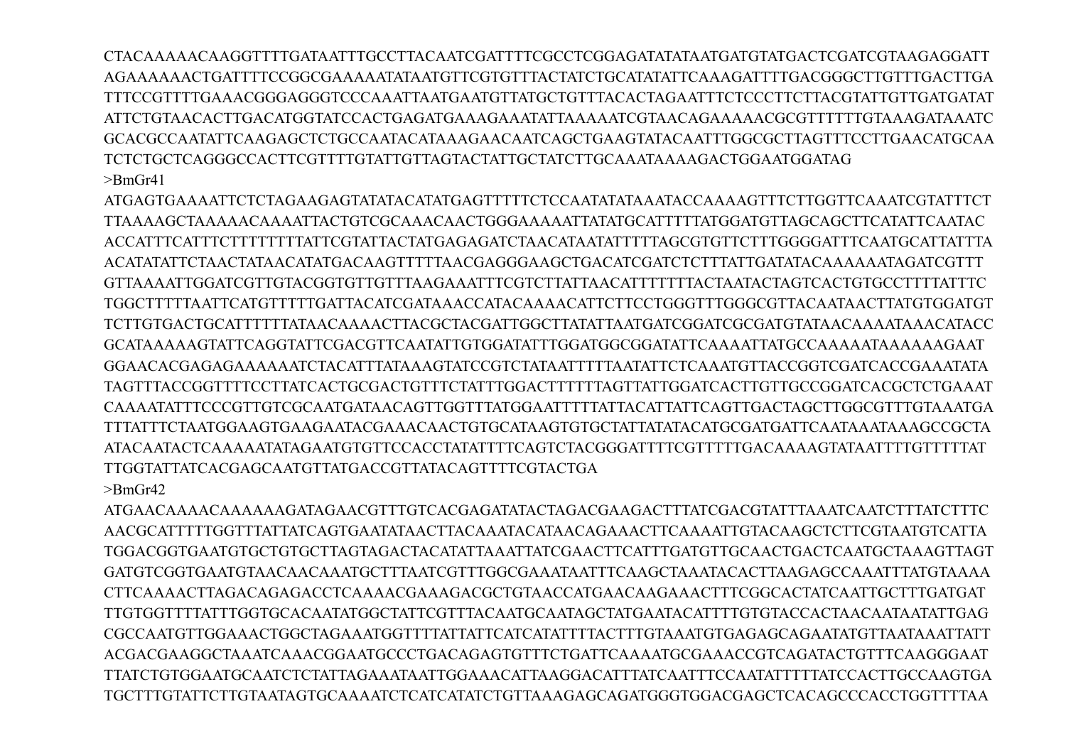CTACAAAAACAAGGTTTTGATAATTTGCCTTACAATCGATTTTCGCCTCGGAGATATATAATGATGTATGACTCGATCGTAAGAGGATT
AGAAAAAACTGATTTTCCGGCGAAAAATATAATGTTCGTGTTTACTATCTGCATATATTCAAAGATTTTGACGGGCTTGTTTGACTTGA
TTTCCGTTTTGAAACGGGAGGGTCCCAAATTAATGAATGTTATGCTGTTTACACTAGAATTTCTCCCTTCTTACGTATTGTTGATGATAT
ATTCTGTAACACTTGACATGGTATCCACTGAGATGAAAGAAATATTAAAAATCGTAACAGAAAAACGCGTTTTTTGTAAAGATAAATC
GCACGCCAATATTCAAGAGCTCTGCCAATACATAAAGAACAATCAGCTGAAGTATACAATTTGGCGCTTAGTTTCCTTGAACATGCAA
TCTCTGCTCAGGGCCACTTCGTTTTGTATTGTTAGTACTATTGCTATCTTGCAAATAAAAGACTGGAATGGATAG

>BmGr41

ATGAGTGAAAATTCTCTAGAAGAGTATATACATATGAGTTTTTCTCCAATATATAAATACCAAAAGTTTCTTGGTTCAAATCGTATTTCT
TTAAAAGCTAAAAACAAAATTACTGTCGCAAACAACTGGGAAAAATTATATGCATTTTTATGGATGTTAGCAGCTTCATATTCAATAC
ACCATTTCATTTCTTTTTTTTATTCGTATTACTATGAGAGATCTAACATAATATTTTTAGCGTGTTCTTTGGGGATTTCAATGCATTATTTA
ACATATATTCTAACTATAACATATGACAAGTTTTTAACGAGGGAAGCTGACATCGATCTCTTTATTGATATACAAAAAATAGATCGTTT
GTTAAAATTGGATCGTTGTACGGTGTTGTTTAAGAAATTTCGTCTTATTAACATTTTTTTACTAATACTAGTCACTGTGCCTTTTATTTC
TGGCTTTTTAATTCATGTTTTTGATTACATCGATAAACCATACAAAACATTCTTCCTGGGTTTGGGCGTTACAATAACTTATGTGGATGT
TCTTGTGACTGCATTTTTTATAACAAAACTTACGCTACGATTGGCTTATATTAATGATCGGATCGCGATGTATAACAAAATAAACATACC
GCATAAAAAGTATTCAGGTATTCGACGTTCAATATTGTGGATATTTGGATGGCGGATATTCAAAATTATGCCAAAAATAAAAAAGAAT
GGAACACGAGAGAAAAAATCTACATTTATAAAGTATCCGTCTATAATTTTTAATATTCTCAAATGTTACCGGTCGATCACCGAAATATA
TAGTTTACCGGTTTTCCTTATCACTGCGACTGTTTCTATTTGGACTTTTTTAGTTATTGGATCACTTGTTGCCGGATCACGCTCTGAAAT
CAAAATATTTCCCGTTGTCGCAATGATAACAGTTGGTTTATGGAATTTTTATTACATTATTCAGTTGACTAGCTTGGCGTTTGTAAATGA
TTTATTTCTAATGGAAGTGAAGAATACGAAACAACTGTGCATAAGTGTGCTATTATATACATGCGATGATTCAATAAATAAAGCCGCTA
ATACAATACTCAAAAATATAGAATGTGTTCCACCTATATTTTCAGTCTACGGGATTTTCGTTTTTGACAAAAGTATAATTTTGTTTTTAT
TTGGTATTATCACGAGCAATGTTATGACCGTTATACAGTTTTCGTACTGA

>BmGr42

ATGAACAAAACAAAAAAGATAGAACGTTTGTCACGAGATATACTAGACGAAGACTTTATCGACGTATTTAAATCAATCTTTATCTTTC
AACGCATTTTTGGTTTATTATCAGTGAATATAACTTACAAATACATAACAGAAACTTCAAAATTGTACAAGCTCTTCGTAATGTCATTA
TGGACGGTGAATGTGCTGTGCTTAGTAGACTACATATTAAATTATCGAACTTCATTTGATGTTGCAACTGACTCAATGCTAAAGTTAGT
GATGTCGGTGAATGTAACAACAAATGCTTTAATCGTTTGGCGAAATAATTTCAAGCTAAATACACTTAAGAGCCAAATTTATGTAAAA
CTTCAAAACTTAGACAGAGACCTCAAAACGAAAGACGCTGTAACCATGAACAAGAAACTTTCGGCACTATCAATTGCTTTGATGAT
TTGTGGTTTTATTTGGTGCACAATATGGCTATTCGTTTACAATGCAATAGCTATGAATACATTTTGTGTACCACTAACAATAATATTGAG
CGCCAATGTTGGAAACTGGCTAGAAATGGTTTTATTATTCATCATATTTTACTTTGTAAATGTGAGAGCAGAATATGTTAATAAATTATT
ACGACGAAGGCTAAATCAAACGGAATGCCCTGACAGAGTGTTTCTGATTCAAAATGCGAAACCGTCAGATACTGTTTCAAGGGAAT
TTATCTGTGGAATGCAATCTCTATTAGAAATAATTGGAAACATTAAGGACATTTATCAATTTCCAATATTTTTATCCACTTGCCAAGTGA
TGCTTTGTATTCTTGTAATAGTGCAAAATCTCATCATATCTGTTAAAGAGCAGATGGGTGGACGAGCTCACAGCCCACCTGGTTTTAA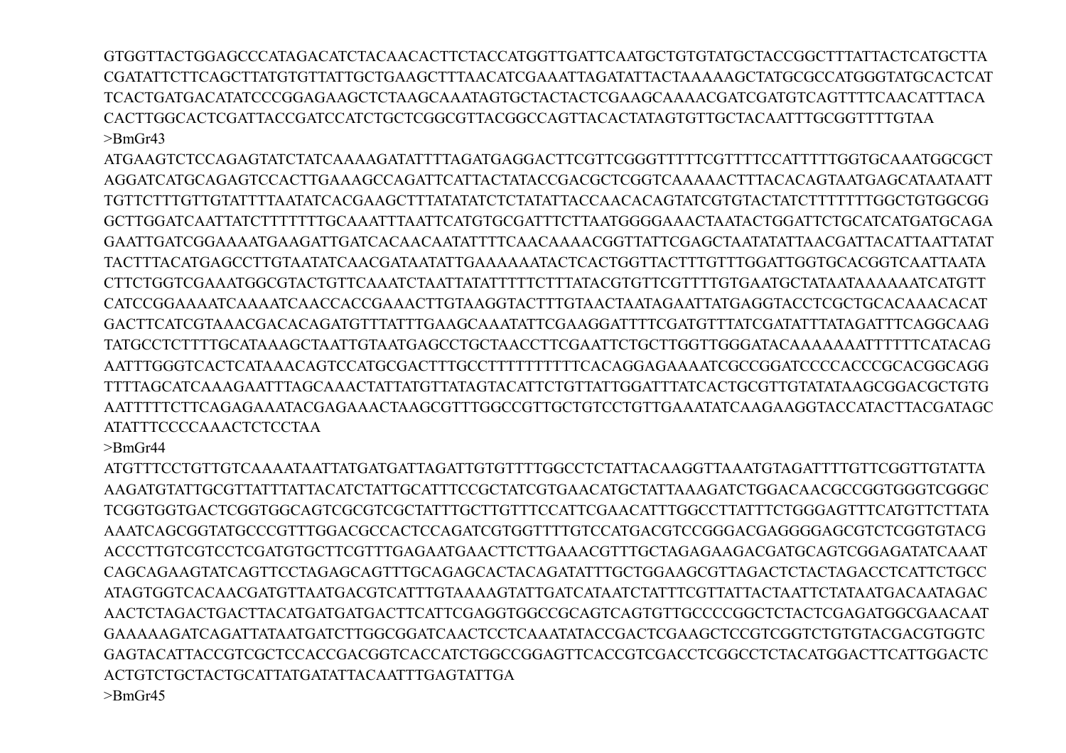GTGGTTACTGGAGCCCATAGACATCTACAACACTTCTACCATGGTTGATTCAATGCTGTGTATGCTACCGGCTTTATTACTCATGCTTA
CGATATTCTTCAGCTTATGTGTTATTGCTGAAGCTTTAACATCGAAATTAGATATTACTAAAAAGCTATGCGCCATGGGTATGCACTCAT
TCACTGATGACATATCCCGGAGAAGCTCTAAGCAAATAGTGCTACTACTCGAAGCAAAACGATCGATGTCAGTTTTCAACATTTACA
CACTTGGCACTCGATTACCGATCCATCTGCTCGGCGTTACGGCCAGTTACACTATAGTGTTGCTACAATTTGCGGTTTTGTAA

>BmGr43

ATGAAGTCTCCAGAGTATCTATCAAAAGATATTTTAGATGAGGACTTCGTTCGGGTTTTTCGTTTTCCATTTTTGGTGCAAATGGCGCT
AGGATCATGCAGAGTCCACTTGAAAGCCAGATTCATTACTATACCGACGCTCGGTCAAAAACTTTACACAGTAATGAGCATAATAATT
TGTTCTTTGTTGTATTTTAATATCACGAAGCTTTATATATCTCTATATTACCAACACAGTATCGTGTACTATCTTTTTTTGGCTGTGGCGG
GCTTGGATCAATTATCTTTTTTTGCAAATTTAATTCATGTGCGATTTCTTAATGGGGAAACTAATACTGGATTCTGCATCATGATGCAGA
GAATTGATCGGAAAATGAAGATTGATCACAACAATATTTTCAACAAAACGGTTATTCGAGCTAATATATTAACGATTACATTAATTATAT
TACTTTACATGAGCCTTGTAATATCAACGATAATATTGAAAAAATACTCACTGGTTACTTTGTTTGGATTGGTGCACGGTCAATTAATA
CTTCTGGTCGAAATGGCGTACTGTTCAAATCTAATTATATTTTTCTTTATACGTGTTCGTTTTGTGAATGCTATAATAAAAAATCATGTT
CATCCGGAAAATCAAAATCAACCACCGAAACTTGTAAGGTACTTTGTAACTAATAGAATTATGAGGTACCTCGCTGCACAAACACAT
GACTTCATCGTAAACGACACAGATGTTTATTTGAAGCAAATATTCGAAGGATTTTCGATGTTTATCGATATTTATAGATTTCAGGCAAG
TATGCCTCTTTTGCATAAAGCTAATTGTAATGAGCCTGCTAACCTTCGAATTCTGCTTGGTTGGGATACAAAAAAATTTTTTCATACAG
AATTTGGGTCACTCATAAACAGTCCATGCGACTTTGCCTTTTTTTTTTCACAGGAGAAAATCGCCGGATCCCCACCCGCACGGCAGG
TTTTAGCATCAAAGAATTTAGCAAACTATTATGTTATAGTACATTCTGTTATTGGATTTATCACTGCGTTGTATATAAGCGGACGCTGTG
AATTTTTCTTCAGAGAAATACGAGAAACTAAGCGTTTGGCCGTTGCTGTCCTGTTGAAATATCAAGAAGGTACCATACTTACGATAGC
ATATTTCCCCAAACTCTCCTAA

>BmGr44

ATGTTTCCTGTTGTCAAAATAATTATGATGATTAGATTGTGTTTTGGCCTCTATTACAAGGTTAAATGTAGATTTTGTTCGGTTGTATTA
AAGATGTATTGCGTTATTTATTACATCTATTGCATTTCCGCTATCGTGAACATGCTATTAAAGATCTGGACAACGCCGGTGGGTCGGGC
TCGGTGGTGACTCGGTGGCAGTCGCGTCGCTATTTGCTTGTTTCCATTCGAACATTTGGCCTTATTTCTGGGAGTTTCATGTTCTTATA
AAATCAGCGGTATGCCCGTTTGGACGCCACTCCAGATCGTGGTTTTGTCCATGACGTCCGGGACGAGGGGAGCGTCTCGGTGTACG
ACCCTTGTCGTCCTCGATGTGCTTCGTTTGAGAATGAACTTCTTGAAACGTTTGCTAGAGAAGACGATGCAGTCGGAGATATCAAAT
CAGCAGAAGTATCAGTTCCTAGAGCAGTTTGCAGAGCACTACAGATATTTGCTGGAAGCGTTAGACTCTACTAGACCTCATTCTGCC
ATAGTGGTCACAACGATGTTAATGACGTCATTTGTAAAAGTATTGATCATAATCTATTTCGTTATTACTAATTCTATAATGACAATAGAC
AACTCTAGACTGACTTACATGATGATGACTTCATTCGAGGTGGCCGCAGTCAGTGTTGCCCCGGCTCTACTCGAGATGGCGAACAAT
GAAAAAGATCAGATTATAATGATCTTGGCGGATCAACTCCTCAAATATACCGACTCGAAGCTCCGTCGGTCTGTGTACGACGTGGTC
GAGTACATTACCGTCGCTCCACCGACGGTCACCATCTGGCCGGAGTTCACCGTCGACCTCGGCCTCTACATGGACTTCATTGGACTC
ACTGTCTGCTACTGCATTATGATATTACAATTTGAGTATTGA

>BmGr45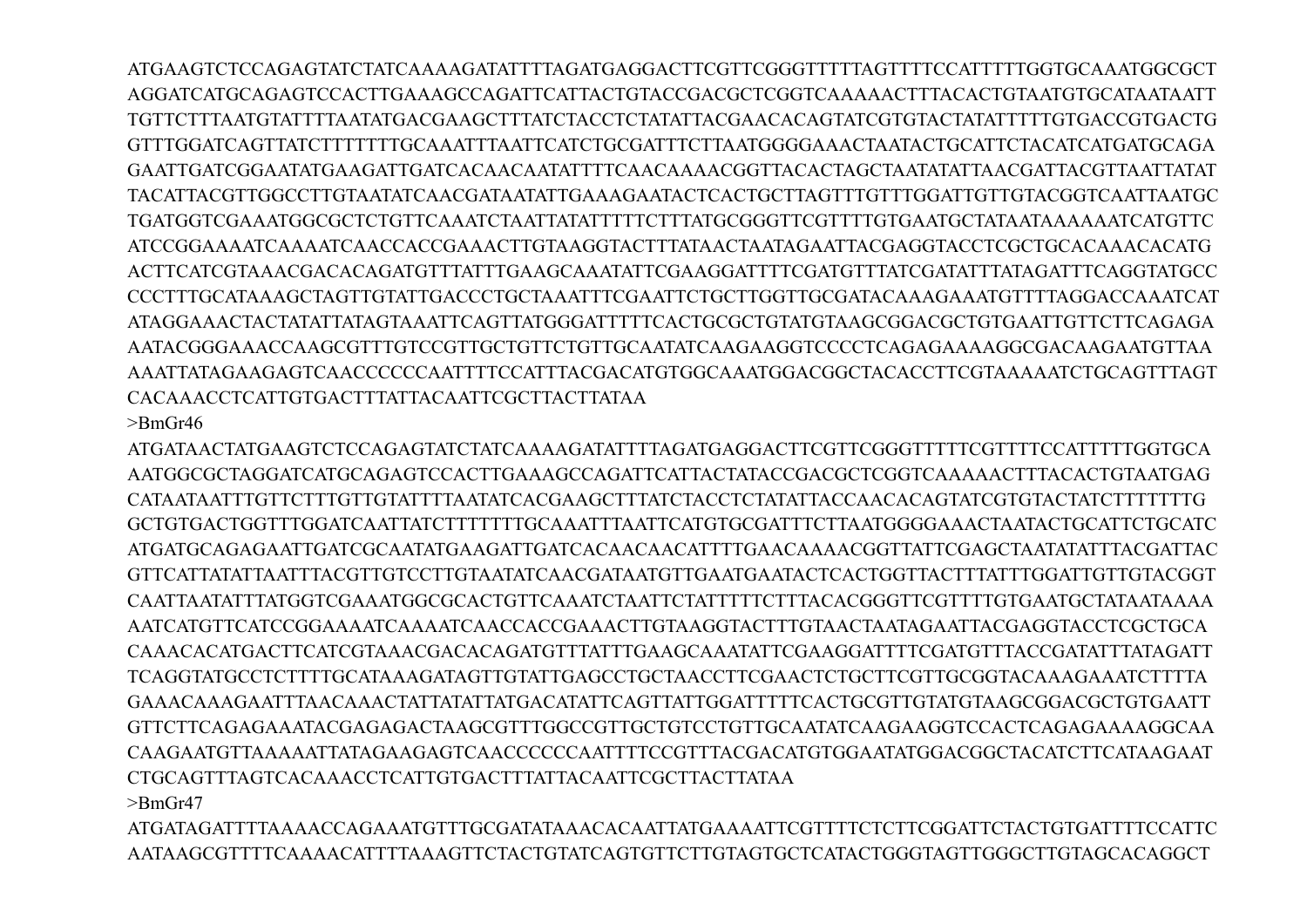ATGAAGTCTCCAGAGTATCTATCAAAAGATATTTTAGATGAGGACTTCGTTCGGGTTTTTAGTTTTCCATTTTTGGTGCAAATGGCGCT
AGGATCATGCAGAGTCCACTTGAAAGCCAGATTCATTACTGTACCGACGCTCGGTCAAAAACTTTACACTGTAATGTGCATAATAATT
TGTTCTTTAATGTATTTTAATATGACGAAGCTTTATCTACCTCTATATTACGAACACAGTATCGTGTACTATATTTTTGTGACCGTGACTG
GTTTGGATCAGTTATCTTTTTTTGCAAATTTAATTCATCTGCGATTTCTTAATGGGGAAACTAATACTGCATTCTACATCATGATGCAGA
GAATTGATCGGAATATGAAGATTGATCACAACAATATTTTCAACAAAACGGTTACACTAGCTAATATATTAACGATTACGTTAATTATAT
TACATTACGTTGGCCTTGTAATATCAACGATAATATTGAAAGAATACTCACTGCTTAGTTTGTTTGGATTGTTGTACGGTCAATTAATGC
TGATGGTCGAAATGGCGCTCTGTTCAAATCTAATTATATTTTTCTTTATGCGGGTTCGTTTTGTGAATGCTATAATAAAAAATCATGTTC
ATCCGGAAAATCAAAATCAACCACCGAAACTTGTAAGGTACTTTATAACTAATAGAATTACGAGGTACCTCGCTGCACAAACACATG
ACTTCATCGTAAACGACACAGATGTTTATTTGAAGCAAATATTCGAAGGATTTTCGATGTTTATCGATATTTATAGATTTCAGGTATGCC
CCCTTTGCATAAAGCTAGTTGTATTGACCCTGCTAAATTTCGAATTCTGCTTGGTTGCGATACAAAGAAATGTTTTAGGACCAAATCAT
ATAGGAAACTACTATATTATAGTAAATTCAGTTATGGGATTTTTCACTGCGCTGTATGTAAGCGGACGCTGTGAATTGTTCTTCAGAGA
AATACGGGAAACCAAGCGTTTGTCCGTTGCTGTTCTGTTGCAATATCAAGAAGGTCCCCTCAGAGAAAAGGCGACAAGAATGTTAA
AAATTATAGAAGAGTCAACCCCCCAATTTTCCATTTACGACATGTGGCAAATGGACGGCTACACCTTCGTAAAAATCTGCAGTTTAGT
CACAAACCTCATTGTGACTTTATTACAATTCGCTTACTTATAA

>BmGr46

ATGATAACTATGAAGTCTCCAGAGTATCTATCAAAAGATATTTTAGATGAGGACTTCGTTCGGGTTTTTCGTTTTCCATTTTTGGTGCA
AATGGCGCTAGGATCATGCAGAGTCCACTTGAAAGCCAGATTCATTACTATACCGACGCTCGGTCAAAAACTTTACACTGTAATGAG
CATAATAATTTGTTCTTTGTTGTATTTTAATATCACGAAGCTTTATCTACCTCTATATTACCAACACAGTATCGTGTACTATCTTTTTTTG
GCTGTGACTGGTTTGGATCAATTATCTTTTTTTGCAAATTTAATTCATGTGCGATTTCTTAATGGGGAAACTAATACTGCATTCTGCATC
ATGATGCAGAGAATTGATCGCAATATGAAGATTGATCACAACAACATTTTGAACAAAACGGTTATTCGAGCTAATATATTTACGATTAC
GTTCATTATATTAATTTACGTTGTCCTTGTAATATCAACGATAATGTTGAATGAATACTCACTGGTTACTTTATTTGGATTGTTGTACGGT
CAATTAATATTTATGGTCGAAATGGCGCACTGTTCAAATCTAATTCTATTTTTCTTTACACGGGTTCGTTTTGTGAATGCTATAATAAAA
AATCATGTTCATCCGGAAAATCAAAATCAACCACCGAAACTTGTAAGGTACTTTGTAACTAATAGAATTACGAGGTACCTCGCTGCA
CAAACACATGACTTCATCGTAAACGACACAGATGTTTATTTGAAGCAAATATTCGAAGGATTTTCGATGTTTACCGATATTTATAGATT
TCAGGTATGCCTCTTTTGCATAAAGATAGTTGTATTGAGCCTGCTAACCTTCGAACTCTGCTTCGTTGCGGTACAAAGAAATCTTTTA
GAAACAAAGAATTTAACAAACTATTATATTATGACATATTCAGTTATTGGATTTTTCACTGCGTTGTATGTAAGCGGACGCTGTGAATT
GTTCTTCAGAGAAATACGAGAGACTAAGCGTTTGGCCGTTGCTGTCCTGTTGCAATATCAAGAAGGTCCACTCAGAGAAAAGGCAA
CAAGAATGTTAAAAATTATAGAAGAGTCAACCCCCCAATTTTCCGTTTACGACATGTGGAATATGGACGGCTACATCTTCATAAGAAT
CTGCAGTTTAGTCACAAACCTCATTGTGACTTTATTACAATTCGCTTACTTATAA

>BmGr47

ATGATAGATTTTAAAACCAGAAATGTTTGCGATATAAACACAATTATGAAAATTCGTTTTCTCTTCGGATTCTACTGTGATTTTCCATTC
AATAAGCGTTTTCAAAACATTTTAAAGTTCTACTGTATCAGTGTTCTTGTAGTGCTCATACTGGGTAGTTGGGCTTGTAGCACAGGCT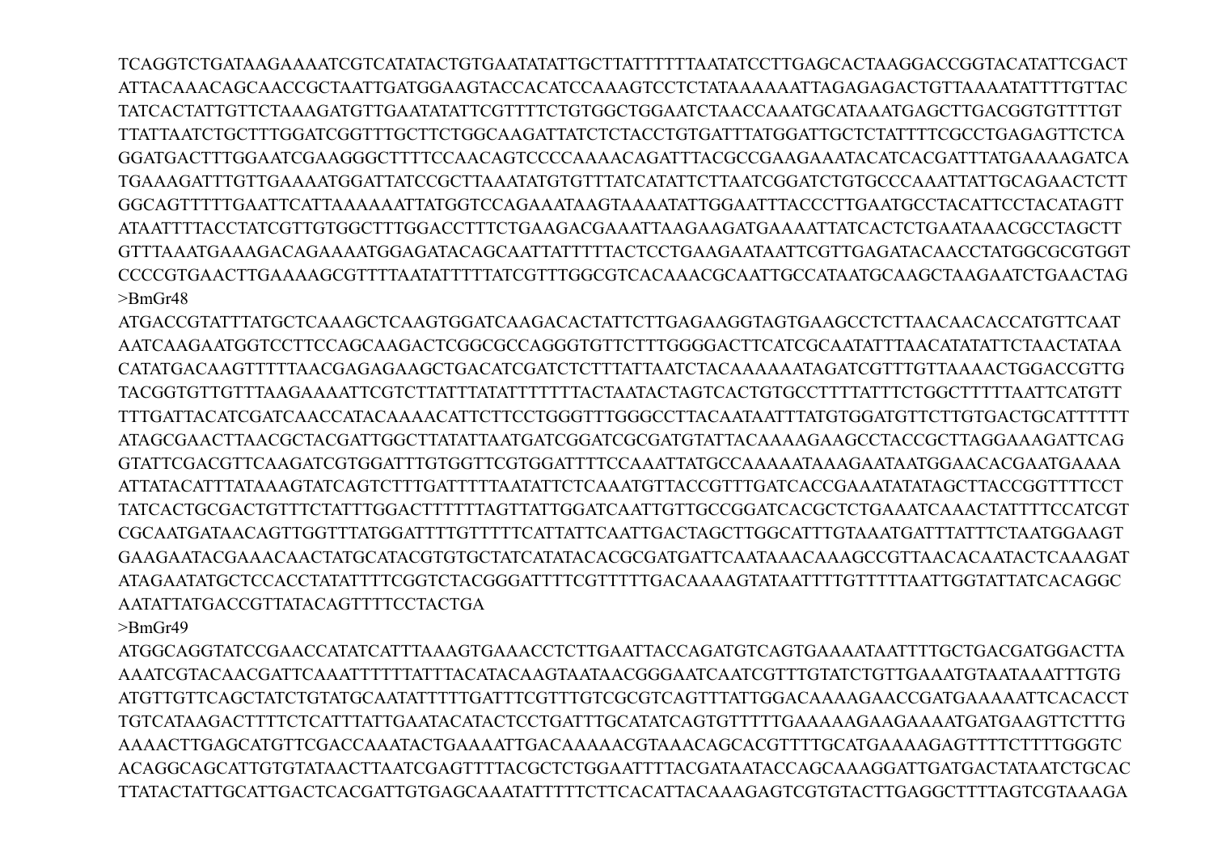TCAGGTCTGATAAGAAAATCGTCATATACTGTGAATATATTGCTTATTTTTTAATATCCTTGAGCACTAAGGACCGGTACATATTCGACT
ATTACAAACAGCAACCGCTAATTGATGGAAGTACCACATCCAAAGTCCTCTATAAAAAATTAGAGAGACTGTTAAAATATTTTGTTAC
TATCACTATTGTTCTAAAGATGTTGAATATATTCGTTTTCTGTGGCTGGAATCTAACCAAATGCATAAATGAGCTTGACGGTGTTTTGT
TTATTAATCTGCTTTGGATCGGTTTGCTTCTGGCAAGATTATCTCTACCTGTGATTTATGGATTGCTCTATTTTCGCCTGAGAGTTCTCA
GGATGACTTTGGAATCGAAGGGCTTTTCCAACAGTCCCCAAAACAGATTTACGCCGAAGAAATACATCACGATTTATGAAAAGATCA
TGAAAGATTTGTTGAAAATGGATTATCCGCTTAAATATGTGTTTATCATATTCTTAATCGGATCTGTGCCCAAATTATTGCAGAACTCTT
GGCAGTTTTTGAATTCATTAAAAAATTATGGTCCAGAAATAAGTAAAATATTGGAATTTACCCTTGAATGCCTACATTCCTACATAGTT
ATAATTTTACCTATCGTTGTGGCTTTGGACCTTTCTGAAGACGAAATTAAGAAGATGAAAATTATCACTCTGAATAAACGCCTAGCTT
GTTTAAATGAAAGACAGAAAATGGAGATACAGCAATTATTTTTACTCCTGAAGAATAATTCGTTGAGATACAACCTATGGCGCGTGGT
CCCCGTGAACTTGAAAAGCGTTTTAATATTTTTATCGTTTGGCGTCACAAACGCAATTGCCATAATGCAAGCTAAGAATCTGAACTAG

>BmGr48

ATGACCGTATTTATGCTCAAAGCTCAAGTGGATCAAGACACTATTCTTGAGAAGGTAGTGAAGCCTCTTAACAACACCATGTTCAAT
AATCAAGAATGGTCCTTCCAGCAAGACTCGGCGCCAGGGTGTTCTTTGGGGACTTCATCGCAATATTTAACATATATTCTAACTATAA
CATATGACAAGTTTTTAACGAGAGAAGCTGACATCGATCTCTTTATTAATCTACAAAAAATAGATCGTTTGTTAAAACTGGACCGTTG
TACGGTGTTGTTTAAGAAAATTCGTCTTATTTATATTTTTTTACTAATACTAGTCACTGTGCCTTTTATTTCTGGCTTTTTAATTCATGTT
TTTGATTACATCGATCAACCATACAAAACATTCTTCCTGGGTTTGGGCCTTACAATAATTTATGTGGATGTTCTTGTGACTGCATTTTTT
ATAGCGAACTTAACGCTACGATTGGCTTATATTAATGATCGGATCGCGATGTATTACAAAAGAAGCCTACCGCTTAGGAAAGATTCAG
GTATTCGACGTTCAAGATCGTGGATTTGTGGTTCGTGGATTTTCCAAATTATGCCAAAAATAAAGAATAATGGAACACGAATGAAAA
ATTATACATTTATAAAGTATCAGTCTTTGATTTTTAATATTCTCAAATGTTACCGTTTGATCACCGAAATATATAGCTTACCGGTTTTCCT
TATCACTGCGACTGTTTCTATTTGGACTTTTTTAGTTATTGGATCAATTGTTGCCGGATCACGCTCTGAAATCAAACTATTTTCCATCGT
CGCAATGATAACAGTTGGTTTATGGATTTTGTTTTTCATTATTCAATTGACTAGCTTGGCATTTGTAAATGATTTATTTCTAATGGAAGT
GAAGAATACGAAACAACTATGCATACGTGTGCTATCATATACACGCGATGATTCAATAAACAAAGCCGTTAACACAATACTCAAAGAT
ATAGAATATGCTCCACCTATATTTTCGGTCTACGGGATTTTCGTTTTTGACAAAAGTATAATTTTGTTTTTAATTGGTATTATCACAGGC
AATATTATGACCGTTATACAGTTTTCCTACTGA

>BmGr49

ATGGCAGGTATCCGAACCATATCATTTAAAGTGAAACCTCTTGAATTACCAGATGTCAGTGAAAATAATTTTGCTGACGATGGACTTA
AAATCGTACAACGATTCAAATTTTTTATTTACATACAAGTAATAACGGGAATCAATCGTTTGTATCTGTTGAAATGTAATAAATTTGTG
ATGTTGTTCAGCTATCTGTATGCAATATTTTTGATTTCGTTTGTCGCGTCAGTTTATTGGACAAAAGAACCGATGAAAAATTCACACCT
TGTCATAAGACTTTTCTCATTTATTGAATACATACTCCTGATTTGCATATCAGTGTTTTTGAAAAAGAAGAAAATGATGAAGTTCTTTG
AAAACTTGAGCATGTTCGACCAAATACTGAAAATTGACAAAAACGTAAACAGCACGTTTTGCATGAAAAGAGTTTTCTTTTGGGTC
ACAGGCAGCATTGTGTATAACTTAATCGAGTTTTACGCTCTGGAATTTTACGATAATACCAGCAAAGGATTGATGACTATAATCTGCAC
TTATACTATTGCATTGACTCACGATTGTGAGCAAATATTTTTCTTCACATTACAAAGAGTCGTGTACTTGAGGCTTTTAGTCGTAAAGA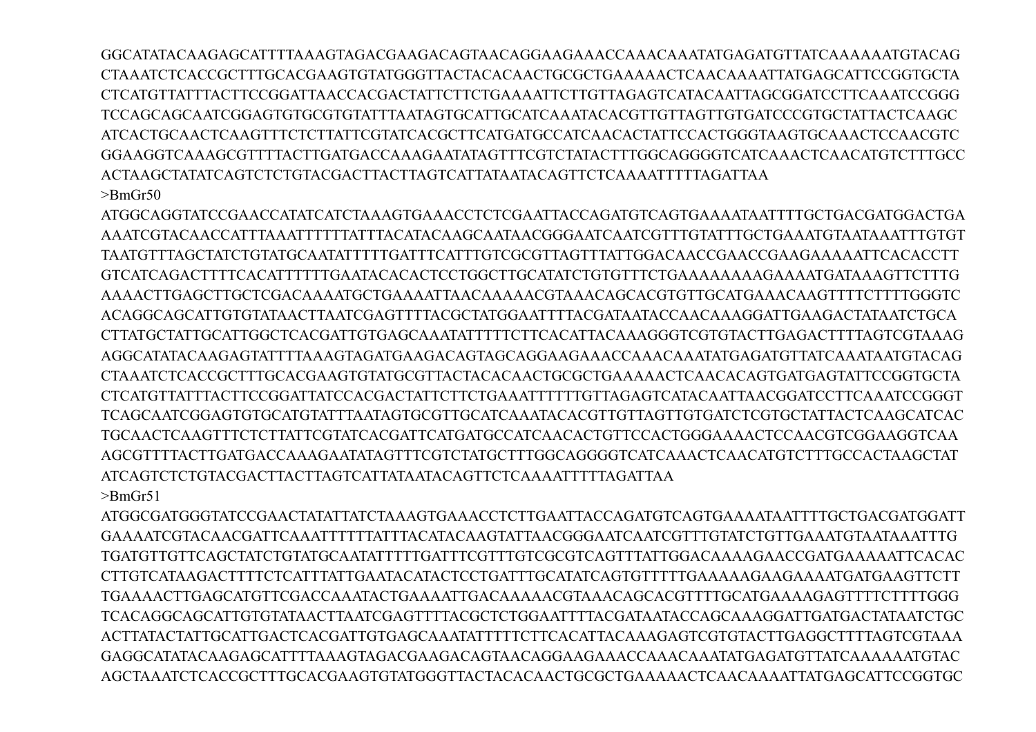GGCATATACAAGAGCATTTTAAAGTAGACGAAGACAGTAACAGGAAGAAACCAAACAATATGAGATGTTATCAAAAAATGTACAG
CTAAATCTCACCGCTTTGCACGAAGTGTATGGGTTACTACACAACTGCGCTGAAAAACTCAACAAAATTATGAGCATTCCGGTGCTA
CTCATGTTATTTACTTCCGGATTAACCACGACTATTCTTCTGAAAATTCTTGTTAGAGTCATACAATTAGCGGATCCTTCAAATCCGGG
TCCAGCAGCAATCGGAGTGTGCGTGTATTTAATAGTGCATTGCATCAAATACACGTTGTTAGTTGTGATCCCGTGCTATTACTCAAGC
ATCACTGCAACTCAAGTTTCTCTTATTCGTATCACGCTTCATGATGCCATCAACACTATTCCACTGGGTAAGTGCAAACTCCAACGTC
GGAAGGTCAAAGCGTTTTACTTGATGACCAAAGAATATAGTTTCGTCTATACTTTGGCAGGGGTCATCAAACTCAACATGTCTTTGCC
ACTAAGCTATATCAGTCTCTGTACGACTTACTTAGTCATTATAATACAGTTCTCAAAATTTTTAGATTAA

>BmGr50

ATGGCAGGTATCCGAACCATATCATCTAAAGTGAAACCTCTCGAATTACCAGATGTCAGTGAAAATAATTTTGCTGACGATGGACTGA
AAATCGTACAACCATTTAAATTTTTTATTTACATACAAGCAATAACGGGAATCAATCGTTTGTATTTGCTGAAATGTAATAAATTTGTGT
TAATGTTTAGCTATCTGTATGCAATATTTTTGATTTCATTTGTCGCGTTAGTTTATTGGACAACCGAACCGAAGAAAAAATTCACACCTT
GTCATCAGACTTTTCACATTTTTTGAATACACACTCCTGGCTTGCATATCTGTGTTTCTGAAAAAAAAAGAAAATGATAAAGTTCTTTG
AAAACTTGAGCTTGCTCGACAAAATGCTGAAAATTAACAAAAACGTAAACAGCACGTGTTGCATGAAACAAGTTTTCTTTTGGGTC
ACAGGCAGCATTGTGTATAACTTAATCGAGTTTTACGCTATGGAATTTTACGATAATACCAACAAAGGATTGAAGACTATAATCTGCA
CTTATGCTATTGCATTGGCTCACGATTGTGAGCAAATATTTTTCTTCACATTACAAAGGGTCGTGTACTTGAGACTTTTAGTCGTAAAG
AGGCATATACAAGAGTATTTTAAAGTAGATGAAGACAGTAGCAGGAAGAAACCAAACAATATGAGATGTTATCAAATAATGTACAG
CTAAATCTCACCGCTTTGCACGAAGTGTATGCGTTACTACACAACTGCGCTGAAAAACTCAACACAGTGATGAGTATTCCGGTGCTA
CTCATGTTATTTACTTCCGGATTATCCACGACTATTCTTCTGAAATTTTTTGTTAGAGTCATACAATTAACGGATCCTTCAAATCCGGGT
TCAGCAATCGGAGTGTGCATGTATTTAATAGTGCGTTGCATCAAATACACGTTGTTAGTTGTGATCTCGTGCTATTACTCAAGCATCAC
TGCAACTCAAGTTTCTCTTATTCGTATCACGATTCATGATGCCATCAACACTGTTCCACTGGGAAAACTCCAACGTCGGAAGGTCAA
AGCGTTTTACTTGATGACCAAAGAATATAGTTTCGTCTATGCTTTGGCAGGGGTCATCAAACTCAACATGTCTTTGCCACTAAGCTAT
ATCAGTCTCTGTACGACTTACTTAGTCATTATAATACAGTTCTCAAAATTTTTAGATTAA

>BmGr51

ATGGCGATGGGTATCCGAACTATATTATCTAAAGTGAAACCTCTTGAATTACCAGATGTCAGTGAAAATAATTTTGCTGACGATGGATT
GAAAATCGTACAACGATTCAAATTTTTTATTTACATACAAGTATTAACGGGAATCAATCGTTTGTATCTGTTGAAATGTAATAAATTTG
TGATGTTGTTCAGCTATCTGTATGCAATATTTTTGATTTCGTTTGTCGCGTCAGTTTATTGGACAAAAGAACCGATGAAAAATTCACAC
CTTGTCATAAGACTTTTCTCATTTATTGAATACATACTCCTGATTTGCATATCAGTGTTTTTGAAAAAGAAGAAAATGATGAAGTTCTT
TGAAAACTTGAGCATGTTCGACCAAATACTGAAAATTGACAAAAACGTAAACAGCACGTTTTGCATGAAAAGAGTTTTCTTTTGGG
TCACAGGCAGCATTGTGTATAACTTAATCGAGTTTTACGCTCTGGAATTTTACGATAATACCAGCAAAGGATTGATGACTATAATCTGC
ACTTATACTATTGCATTGACTCACGATTGTGAGCAAATATTTTTCTTCACATTACAAAGAGTCGTGTACTTGAGGCTTTTAGTCGTAAA
GAGGCATATACAAGAGCATTTTAAAGTAGACGAAGACAGTAACAGGAAGAAACCAAACAATATGAGATGTTATCAAAAAATGTAC
AGCTAAATCTCACCGCTTTGCACGAAGTGTATGGGTTACTACACAACTGCGCTGAAAAACTCAACAAAATTATGAGCATTCCGGTGC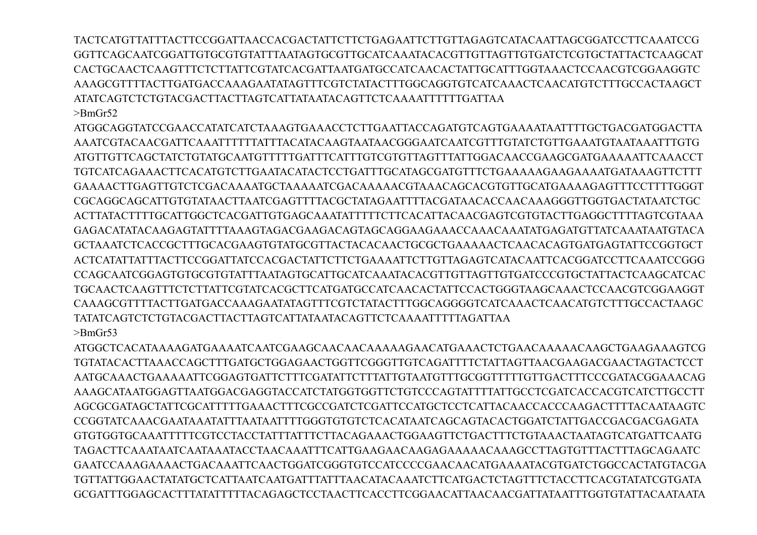TACTCATGTTATTTACTTCCGGATTAACCACGACTATTCTTCTGAGAATTCTTGTTAGAGTCATACAATTAGCGGATCCTTCAAATCCG
GGTTCAGCAATCGGATTGTGCGTGTATTTAATAGTGCGTTGCATCAAATACACGTTGTTAGTTGTGATCTCGTGCTATTACTCAAGCAT
CACTGCAACTCAAGTTTCTCTTATTCGTATCACGATTAATGATGCCATCAACACTATTGCATTTGGTAAACTCCAACGTCGGAAGGTC
AAAGCGTTTTACTTGATGACCAAAGAATATAGTTTCGTCTATACTTTGGCAGGTGTCATCAAACTCAACATGTCTTTGCCACTAAGCT
ATATCAGTCTCTGTACGACTTACTTAGTCATTATAATACAGTTCTCAAAATTTTTTGATTAA

>BmGr52

ATGGCAGGTATCCGAACCATATCATCTAAAGTGAAACCTCTTGAATTACCAGATGTCAGTGAAAATAATTTTGCTGACGATGGACTTA
AAATCGTACAACGATTCAAATTTTTTATTTACATACAAGTAATAACGGGAATCAATCGTTTGTATCTGTTGAAATGTAATAAATTTGTG
ATGTTGTTCAGCTATCTGTATGCAATGTTTTTGATTTCATTTGTCGTGTTAGTTTATTGGACAACCGAAGCGATGAAAAATTCAAACCT
TGTCATCAGAAACTTCACATGTCTTGAATACATACTCCTGATTTGCATAGCGATGTTTCTGAAAAAGAAGAAAATGATAAAGTTCTTT
GAAAACTTGAGTTGTCTCGACAAAATGCTAAAAATCGACAAAAACGTAAACAGCACGTGTTGCATGAAAAGAGTTTCCTTTTGGGT
CGCAGGCAGCATTGTGTATAACTTAATCGAGTTTTACGCTATAGAATTTTACGATAACACCAACAAAGGGTTGGTGACTATAATCTGC
ACTTATACTTTTGCATTGGCTCACGATTGTGAGCAAATATTTTTCTTCACATTACAACGAGTCGTGTACTTGAGGCTTTTAGTCGTAAA
GAGACATATACAAGAGTATTTTAAAGTAGACGAAGACAGTAGCAGGAAGAAACCAAACAAATATGAGATGTTATCAAATAATGTACA
GCTAAATCTCACCGCTTTGCACGAAGTGTATGCGTTACTACACAACTGCGCTGAAAAACTCAACACAGTGATGAGTATTCCGGTGCT
ACTCATATTATTTACTTCCGGATTATCCACGACTATTCTTCTGAAAATTCTTGTTAGAGTCATACAATTCACGGATCCTTCAAATCCGGG
CCAGCAATCGGAGTGTGCGTGTATTTAATAGTGCATTGCATCAAATACACGTTGTTAGTTGTGATCCCGTGCTATTACTCAAGCATCAC
TGCAACTCAAGTTTCTCTTATTCGTATCACGCTTCATGATGCCATCAACACTATTCCACTGGGTAAGCAAACTCCAACGTCGGAAGGT
CAAAGCGTTTTACTTGATGACCAAAGAATATAGTTTCGTCTATACTTTGGCAGGGGTCATCAAACTCAACATGTCTTTGCCACTAAGC
TATATCAGTCTCTGTACGACTTACTTAGTCATTATAATACAGTTCTCAAAATTTTTAGATTAA

>BmGr53

ATGGCTCACATAAAAGATGAAAATCAATCGAAGCAACAACAAAAAGAACATGAAACTCTGAACAAAAACAAGCTGAAGAAAGTCG
TGTATACACTTAAACCAGCTTTGATGCTGGAGAACTGGTTCGGGTTGTCAGATTTTCTATTAGTTAACGAAGACGAACTAGTACTCCT
AATGCAAACTGAAAAATTCGGAGTGATTCTTTCGATATTCTTTATTGTAATGTTTGCGGTTTTTGTTGACTTTCCCGATACGGAAACAG
AAAGCATAATGGAGTTAATGGACGAGGTACCATCTATGGTGGTTCTGTCCCAGTATTTTATTGCCTCGATCACCACGTCATCTTGCCTT
AGCGCGATAGCTATTCGCATTTTTGAAACTTTCGCCGATCTCGATTCCATGCTCCTCATTACAACCACCCAAGACTTTTACAATAAGTC
CCGGTATCAAACGAATAAATATTTAATAATTTTGGGTGTGTCTCACATAATCAGCAGTACACTGGATCTATTGACCGACGACGAGATA
GTGTGGTGCAAATTTTTCGTCCTACCTATTTATTTCTTACAGAAACTGGAAGTTCTGACTTTCTGTAAACTAATAGTCATGATTCAATG
TAGACTTCAAATAATCAATAAATACCTAACAAATTTCATTGAAGAACAAGAGAAAAACAAAGCCTTAGTGTTTACTTTAGCAGAATC
GAATCCAAAGAAAACTGACAAATTCAACTGGATCGGGTGTCCATCCCCGAACAACATGAAAATACGTGATCTGGCCACTATGTACGA
TGTTATTGGAACTATATGCTCATTAATCAATGATTTATTTAACATACAAATCTTCATGACTCTAGTTTCTACCTTCACGTATATCGTGATA
GCGATTTGGAGCACTTTATATTTTTACAGAGCTCCTAACTTCACCTTCGGAACATTAACAACGATTATAATTTGGTGTATTACAATAATA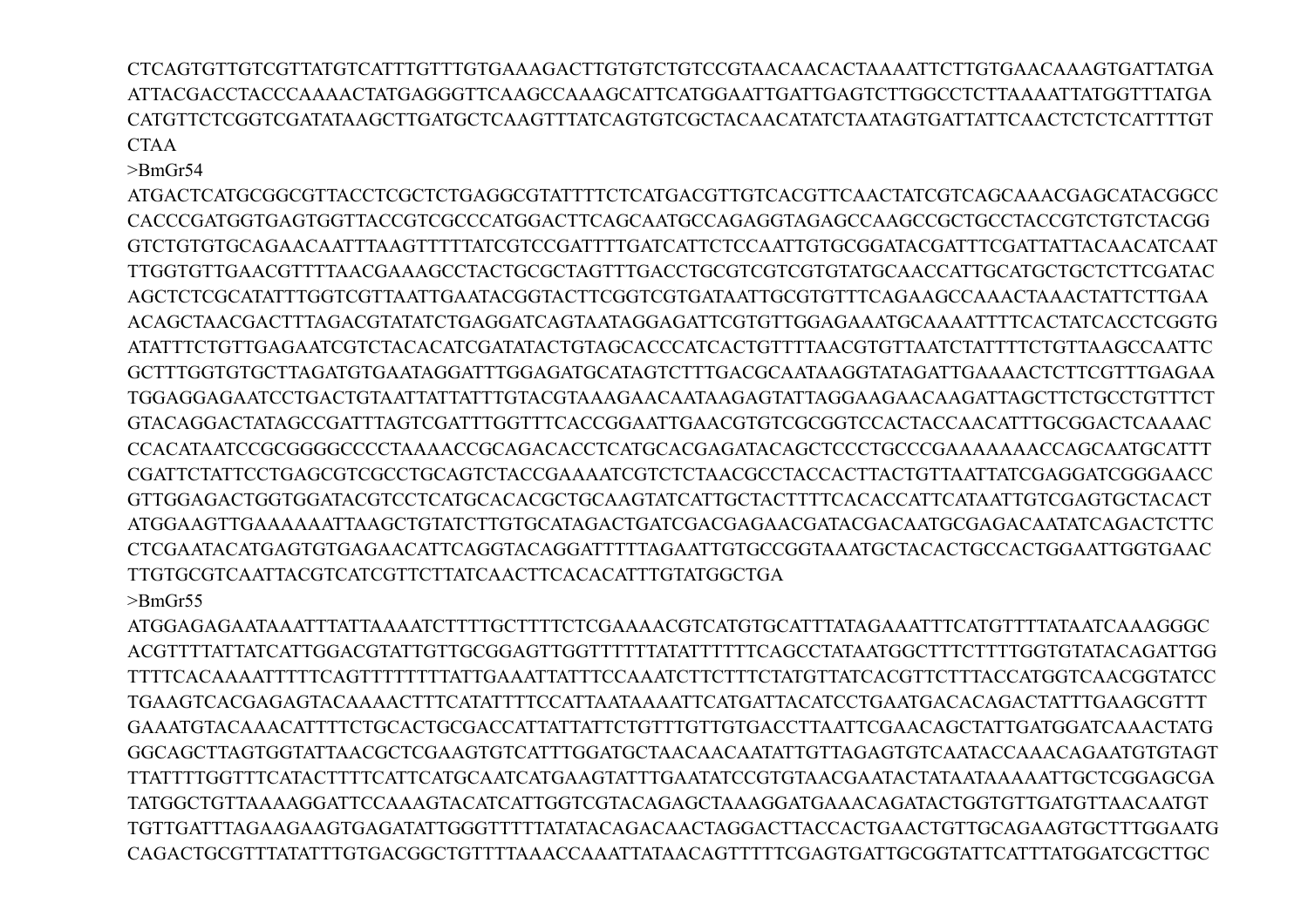CTCAGTGTTGTCGTTATGTCATTTGTTTGTGAAAGACTTGTGTCTGTCCGTAACAACACTAAAATTCTTGTGAACAAAGTGATTATGA
ATTACGACCTACCCAAAACTATGAGGGTTCAAGCCAAAGCATTCATGGAATTGATTGAGTCTTGGCCTCTTAAAATTATGGTTTATGA
CATGTTCTCGGTCGATATAAGCTTGATGCTCAAGTTTATCAGTGTCGCTACAACATATCTAATAGTGATTATTCAACTCTCTCATTTTGT
CTAA

>BmGr54

ATGACTCATGCGGCGTTACCTCGCTCTGAGGCGTATTTTCTCATGACGTTGTCACGTTCAACTATCGTCAGCAAACGAGCATACGGCC
CACCCGATGGTGAGTGGTTACCGTCGCCCATGGACTTCAGCAATGCCAGAGGTAGAGCCAAGCCGCTGCCTACCGTCTGTCTACGG
GTCTGTGTGCAGAACAATTTAAGTTTTTATCGTCCGATTTTGATCATTCTCCAATTGTGCGGATACGATTTCGATTATTACAACATCAAT
TTGGTGTTGAACGTTTTAACGAAAGCCTACTGCGCTAGTTTGACCTGCGTCGTCGTGTATGCAACCATTGCATGCTGCTCTTCGATAC
AGCTCTCGCATATTTGGTCGTTAATTGAATACGGTACTTCGGTCGTGATAATTGCGTGTTTCAGAAGCCAAACTAAACTATTCTTGAA
ACAGCTAACGACTTTAGACGTATATCTGAGGATCAGTAATAGGAGATTCGTGTTGGAGAAATGCAAAATTTTCACTATCACCTCGGTG
ATATTTCTGTTGAGAATCGTCTACACATCGATATACTGTAGCACCCATCACTGTTTTAACGTGTTAATCTATTTTCTGTTAAGCCAATTC
GCTTTGGTGTGCTTAGATGTGAATAGGATTTGGAGATGCATAGTCTTTGACGCAATAAGGTATAGATTGAAAACTCTTCGTTTGAGAA
TGGAGGAGAATCCTGACTGTAATTATTATTTGTACGTAAAGAACAATAAGAGTATTAGGAAGAACAAGATTAGCTTCTGCCTGTTTCT
GTACAGGACTATAGCCGATTTAGTCGATTTGGTTTCACCGGAATTGAACGTGTCGCGGTCCACTACCAACATTTGCGGACTCAAAAC
CCACATAATCCGCGGGGCCCCTAAAACCGCAGACACCTCATGCACGAGATACAGCTCCCTGCCCGAAAAAAACCAGCAATGCATTT
CGATTCTATTCCTGAGCGTCGCCTGCAGTCTACCGAAAATCGTCTCTAACGCCTACCACTTACTGTTAATTATCGAGGATCGGGAACC
GTTGGAGACTGGTGGATACGTCCTCATGCACACGCTGCAAGTATCATTGCTACTTTTCACACCATTCATAATTGTCGAGTGCTACACT
ATGGAAGTTGAAAAAATTAAGCTGTATCTTGTGCATAGACTGATCGACGAGAACGATACGACAATGCGAGACAATATCAGACTCTTC
CTCGAATACATGAGTGTGAGAACATTCAGGTACAGGATTTTTAGAATTGTGCCGGTAAATGCTACACTGCCACTGGAATTGGTGAAC
TTGTGCGTCAATTACGTCATCGTTCTTATCAACTTCACACATTTGTATGGCTGA

>BmGr55

ATGGAGAGAATAAATTTATTAAAATCTTTTGCTTTTCTCGAAAACGTCATGTGCATTTATAGAAATTTCATGTTTTATAATCAAAGGGC
ACGTTTTATTATCATTGGACGTATTGTTGCGGAGTTGGTTTTTTATATTTTTTCAGCCTATAATGGCTTTCTTTTGGTGTATACAGATTGG
TTTTCACAAAATTTTTCAGTTTTTTTTATTGAAATTATTTCCAAATCTTCTTTCTATGTTATCACGTTCTTTACCATGGTCAACGGTATCC
TGAAGTCACGAGAGTACAAAACTTTCATATTTTCCATTAATAAAATTCATGATTACATCCTGAATGACACACAGACTATTTGAAGCGTTT
GAAATGTACAAACATTTTCTGCACTGCGACCATTATTATTCTGTTTGTTGTGACCTTAATTCGAACAGCTATTGATGGATCAAACTATG
GGCAGCTTAGTGGTATTAACGCTCGAAGTGTCATTTGGATGCTAACAACAATATTGTTAGAGTGTCAATACCAAACAGAATGTGTAGT
TTATTTTGGTTTCATACTTTTCATTCATGCAATCATGAAGTATTTGAATATCCGTGTAACGAATACTATAATAAAAATTGCTCGGAGCGA
TATGGCTGTTAAAAGGATTCCAAAGTACATCATTGGTCGTACAGAGCTAAAGGATGAAACAGATACTGGTGTTGATGTTAACAATGT
TGTTGATTTAGAAGAAGTGAGATATTGGGTTTTTATATACAGACAACTAGGACTTACCACTGAACTGTTGCAGAAGTGCTTTGGAATG
CAGACTGCGTTTATATTTGTGACGGCTGTTTTAAACCAAATTATAACAGTTTTTCGAGTGATTGCGGTATTCATTTATGGATCGCTTGC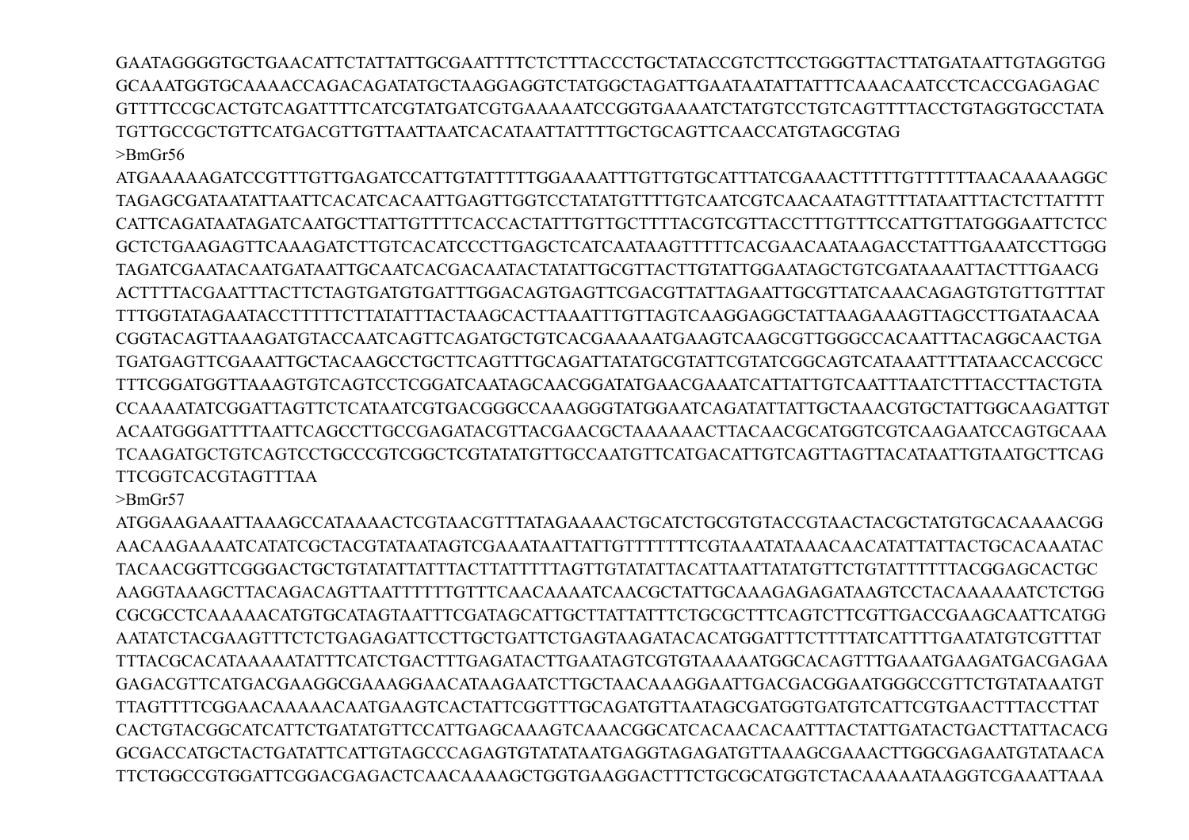GAATAGGGGTGCTGAACATTCTATTATTGCGAATTTTCTCTTTACCCTGCTATACCGTCTTCCTGGGTTACTTATGATAATTGTAGGTGG
GCAAATGGTGCAAAACCAGACAGATATGCTAAGGAGGTCTATGGCTAGATTGAATAATATTATTTCAAACAATCCTCACCGAGAGAC
GTTTTCCGCACTGTCAGATTTTCATCGTATGATCGTGAAAAATCCGGTGAAAATCTATGTCCTGTCAGTTTTACCTGTAGGTGCCTATA
TGTTGCCGCTGTTCATGACGTTGTTAATTAATCACATAATTATTTTGCTGCAGTTCAACCATGTAGCGTAG

>BmGr56

ATGAAAAAGATCCGTTTGTTGAGATCCATTGTATTTTTGGAAAATTTGTTGTGCATTTATCGAAACTTTTTGTTTTTTAACAAAAAGGC
TAGAGCGATAATATTAATTCACATCACAATTGAGTTGGTCCTATATGTTTTGTCAATCGTCAACAATAGTTTTATAATTTACTCTTATTTT
CATTCAGATAATAGATCAATGCTTATTGTTTTCACCACTATTTGTTGCTTTTACGTCGTTACCTTTGTTTCCATTGTTATGGGAATTCTCC
GCTCTGAAGAGTTCAAAGATCTTGTCACATCCCTTGAGCTCATCAATAAGTTTTTCACGAACAATAAGACCTATTTGAAATCCTTGGG
TAGATCGAATACAATGATAATTGCAATCACGACAATACTATATTGCGTTACTTGTATTGGAATAGCTGTCGATAAAAATTACTTTGAACG
ACTTTTACGAATTTACTTCTAGTGATGTGATTTGGACAGTGAGTTCGACGTTATTAGAATTGCGTTATCAAACAGAGTGTGTTGTTTAT
TTTGGTATAGAATACCTTTTTCTTATATTTACTAAGCACTTAAATTTGTTAGTCAAGGAGGCTATTAAGAAAGTTAGCCTTGATAACAA
CGGTACAGTTAAAGATGTACCAATCAGTTCAGATGCTGTCACGAAAAATGAAGTCAAGCGTTGGGCCACAATTTACAGGCAACTGA
TGATGAGTTCGAAATTGCTACAAGCCTGCTTCAGTTTGCAGATTATATGCGTATTCGTATCGGCAGTCATAAATTTTATAACCACCGCC
TTTCGGATGGTTAAAGTGTCAGTCCTCGGATCAATAGCAACGGATATGAACGAAATCATTATTGTCAATTTAATCTTTACCTTACTGTA
CCAAAATATCGGATTAGTTCTCATAATCGTGACGGGCCAAAGGGTATGGAATCAGATATTATTGCTAAACGTGCTATTGGCAAGATTGT
ACAATGGGATTTTAATTCAGCCTTGCCGAGATACGTTACGAACGCTAAAAAACTTACAACGCATGGTCGTCAAGAATCCAGTGCAAA
TCAAGATGCTGTCAGTCCTGCCCGTCGGCTCGTATATGTTGCCAATGTTCATGACATTGTCAGTTAGTTACATAATTGTAATGCTTCAG
TTCGGTCACGTAGTTTAA

>BmGr57

ATGGAAGAAATTAAAGCCATAAAACTCGTAACGTTTATAGAAAACTGCATCTGCGTGTACCGTAACTACGCTATGTGCACAAAACGG
AACAAGAAAATCATATCGCTACGTATAATAGTCGAAATAATTATTGTTTTTTTCGTAAATATAAACAACATATTATTACTGCACAAATAC
TACAACGGTTCGGGACTGCTGTATATTATTTACTTATTTTTAGTTGTATATTACATTAATTATATGTTCTGTATTTTTTACGGAGCACTGC
AAGGTAAAGCTTACAGACAGTTAATTTTTTGTTTCAACAAAATCAACGCTATTGCAAAGAGAGATAAGTCCTACAAAAAATCTCTGG
CGCGCCTCAAAAACATGTGCATAGTAATTTCGATAGCATTGCTTATTATTTCTGCGCTTTCAGTCTTCGTTGACCGAAGCAATTCATGG
AATATCTACGAAGTTTCTCTGAGAGATTCCTTGCTGATTCTGAGTAAGATACACATGGATTTCTTTTATCATTTTGAATATGTCGTTTAT
TTTACGCACATAAAAATATTTCATCTGACTTTGAGATACTTGAATAGTCGTGTAAAAATGGCACAGTTTGAAATGAAGATGACGAGAA
GAGACGTTCATGACGAAGGCGAAAGGAACATAAGAATCTTGCTAACAAAGGAATTGACGACGGAATGGGCCGTTCTGTATAAATGT
TTAGTTTTCGGAACAAAAACAATGAAGTCACTATTCGGTTTGCAGATGTTAATAGCGATGGTGATGTCATTCGTGAACTTTACCTTAT
CACTGTACGGCATCATTCTGATATGTTCCATTGAGCAAAGTCAAACGGCATCACAACACAATTTACTATTGATACTGACTTATTACACG
GCGACCATGCTACTGATATTCATTGTAGCCCAGAGTGTATATAATGAGGTAGAGATGTTAAAGCGAAACTTGGCGAGAATGTATAACA
TTCTGGCCGTGGATTCGGACGAGACTCAACAAAAGCTGGTGAAGGACTTTCTGCGCATGGTCTACAAAAATAAGGTCGAAATTAAA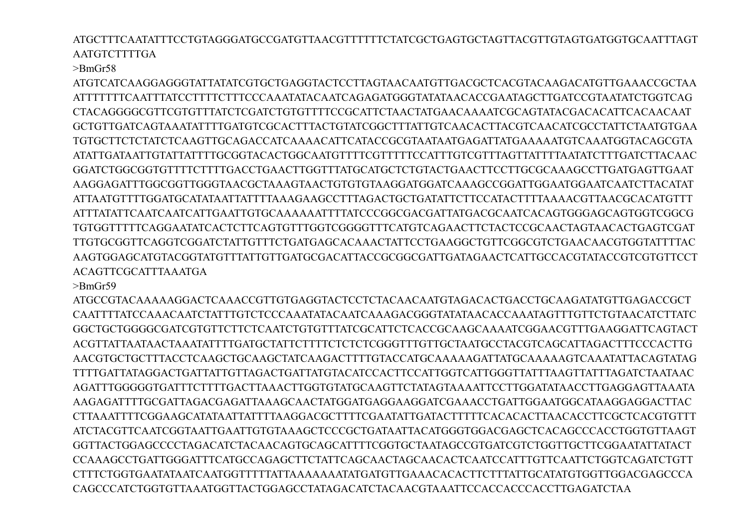ATGCTTTCAATATTTCCTGTAGGGATGCCGATGTTAACGTTTTTCTATCGCTGAGTGCTAGTTACGTTGTAGTGATGGTGCAATTTAGT
AATGTCTTTTGA

>BmGr58

ATGTCATCAAGGAGGGTATTATATCGTGCTGAGGTACTCCTTAGTAACAATGTTGACGCTCACGTACAAGACATGTTGAAACCGCTAA
ATTTTTTTCAATTTATCCTTTTCTTTCCCAAATATACAATCAGAGATGGGTATATAACACCGAATAGCTTGATCCGTAATATCTGGTCAG
CTACAGGGGCGTTCGTGTTTATCTCGATCTGTGTTTTCCGCATTCTAACTATGAACAAAATCGCAGTATACGACACATTCACAACAAT
GCTGTTGATCAGTAAATATTTTGATGTCGCACTTTACTGTATCGGCTTTATTGTCAACACTTACGTCAACATCGCCTATTCTAATGTGAA
TGTGCTTCTCTATCTCAAGTTGCAGACCATCAAAACATTCATACCGCGTAATAATGAGATTATGAAAAATGTCAAATGGTACAGCGTA
ATATTGATAATTGTATTATTTTGCGGTACACTGGCAATGTTTTCGTTTTTCCATTTGTCGTTTAGTTATTTTAATATCTTTGATCTTACAAC
GGATCTGGCGGTGTTTTCTTTTGACCTGAACTTGGTTTATGCATGCTCTGTACTGAACTTCCTTGCGCAAAGCCTTGATGAGTTGAAT
AAGGAGATTTGGCGGTTGGGTAACGCTAAAGTAACTGTGTGTAAGGATGGATCAAAGCCGGATTGGAATGGAATCAATCTTACATAT
ATTAATGTTTTGGATGCATATAATTATTTTAAAGAAGCCTTTAGACTGCTGATATTCTTCCATACTTTTAAAACGTTAACGCACATGTTT
ATTTATATTCAATCAATCATTGAATTGTGCAAAAAATTTTATCCCGGCGACGATTATGACGCAATCACAGTGGGAGCAGTGGTCGGCG
TGTGGTTTTTCAGGAATATCACTCTTCAGTGTTTGGTCGGGGTTTCATGTCAGAACTTCTACTCCGCAACTAGTAACACTGAGTCGAT
TTGTGCGGTTCAGGTCGGATCTATTGTTTCTGATGAGCACAAACTATTCCTGAAGGCTGTTCGGCGTCTGAACAACGTGGTATTTTAC
AAGTGGAGCATGTACGGTATGTTTATTGTTGATGCGACATTACCGCGGCGATTGATAGAACTCATTGCCACGTATACCGTCGTGTTCCT
ACAGTTCGCATTTAAATGA

>BmGr59

ATGCCGTACAAAAAGGACTCAAACCGTTGTGAGGTACTCCTCTACAACAATGTAGACACTGACCTGCAAGATATGTTGAGACCGCT
CAATTTTATCCAAACAATCTATTTGTCTCCCAAATATACAATCAAAGACGGGTATATAACACCAAATAGTTTGTTCTGTAACATCTTATC
GGCTGCTGGGGCGATCGTGTTCTTCTCAATCTGTGTTTATCGCATTCTCACCGCAAGCAAAATCGGAACGTTTGAAGGATTCAGTACT
ACGTTATTAATAACTAAATATTTTGATGCTATTCTTTTCTCTCTCGGGTTTGTTGCTAATGCCTACGTCAGCATTAGACTTTCCCACTTG
AACGTGCTGCTTTACCTCAAGCTGCAAGCTATCAAGACTTTTGTACCATGCAAAAAGATTATGCAAAAAGTCAAATATTACAGTATAG
TTTTGATTATAGGACTGATTATTGTTAGACTGATTATGTACATCCACTTCCATTGGTCATTGGGTTATTTAAGTTATTTAGATCTAATAAC
AGATTTGGGGGTGATTTCTTTTGACTTAAACTTGGTGTATGCAAGTTCTATAGTAAAATTCCTTGGATATAACCTTGAGGAGTTAAATA
AAGAGATTTTGCGATTAGACGAGATTAAAGCAACTATGGATGAGGAAGGATCGAAACCTGATTGGAATGGCATAAGGAGGACTTAC
CTTAAATTTTCGGAAGCATATAATTATTTTAAGGACGCTTTTCGAATATTGATACTTTTTCACACACTTAACACCTTCGCTCACGTGTTT
ATCTACGTTCAATCGGTAATTGAATTGTGTAAAGCTCCCGCTGATAATTACATGGGTGGACGAGCTCACAGCCCACCTGGTGTTAAGT
GGTTACTGGAGCCCCTAGACATCTACAACAGTGCAGCATTTTCGGTGCTAATAGCCGTGATCGTCTGGTTGCTTCGGAATATTATACT
CCAAAGCCTGATTGGGATTTCATGCCAGAGCTTCTATTCAGCAACTAGCAACACTCAATCCATTTGTTCAATTCTGGTCAGATCTGTT
CTTTCTGGTGAATATAATCAATGGTTTTTATTAAAAAAATATGATGTTGAAACACACTTCTTTATTGCATATGTGGTTGGACGAGCCCA
CAGCCCATCTGGTGTTAAATGGTTACTGGAGCCTATAGACATCTACAACGTAAATTCCACCACCCACCTTGAGATCTAA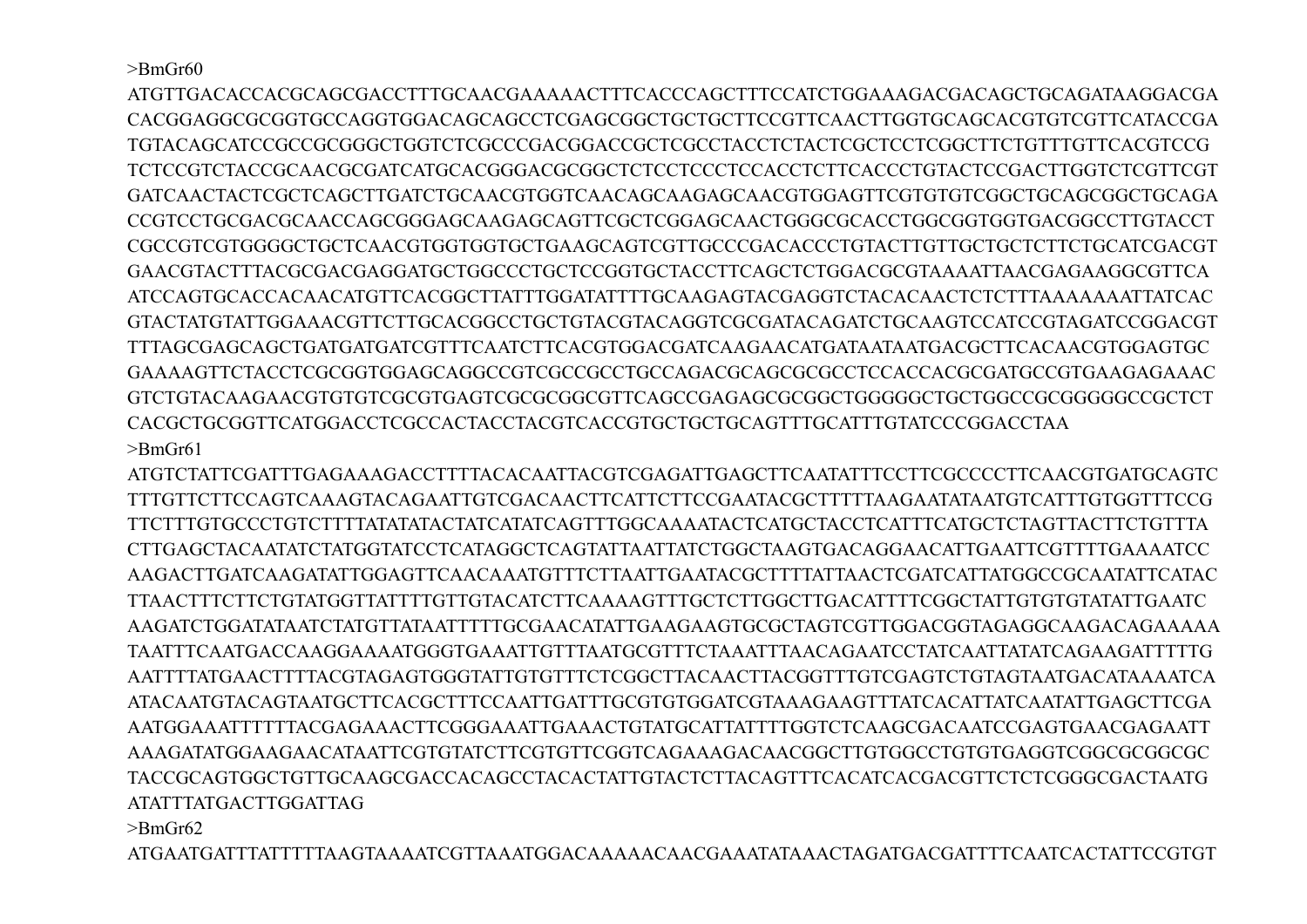>BmGr60
ATGTTGACACCACGCAGCGACCTTTGCAACGAAAAACTTTCACCCAGCTTTCCATCTGGAAAGACGACAGCTGCAGATAAGGACGA
CACGGAGGCGCGGTGCCAGGTGGACAGCAGCCTCGAGCGGCTGCTGCTTCCGTTCAACTTGGTGCAGCACGTGTCGTTCATACCGA
TGTACAGCATCCGCCGCGGGCTGGTCTCGCCCGACGGACCGCTCGCCTACCTCTACTCGCTCCTCGGCTTCTGTTTGTTCACGTCCG
TCTCCGTCTACCGCAACGCGATCATGCACGGGACGCGGCTCTCCTCCCTCCACCTCTTCACCCTGTACTCCGACTTGGTCTCGTTCGT
GATCAACTACTCGCTCAGCTTGATCTGCAACGTGGTCAACAGCAAGAGCAACGTGGAGTTCGTGTGTCGGCTGCAGCGGCTGCAGA
CCGTCCTGCGACGCAACCAGCGGGAGCAAGAGCAGTTCGCTCGGAGCAACTGGGCGCACCTGGCGGTGGTGACGGCCTTGTACCT
CGCCGTCGTGGGGCTGCTCAACGTGGTGGTGCTGAAGCAGTCGTTGCCCGACACCCTGTACTTGTTGCTGCTCTTCTGCATCGACGT
GAACGTACTTTACGCGACGAGGATGCTGGCCCTGCTCCGGTGCTACCTTCAGCTCTGGACGCGTAAAATTAACGAGAAGGCGTTCA
ATCCAGTGCACCACAACATGTTCACGGCTTATTTGGATATTTTGCAAGAGTACGAGGTCTACACAACTCTCTTTAAAAAAATTATCAC
GTACTATGTATTGGAAACGTTCTTGCACGGCCTGCTGTACGTACAGGTCGCGATACAGATCTGCAAGTCCATCCGTAGATCCGGACGT
TTTAGCGAGCAGCTGATGATGATCGTTTCAATCTTCACGTGGACGATCAAGAACATGATAATAATGACGCTTCACAACGTGGAGTGC
GAAAAGTTCTACCTCGCGGTGGAGCAGGCCGTCGCCGCCTGCCAGACGCAGCGCGCCTCCACCACGCGATGCCGTGAAGAGAAAC
GTCTGTACAAGAACGTGTGTCGCGTGAGTCGCGCGGCGTTCAGCCGAGAGCGCGGCTGGGGGCTGCTGGCCGCGGGGGCCGCTCT
CACGCTGCGGTTCATGGACCTCGCCACTACCTACGTCACCGTGCTGCTGCAGTTTGCATTTGTATCCCGGACCTAA
>BmGr61
ATGTCTATTCGATTTGAGAAAGACCTTTTACACAATTACGTCGAGATTGAGCTTCAATATTTCCTTCGCCCCTTCAACGTGATGCAGTC
TTTGTTCTTCCAGTCAAAGTACAGAATTGTCGACAACTTCATTCTTCCGAATACGCTTTTTAAGAATATAATGTCATTTGTGGTTTCCG
TTCTTTGTGCCCTGTCTTTTATATATACTATCATATCAGTTTGGCAAAATACTCATGCTACCTCATTTCATGCTCTAGTTACTTCTGTTTA
CTTGAGCTACAATATCTATGGTATCCTCATAGGCTCAGTATTAATTATCTGGCTAAGTGACAGGAACATTGAATTCGTTTTGAAAATCC
AAGACTTGATCAAGATATTGGAGTTCAACAAATGTTTCTTAATTGAATACGCTTTTATTAACTCGATCATTATGGCCGCAATATTCATAC
TTAACTTTCTTCTGTATGGTTATTTTGTTGTACATCTTCAAAAGTTTGCTCTTGGCTTGACATTTTCGGCTATTGTGTGTATATTGAATC
AAGATCTGGATATAATCTATGTTATAATTTTTGCGAACATATTGAAGAAGTGCGCTAGTCGTTGGACGGTAGAGGCAAGACAGAAAAA
TAATTTCAATGACCAAGGAAAATGGGTGAAATTGTTTAATGCGTTTCTAAATTTAACAGAATCCTATCAATTATATCAGAAGATTTTTG
AATTTTATGAACTTTTACGTAGAGTGGGTATTGTGTTTCTCGGCTTACAACTTACGGTTTGTCGAGTCTGTAGTAATGACATAAAATCA
ATACAATGTACAGTAATGCTTCACGCTTTCCAATTGATTTGCGTGTGGATCGTAAAGAAGTTTATCACATTATCAATATTGAGCTTCGA
AATGGAAATTTTTTACGAGAAACTTCGGGAAATTGAAACTGTATGCATTATTTTGGTCTCAAGCGACAATCCGAGTGAACGAGAATT
AAAGATATGGAAGAACATAATTCGTGTATCTTCGTGTTCGGTCAGAAAGACAACGGCTTGTGGCCTGTGTGAGGTCGGCGCGGCGC
TACCGCAGTGGCTGTTGCAAGCGACCACAGCCTACACTATTGTACTCTTACAGTTTCACATCACGACGTTCTCTCGGGCGACTAATG
ATATTTATGACTTGGATTAG
>BmGr62
ATGAATGATTTATTTTTAAGTAAAATCGTTAAATGGACAAAAACAACGAAATATAAACTAGATGACGATTTTCAATCACTATTCCGTGT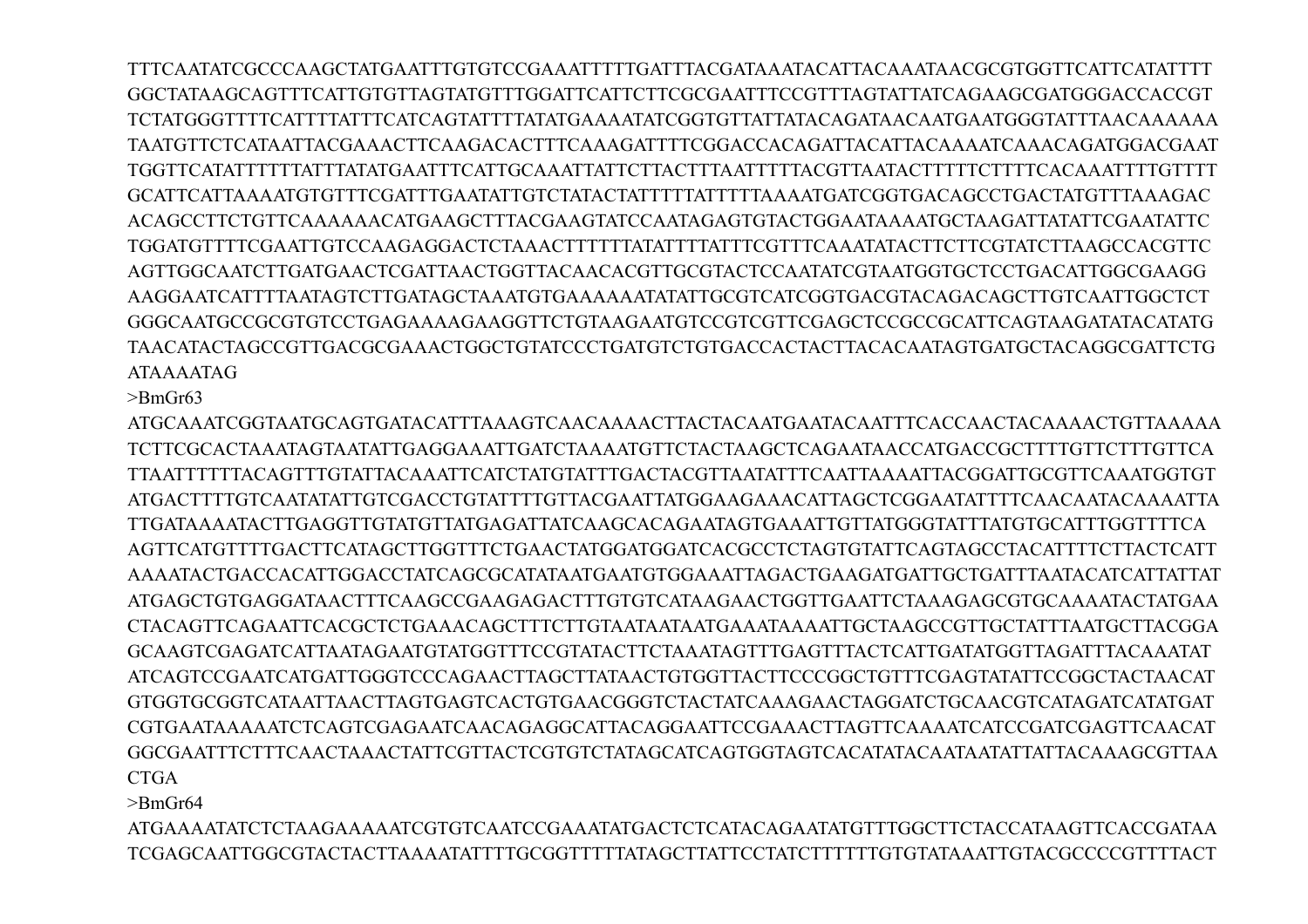TTTCAATATCGCCCAAGCTATGAATTTGTGTCCGAAATTTTTGATTTACGATAAATACATTACAAATAACGCGTGGTTCATTCATATTTT
GGCTATAAGCAGTTTCATTGTGTTAGTATGTTTGGATTCATTCTTCGCGAATTTCCGTTTAGTATTATCAGAAGCGATGGGACCACCGT
TCTATGGGTTTTCATTTTATTTCATCAGTATTTTATATGAAAATATCGGTGTTATTATACAGATAACAATGAATGGGTATTTAACAAAAAA
TAATGTTCTCATAATTACGAAACTTCAAGACACTTTCAAAGATTTTCGGACCACAGATTACATTACAAAATCAAACAGATGGACGAAT
TGGTTCATATTTTTTATTTATATGAATTTCATTGCAAATTATTCTTACTTTAATTTTTACGTTAATACTTTTTCTTTTCACAAATTTTGTTTT
GCATTCATTAAAATGTGTTTCGATTTGAATATTGTCTATACTATTTTTATTTTTAAAATGATCGGTGACAGCCTGACTATGTTTAAAGAC
ACAGCCTTCTGTTCAAAAAACATGAAGCTTTACGAAGTATCCAATAGAGTGTACTGGAATAAAATGCTAAGATTATATTCGAATATTC
TGGATGTTTTCGAATTGTCCAAGAGGACTCTAAACTTTTTTATATTTTATTTCGTTTCAAATATACTTCTTCGTATCTTAAGCCACGTTC
AGTTGGCAATCTTGATGAACTCGATTAACTGGTTACAACACGTTGCGTACTCCAATATCGTAATGGTGCTCCTGACATTGGCGAAGG
AAGGAATCATTTTAATAGTCTTGATAGCTAAATGTGAAAAAAATATATTGCGTCATCGGTGACGTACAGACAGCTTGTCAATTGGCTCT
GGGCAATGCCGCGTGTCCTGAGAAAAGAAGGTTCTGTAAGAATGTCCGTCGTTCGAGCTCCGCCGCATTCAGTAAGATATACATATG
TAACATACTAGCCGTTGACGCGAAACTGGCTGTATCCCTGATGTCTGTGACCACTACTTACACAATAGTGATGCTACAGGCGATTCTG
ATAAAATAG

>BmGr63

ATGCAAATCGGTAATGCAGTGATACATTTAAAGTCAACAAAACTTACTACAATGAATACAATTTCACCAACTACAAAACTGTTAAAAA
TCTTCGCACTAAATAGTAATATTGAGGAAATTGATCTAAAATGTTCTACTAAGCTCAGAATAACCATGACCGCTTTTGTTCTTTGTTCA
TTAATTTTTTACAGTTTGTATTACAAATTCATCTATGTATTTGACTACGTTAATATTTCAATTAAAATTACGGATTGCGTTCAAATGGTGT
ATGACTTTTGTCAATATATTGTCGACCTGTATTTTGTTACGAATTATGGAAGAAACATTAGCTCGGAATATTTTCAACAATACAAAATTA
TTGATAAAATACTTGAGGTTGTATGTTATGAGATTATCAAGCACAGAATAGTGAAATTGTTATGGGTATTTATGTGCATTTGGTTTTCA
AGTTCATGTTTTGACTTCATAGCTTGGTTTCTGAACTATGGATGGATCACGCCTCTAGTGTATTCAGTAGCCTACATTTTCTTACTCATT
AAAATACTGACCACATTGGACCTATCAGCGCATATAATGAATGTGGAAATTAGACTGAAGATGATTGCTGATTTAATACATCATTATTAT
ATGAGCTGTGAGGATAACTTTCAAGCCGAAGAGACTTTGTGTCATAAGAACTGGTTGAATTCTAAAGAGCGTGCAAAATACTATGAA
CTACAGTTCAGAATTCACGCTCTGAAACAGCTTTCTTGTAATAATAATGAAATAAAATTGCTAAGCCGTTGCTATTTAATGCTTACGGA
GCAAGTCGAGATCATTAATAGAATGTATGGTTTCCGTATACTTCTAAATAGTTTGAGTTTACTCATTGATATGGTTAGATTTACAAATAT
ATCAGTCCGAATCATGATTGGGTCCCAGAACTTAGCTTATAACTGTGGTTACTTCCCGGCTGTTTCGAGTATATTCCGGCTACTAACAT
GTGGTGCGGTCATAATTAACTTAGTGAGTCACTGTGAACGGGTCTACTATCAAAGAACTAGGATCTGCAACGTCATAGATCATATGAT
CGTGAATAAAAATCTCAGTCGAGAATCAACAGAGGCATTACAGGAATTCCGAAACTTAGTTCAAAATCATCCGATCGAGTTCAACAT
GGCGAATTTCTTTCAACTAAACTATTCGTTACTCGTGTCTATAGCATCAGTGGTAGTCACATATACAATAATATTATTACAAAGCGTTAA
CTGA

>BmGr64

ATGAAAATATCTCTAAGAAAAATCGTGTCAATCCGAAATATGACTCTCATACAGAATATGTTTGGCTTCTACCATAAGTTCACCGATAA
TCGAGCAATTGGCGTACTACTTAAAATATTTTGCGGTTTTTATAGCTTATTCCTATCTTTTTTGTGTATAAATTGTACGCCCCGTTTTACT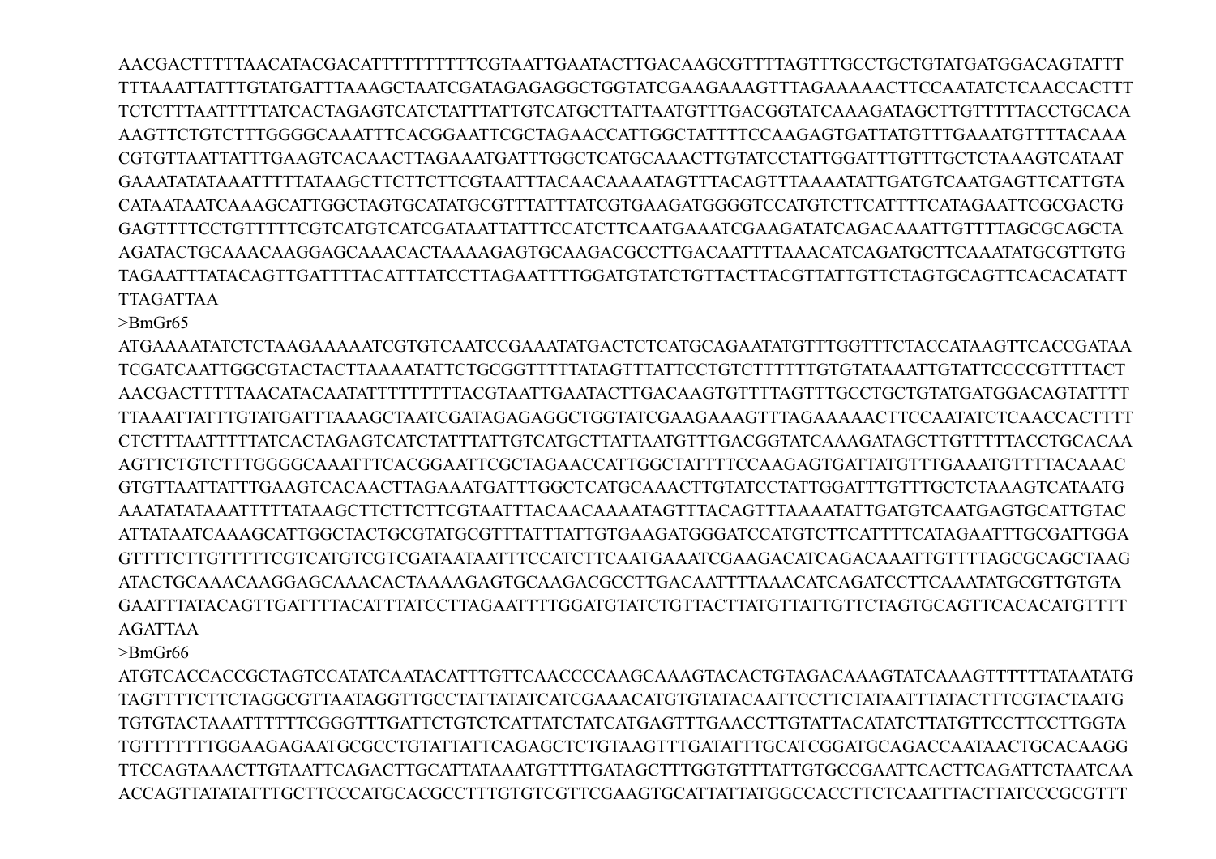AACGACTTTTTAACATACGACATTTTTTTTTTCGTAATTGAATACTTGACAAGCGTTTTAGTTTGCCTGCTGTATGATGGACAGTATTT
TTTAAATTATTTGTATGATTTAAAGCTAATCGATAGAGAGGCTGGTATCGAAGAAAGTTTAGAAAAACTTCCAATATCTCAACCACTTT
TCTCTTTAATTTTTATCACTAGAGTCATCTATTTATTGTCATGCTTATTAATGTTTGACGGTATCAAAGATAGCTTGTTTTTACCTGCACA
AAGTTCTGTCTTTGGGGCAAATTTCACGGAATTCGCTAGAACCATTGGCTATTTTCCAAGAGTGATTATGTTTGAAATGTTTTACAAA
CGTGTTAATTATTTGAAGTCACAACTTAGAAATGATTTGGCTCATGCAAACTTGTATCCTATTGGATTTGTTTGCTCTAAAGTCATAAT
GAAATATATAAATTTTTATAAGCTTCTTCTTCGTAATTTACAACAAAATAGTTTACAGTTTAAAATATTGATGTCAATGAGTTCATTGTA
CATAATAATCAAAGCATTGGCTAGTGCATATGCGTTTATTTATCGTGAAGATGGGGTCCATGTCTTCATTTTCATAGAATTCGCGACTG
GAGTTTTCCTGTTTTTCGTCATGTCATCGATAATTATTTCCATCTTCAATGAAATCGAAGATATCAGACAAATTGTTTTAGCGCAGCTA
AGATACTGCAAACAAGGAGCAAACACTAAAAGAGTGCAAGACGCCTTGACAATTTTAAACATCAGATGCTTCAAATATGCGTTGTG
TAGAATTTATACAGTTGATTTTACATTTATCCTTAGAATTTTGGATGTATCTGTTACTTACGTTATTGTTCTAGTGCAGTTCACACATATT
TTAGATTAA

>BmGr65

ATGAAAATATCTCTAAGAAAAATCGTGTCAATCCGAAATATGACTCTCATGCAGAATATGTTTGGTTTCTACCATAAGTTCACCGATAA
TCGATCAATTGGCGTACTACTTAAAATATTCTGCGGTTTTTATAGTTTATTCCTGTCTTTTTTGTGTATAAATTGTATTCCCCGTTTTACT
AACGACTTTTTAACATACAATATTTTTTTTTACGTAATTGAATACTTGACAAGTGTTTTAGTTTGCCTGCTGTATGATGGACAGTATTTT
TTAAATTATTTGTATGATTTAAAGCTAATCGATAGAGAGGCTGGTATCGAAGAAAGTTTAGAAAAACTTCCAATATCTCAACCACTTTT
CTCTTTAATTTTTATCACTAGAGTCATCTATTTATTGTCATGCTTATTAATGTTTGACGGTATCAAAGATAGCTTGTTTTTACCTGCACAA
AGTTCTGTCTTTGGGGCAAATTTCACGGAATTCGCTAGAACCATTGGCTATTTTCCAAGAGTGATTATGTTTGAAATGTTTTACAAAC
GTGTTAATTATTTGAAGTCACAACTTAGAAATGATTTGGCTCATGCAAACTTGTATCCTATTGGATTTGTTTGCTCTAAAGTCATAATG
AAATATATAAATTTTTATAAGCTTCTTCTTCGTAATTTACAACAAAATAGTTTACAGTTTAAAATATTGATGTCAATGAGTGCATTGTAC
ATTATAATCAAAGCATTGGCTACTGCGTATGCGTTTATTTATTGTGAAGATGGGATCCATGTCTTCATTTTCATAGAATTTGCGATTGGA
GTTTTCTTGTTTTTCGTCATGTCGTCGATAATAATTTCCATCTTCAATGAAATCGAAGACATCAGACAAATTGTTTTAGCGCAGCTAAG
ATACTGCAAACAAGGAGCAAACACTAAAAGAGTGCAAGACGCCTTGACAATTTTAAACATCAGATCCTTCAAATATGCGTTGTGTA
GAATTTATACAGTTGATTTTACATTTATCCTTAGAATTTTGGATGTATCTGTTACTTATGTTATTGTTCTAGTGCAGTTCACACATGTTTT
AGATTAA

>BmGr66

ATGTCACCACCGCTAGTCCATATCAATACATTTGTTCAACCCCAAGCAAAGTACACTGTAGACAAAGTATCAAAGTTTTTTATAATATG
TAGTTTTCTTCTAGGCGTTAATAGGTTGCCTATTATATCATCGAAACATGTGTATACAATTCCTTCTATAATTTATACTTTCGTACTAATG
TGTGTACTAAATTTTTTCGGGTTTGATTCTGTCTCATTATCTATCATGAGTTTGAACCTTGTATTACATATCTTATGTTCCTTCCTTGGTA
TGTTTTTTTGGAAGAGAATGCGCCTGTATTATTCAGAGCTCTGTAAGTTTGATATTTGCATCGGATGCAGACCAATAACTGCACAAGG
TTCCAGTAAACTTGTAATTCAGACTTGCATTATAAATGTTTTGATAGCTTTGGTGTTTATTGTGCCGAATTCACTTCAGATTCTAATCAA
ACCAGTTATATATTTGCTTCCCATGCACGCCTTTGTGTCGTTCGAAGTGCATTATTATGGCCACCTTCTCAATTTACTTATCCCGCGTTT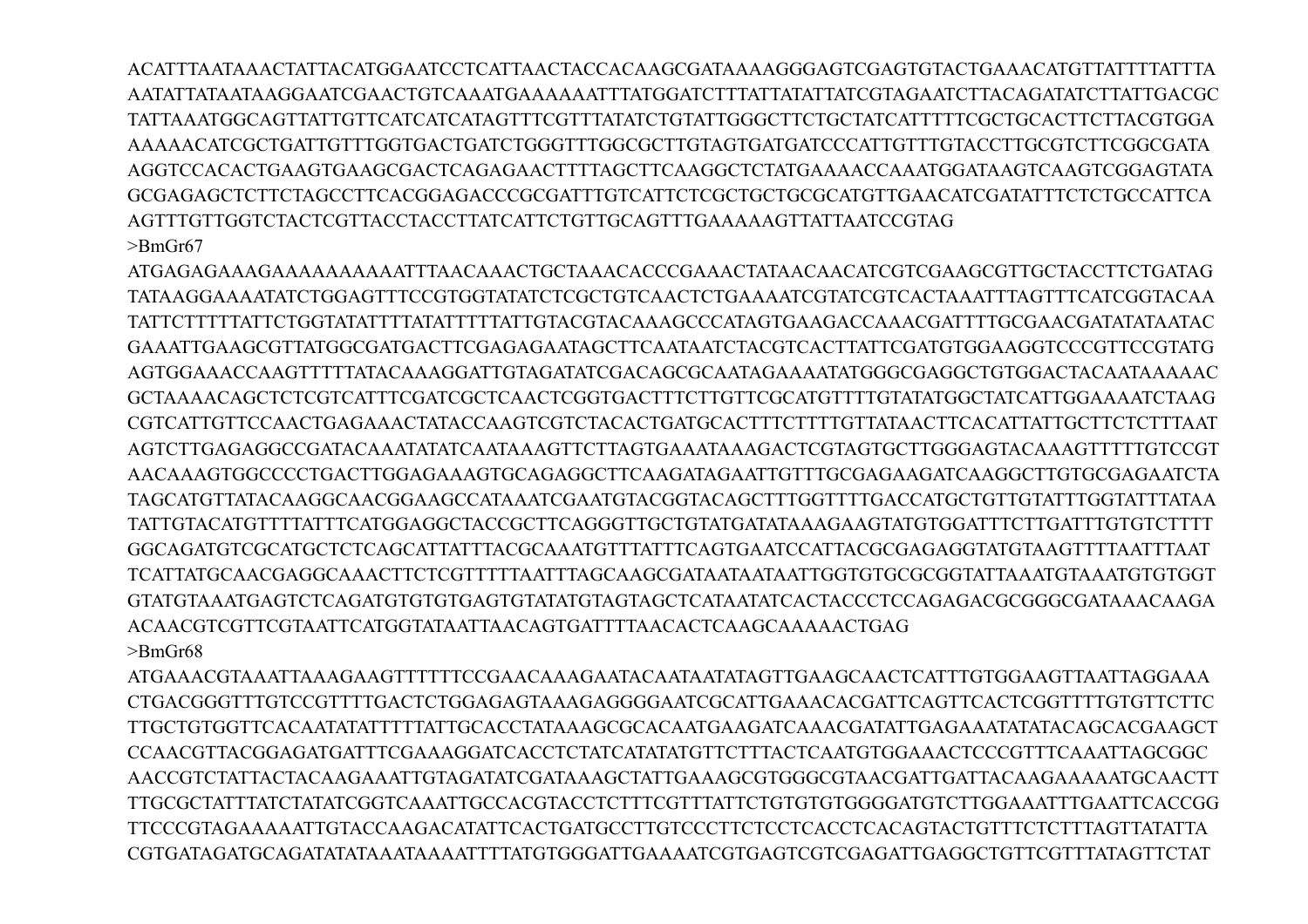ACATTTAATAAACTATTACATGGAATCCTCATTAACTACCACAAGCGATAAAAGGGAGTCGAGTGTACTGAAACATGTTATTTTATTTA
AATATTATAATAAGGAATCGAACTGTCAAATGAAAAAATTTATGGATCTTTATTATATTATCGTAGAATCTTACAGATATCTTATTGACGC
TATTAAATGGCAGTTATTGTTCATCATCATAGTTTCGTTTATATCTGTATTGGGCTTCTGCTATCATTTTTCGCTGCACTTCTTACGTGGA
AAAAACATCGCTGATTGTTTGGTGACTGATCTGGGTTTGGCGCTTGTAGTGATGATCCCATTGTTTGTACCTTGCGTCTTCGGCGATA
AGGTCCACACTGAAGTGAAGCGACTCAGAGAACTTTTAGCTTCAAGGCTCTATGAAAACCAAATGGATAAGTCAAGTCGGAGTATA
GCGAGAGCTCTTCTAGCCTTCACGGAGACCCGCGATTTGTCATTCTCGCTGCTGCGCATGTTGAACATCGATATTTCTCTGCCATTCA
AGTTTGTTGGTCTACTCGTTACCTACCTTATCATTCTGTTGCAGTTTGAAAAAGTTATTAATCCGTAG

>BmGr67

ATGAGAGAAAGAAAAAAAAAAATTTAACAAACTGCTAAACACCCGAAACTATAACAACATCGTCGAAGCGTTGCTACCTTCTGATAG
TATAAGGAAAATATCTGGAGTTTCCGTGGTATATCTCGCTGTCAACTCTGAAAATCGTATCGTCACTAAATTTAGTTTCATCGGTACAA
TATTCTTTTTATTCTGGTATATTTTATATTTTTATTGTACGTACAAAGCCCATAGTGAAGACCAAACGATTTTGCGAACGATATATAATAC
GAAATTGAAGCGTTATGGCGATGACTTCGAGAGAATAGCTTCAATAATCTACGTCACTTATTCGATGTGGAAGGTCCCGTTCCGTATG
AGTGGAAACCAAGTTTTTATACAAAGGATTGTAGATATCGACAGCGCAATAGAAAATATGGGCGAGGCTGTGGACTACAATAAAAAC
GCTAAAACAGCTCTCGTCATTTCGATCGCTCAACTCGGTGACTTTCTTGTTCGCATGTTTTGTATATGGCTATCATTGGAAAATCTAAG
CGTCATTGTTCCAACTGAGAAACTATACCAAGTCGTCTACACTGATGCACTTTCTTTTGTTATAACTTCACATTATTGCTTCTCTTTAAT
AGTCTTGAGAGGCCGATACAAATATATCAATAAAGTTCTTAGTGAAATAAAGACTCGTAGTGCTTGGGAGTACAAAGTTTTTGTCCGT
AACAAAGTGGCCCCTGACTTGGAGAAAGTGCAGAGGCTTCAAGATAGAATTGTTTGCGAGAAGATCAAGGCTTGTGCGAGAATCTA
TAGCATGTTATACAAGGCAACGGAAGCCATAAATCGAATGTACGGTACAGCTTTGGTTTTGACCATGCTGTTGTATTTGGTATTTATAA
TATTGTACATGTTTTATTTCATGGAGGCTACCGCTTCAGGGTTGCTGTATGATATAAAGAAGTATGTGGATTTCTTGATTTGTGTCTTTT
GGCAGATGTCGCATGCTCTCAGCATTATTTACGCAAATGTTTATTTCAGTGAATCCATTACGCGAGAGGTATGTAAGTTTTAATTTAAT
TCATTATGCAACGAGGCAAACTTCTCGTTTTTAATTTAGCAAGCGATAATAATAATTGGTGTGCGCGGTATTAAATGTAAATGTGTGGT
GTATGTAAATGAGTCTCAGATGTGTGTGAGTGTATATGTAGTAGCTCATAATATCACTACCCTCCAGAGACGCGGGCGATAAACAAGA
ACAACGTCGTTCGTAATTCATGGTATAATTAACAGTGATTTTAACACTCAAGCAAAAACTGAG

>BmGr68

ATGAAACGTAAATTAAAGAAGTTTTTTCCGAACAAAGAATACAATAATATAGTTGAAGCAACTCATTTGTGGAAGTTAATTAGGAAA
CTGACGGGTTTGTCCGTTTTGACTCTGGAGAGTAAAGAGGGGAATCGCATTGAAACACGATTCAGTTCACTCGGTTTTGTGTTCTTC
TTGCTGTGGTTCACAATATATTTTTATTGCACCTATAAAGCGCACAATGAAGATCAAACGATATTGAGAAATATATACAGCACGAAGCT
CCAACGTTACGGAGATGATTTCGAAAGGATCACCTCTATCATATATGTTCTTTACTCAATGTGGAAACTCCCGTTTCAAATTAGCGGC
AACCGTCTATTACTACAAGAAATTGTAGATATCGATAAAGCTATTGAAAGCGTGGGCGTAACGATTGATTACAAGAAAAATGCAACTT
TTGCGCTATTTATCTATATCGGTCAAATTGCCACGTACCTCTTTCGTTTATTCTGTGTGTGGGGATGTCTTGGAAATTTGAATTCACCGG
TTCCCGTAGAAAAATTGTACCAAGACATATTCACTGATGCCTTGTCCCTTCTCCTCACCTCACAGTACTGTTTCTCTTTAGTTATATTA
CGTGATAGATGCAGATATATAAATAAAATTTTATGTGGGATTGAAAATCGTGAGTCGTCGAGATTGAGGCTGTTCGTTTATAGTTCTAT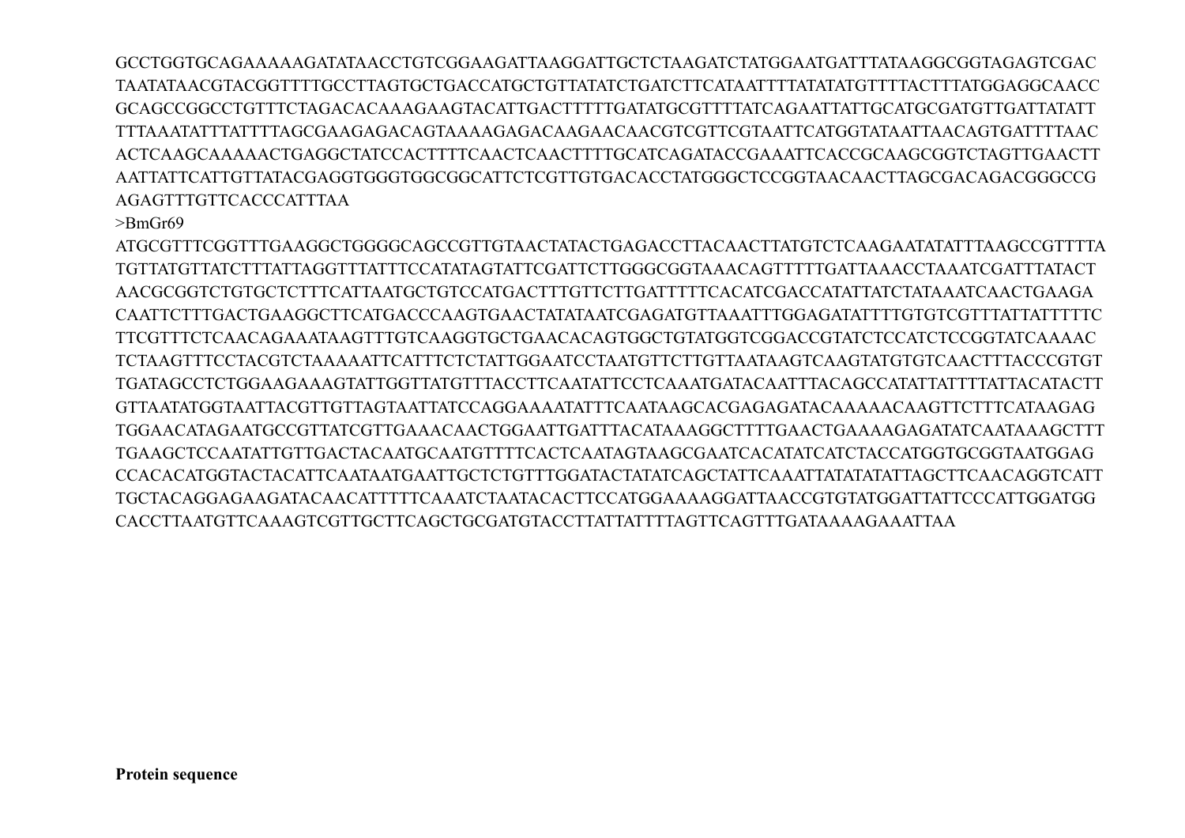GCCTGGTGCAGAAAAAGATATAACCTGTCGGAAGATTAAGGATTGCTCTAAGATCTATGGAATGATTTATAAGGCGGTAGAGTCGAC
TAATATAACGTACGGTTTTGCCTTAGTGCTGACCATGCTGTTATATCTGATCTTCATAATTTTATATATGTTTTACTTTATGGAGGCAACC
GCAGCCGGCCTGTTTCTAGACACAAAGAAGTACATTGACTTTTTGATATGCGTTTTATCAGAATTATTGCATGCGATGTTGATTATATT
TTTAAATATTTATTTTAGCGAAGAGACAGTAAAAGAGACAAGAACAACGTCGTTCGTAATTCATGGTATAATTAACAGTGATTTTAAC
ACTCAAGCAAAAACTGAGGCTATCCACTTTTCAACTCAACTTTTGCATCAGATACCGAAATTCACCGCAAGCGGTCTAGTTGAACTT
AATTATTCATTGTTATACGAGGTGGGTGGCGGCATTCTCGTTGTGACACCTATGGGCTCCGGTAACAACTTAGCGACAGACGGGCCG
AGAGTTTGTTCACCCATTTAA

>BmGr69

ATGCGTTTCGGTTTGAAGGCTGGGGCAGCCGTTGTAACTATACTGAGACCTTACAACTTATGTCTCAAGAATATATTTAAGCCGTTTTA
TGTTATGTTATCTTTATTAGGTTTATTTCCATATAGTATTCGATTCTTGGGCGGTAAACAGTTTTTGATTAAACCTAAATCGATTTATACT
AACGCGGTCTGTGCTCTTTCATTAATGCTGTCCATGACTTTGTTCTTGATTTTTCACATCGACCATATTATCTATAAATCAACTGAAGA
CAATTCTTTGACTGAAGGCTTCATGACCCAAGTGAACTATATAATCGAGATGTTAAATTTGGAGATATTTTGTGTCGTTTATTATTTTTC
TTCGTTTCTCAACAGAAATAAGTTTGTCAAGGTGCTGAACACAGTGGCTGTATGGTCGGACCGTATCTCCATCTCCGGTATCAAAAC
TCTAAGTTTCCTACGTCTAAAAATTCATTTCTCTATTGGAATCCTAATGTTCTTGTTAATAAGTCAAGTATGTGTCAACTTTACCCGTGT
TGATAGCCTCTGGAAGAAAGTATTGGTTATGTTTACCTTCAATATTCCTCAAATGATACAATTTACAGCCATATTATTTTATTACATACTT
GTTAATATGGTAATTACGTTGTTAGTAATTATCCAGGAAAATATTTCAATAAGCACGAGAGATACAAAAACAAGTTCTTTCATAAGAG
TGGAACATAGAATGCCGTTATCGTTGAAACAACTGGAATTGATTTACATAAAGGCTTTTGAACTGAAAAGAGATATCAATAAAGCTTT
TGAAGCTCCAATATTGTTGACTACAATGCAATGTTTTCACTCAATAGTAAGCGAATCACATATCATCTACCATGGTGCGGTAATGGAG
CCACACATGGTACTACATTCAATAATGAATTGCTCTGTTTGGATACTATATCAGCTATTCAAATTATATATATTAGCTTCAACAGGTCATT
TGCTACAGGAGAAGATACAACATTTTTCAAATCTAATACACTTCCATGGAAAAGGATTAACCGTGTATGGATTATTCCCATTGGATGG
CACCTTAATGTTCAAAGTCGTTGCTTCAGCTGCGATGTACCTTATTATTTTAGTTCAGTTTGATAAAAGAAATTAA

**Protein sequence**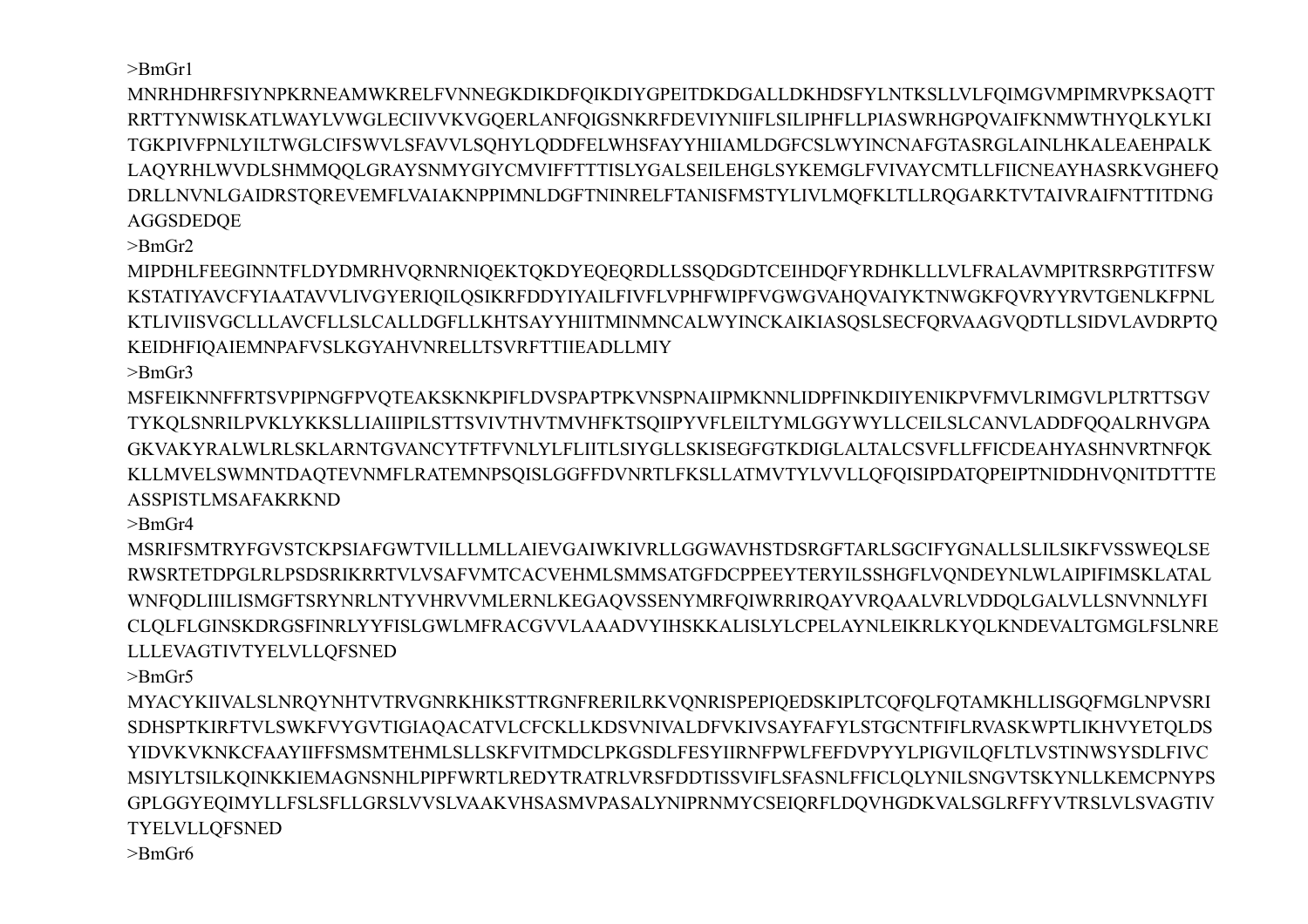>BmGr1
MNRHDHRFSIYNPKRNEAMWKRELFVNNEGKDIKDFQIKDIYGPEITDKDGALLDKHDSFYLNTKSLLVLFQIMGVMPIMRVPKSAQTT
RRTTYNWISKATLWAYLVWGLECIIVVKVGQERLANFQIGSNKRFDEVIYNIIFLSILIPHFLLPIASWRHGPQVAIFKNMWTHYQLKYLKI
TGKPIVFPNLYILTWGLCIFSWVLSFAVVLSQHYLQDDFELWHSFAYYHIIAMLDGFCSLWYINCNAFGTASRGLAINLHKALEAEHPALK
LAQYRHLWVDLSHMMQQLGRAYSNMYGIYCMVIFFTTTISLYGALSEILEHGLSYKEMGLFVIVAYCMTLLFIICNEAYHASRKVGHEFQ
DRLLNVNLGAIDRSTQREVEMFLVAIAKNPPIMNLDGFTNINRELFTANISFMSTYLIVLMQFKLTLLRQGARKTVTAIVRAIFNTTITDNG
AGGSDEDQE
>BmGr2
MIPDHLFEEGINNTFLDYDMRHVQRNRNIQEKTQKDYEQEQRDLLSSQDGDTCEIHDQFYRDHKLLLVLFRALAVMPITRSRPGTITFSW
KSTATIYAVCFYIAATAVVLIVGYERIQILQSIKRFDDYIYAILFIVFLVPHFWIPFVGWGVAHQVAIYKTNWGKFQVRYYRVTGENLKFPNL
KTLIVIISVGCLLLAVCFLLSLCALLDGFLLKHTSAYYHIITMINMNCALWYINCKAIKIASQSLSECFQRVAAGVQDTLLSIDVLAVDRPTQ
KEIDHFIQAIEMNPAFVSLKGYAHVNRELLTSVRFTTIIEADLLMIY
>BmGr3
MSFEIKNNFFRTSVPIPNGFPVQTEAKSKNKPIFLDVSPAPTPKVNSPNAIIPMKNNLIDPFINKDIIYENIKPVFMVLRIMGVLPLTRTTSGV
TYKQLSNRILPVKLYKKSLLIAIIIPILSTTSVIVTHVTMVHFKTSQIIPYVFLEILTYMLGGYWYLLCEILSLCANVLADDFQQALRHVGPA
GKVAKYRALWLRLSKLARNTGVANCYTFTFVNLYLFLIITLSIYGLLSKISEGFGTKDIGLALTALCSVFLLFFICDEAHYASHNVRTNFQK
KLLMVELSWMNTDAQTEVNMFLRATEMNPSQISLGGFFDVNRTLFKSLLATMVTYLVVLLQFQISIPDATQPEIPTNIDDHVQNITDTTTE
ASSPISTLMSAFAKRKND
>BmGr4
MSRIFSMTRYFGVSTCKPSIAFGWTVILLLMLLAIEVGAIWKIVRLLGGWAVHSTDSRGFTARLSGCIFYGNALLSLILSIKFVSSWEQLSE
RWSRTETDPGLRLPSDSRIKRRTVLVSAFVMTCACVEHMLSMMSATGFDCPPEEYTERYILSSHGFLVQNDEYNLWLAIPIFIMSKLATAL
WNFQDLIIILISMGFTSRYNRLNTYVHRVVMLERNLKEGAQVSSENYMRFQIWRRIRQAYVRQAALVRLVDDQLGALVLLSNVNNLYFI
CLQLFLGINSKDRGSFINRLYYFISLGWLMFRACGVVLAAADVYIHSKKALISLYLCPELAYNLEIKRLKYQLKNDEVALTGMGLFSLNRE
LLLEVAGTIVTYELVLLQFSNED
>BmGr5
MYACYKIIVALSLNRQYNHTVTRVGNRKHIKSTTRGNFRERILRKVQNRISPEPIQEDSKIPLTCQFQLFQTAMKHLLISGQFMGLNPVSRI
SDHSPTKIRFTVLSWKFVYGVTIGIAQACATVLCFCKLLKDSVNIVALDFVKIVSAYFAFYLSTGCNTFIFLRVASKWPTLIKHVYETQLDS
YIDVKVKNKCFAAYIIFFSMSMTEHMLSLLSKFVITMDCLPKGSDLFESYIIRNFPWLFEFDVPYYLPIGVILQFLTLVSTINWSYSDLFIVC
MSIYLTSILKQINKKIEMAGNSNHLPIPFWRTLREDYTRATRLVRSFDDTISSVIFLSFASNLFFICLQLYNILSNGVTSKYNLLKEMCPNYPS
GPLGGYEQIMYLLFSLSFLLGRSLVVSLVAAKVHSASMVPASALYNIPRNMYCSEIQRFLDQVHGDKVALSGLRFFYVTRSLVLSVAGTIV
TYELVLLQFSNED
>BmGr6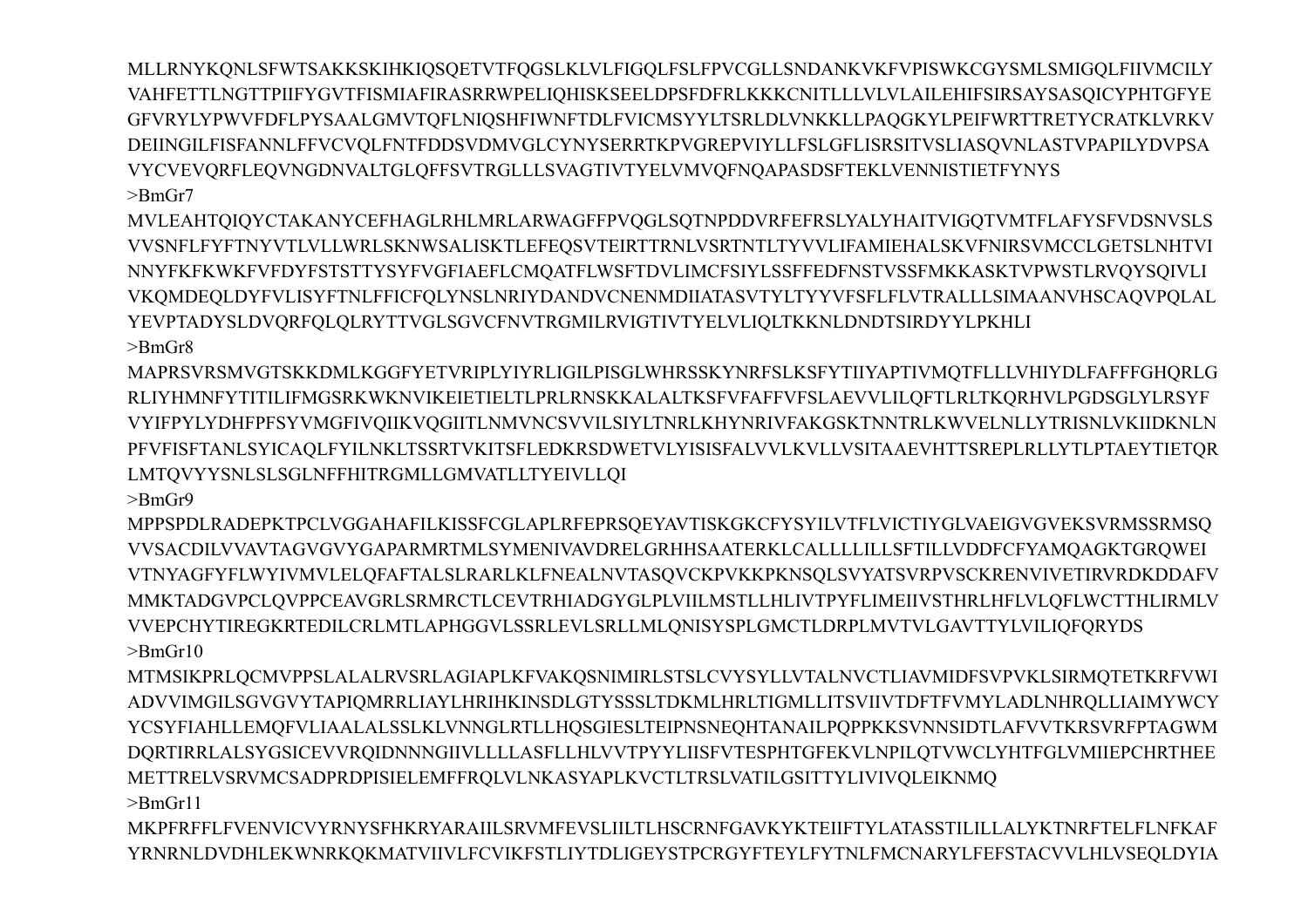MLLRNYKQNLSFWTSAKKSKIHKIQSQETVTFQGSLKLVLFIGQLFSLFPVCGLLSNDANKVKFVPISWKCGYSMLSMIGQLFIIVMCILY
VAHFETTLNGTTPIIFYGVTFISMIAFIRASRRWPELIQHISKSEELDPSFDFRLKKKCNITLLLVLVLAILEHIFSIRSAYSASQICYPHTGFYE
GFVRYLYPWVFDFLPYSAALGMVTQFLNIQSHFIWNFTDLFVICMSYYLTSRLDLVNKKLLPAQGKYLPEIFWRTTRETYCRATKLVRKV
DEIINGILFISFANNLFFVCVQLFNTFDDSVDMVGLCYNYSERRTKPVGREPVIYLLFSLGFLISRSITVSLIASQVNLASTVPAPILYDVPSA
VYCVEVQRFLEQVNGDNVALTGLQFFSVTRGLLLSVAGTIVTYELVMVQFNQAPASDSFTEKLVENNISTIETFYNYS

>BmGr7

MVLEAHTQIQYCTAKANYCEFHAGLRHLMRLARWAGFFPVQGLSQTNPDDVRFEFRSLYALYHAITVIGQTVMTFLAFYSFVDSNVSLS
VVSNFLFYFTNYVTLVLLWRLSKNWSALISKTLEFEQSVTEIRTTRNLVSRTNTLTYVVLIFAMIEHALSKVFNIRSVMCCLGETSLNHTVI
NNYFKFKWKFVFDYFSTSTTYSYFVGFIAEFLCMQATFLWSFTDVLIMCFSIYLSSFFEDFNSTVSSFMKKASKTVPWSTLRVQYSQIVLI
VKQMDEQLDYFVLISYFTNLFFICFQLYNSLNRIYDANDVCNENMDIIATASVTYLTYYVFSFLFLVTRALLLSIMAANVHSCAQVPQLAL
YEVPTADYSLDVQRFQLQLRYTTVGLSGVCFNVTRGMILRVIGTIVTYELVLIQLTKKNLDNDTSIRDYYLPKHLI

>BmGr8

MAPRSVRSMVGTSKKDMLKGGFYETVRIPLYIYRLIGILPISGLWHRSSKYNRFSLKSFYTIIYAPTIVMQTFLLLVHIYDLFAFFFGHQRLG
RLIYHMNFYTITILIFMGSRKWKNVIKEIETIELTLPRLRNSKKALALTKSFVFAFFVFSLAEVVLILQFTLRLTKQRHVLPGDSGLYLRSYF
VYIFPYLYDHFPFSYVMGFIVQIIKVQGIITLNMVNCSVVILSIYLTNRLKHYNRIVFAKGSKTNNTRLKWVELNLLYTRISNLVKIIDKNLN
PFVFISFTANLSYICAQLFYILNKLTSSRTVKITSFLEDKRSDWETVLYISISFALVVLKVLLVSITAAEVHTTSREPLRLLYTLPTAEYTIETQR
LMTQVYYSNLSLSGLNFFHITRGMLLGMVATLLTYEIVLLQI

>BmGr9

MPPSPDLRADEPKTPCLVGGAHAFILKISSFCGLAPLRFEPRSQEYAVTISKGKCFYSYILVTFLVICTIYGLVAEIGVGVEKSVRMSSRMSQ
VVSACDILVVAVTAGVGVYGAPARMRTMLSYMENIVAVDRELGRHHSAATERKLCALLLLILLSFTILLVDDFCFYAMQAGKTGRQWEI
VTNYAGFYFLWYIVMVLELQFAFTALSLRARLKLFNEALNVTASQVCKPVKKPKNSQLSVYATSVRPVSCKRENVIVETIRVRDKDDAFV
MMKTADGVPCLQVPPCEAVGRLSRMRCTLCEVTRHIADGYGLPLVIILMSTLLHLIVTPYFLIMEIIVSTHRLHFLVLQFLWCTTHLIRMLV
VVEPCHYTIREGKRTEDILCRLMTLAPHGGVLSSRLEVLSRLLMLQNISYSPLGMCTLDRPLMVTVLGAVTTYLVILIQFQRYDS

>BmGr10

MTMSIKPRLQCMVPPSLALALRVSRLAGIAPLKFVAKQSNIMIRLSTSLCVYSYLLVTALNVCTLIAVMIDFSVPVKLSIRMQTETKRFVWI
ADVVIMGILSGVGVYTAPIQMRRLIAYLHRIHKINSDLGTYSSSLTDKMLHRLTIGMLLITSVIIVTDFTFVMYLADLNHRQLLIAIMYWCY
YCSYFIAHLLEMQFVLIAALALSSLKLVNNGLRTLLHQSGIESLTEIPNSNEQHTANAILPQPPKKSVNNSIDTLAFVVTKRSVRFPTAGWM
DQRTIRRLALSYGSICEVVRQIDNNNGIIVLLLLASFLLHLVVTPYYLIISFVTESPHTGFEKVLNPILQTVWCLYHTFGLVMIIEPCHRTHEE
METTRELVSRVMCSADPRDPISIELEMFFRQLVLNKASYAPLKVCTLTRSLVATILGSITTYLIVIVQLEIKNMQ

>BmGr11

MKPFRFFLFVENVICVYRNYSFHKRYARAIILSRVMFEVSLIILTLHSCRNFGAVKYKTEIIFTYLATASSTILILLALYKTNRFTELFLNFKAF
YRNRNLDVDHLEKWNRKQKMATVIIVLFCVIKFSTLIYTDLIGEYSTPCRGYFTEYLFYTNLFMCNARYLFEFSTACVVLHLVSEQLDYIA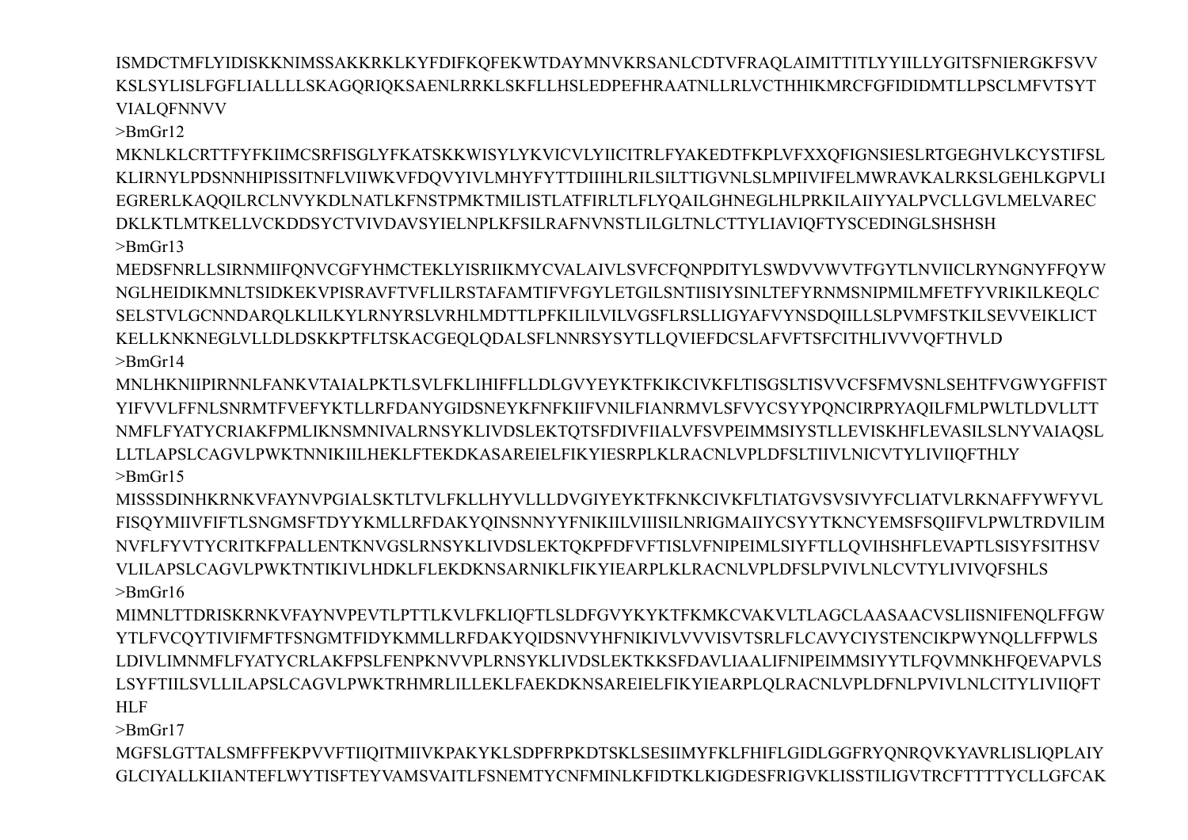ISMDCTMFLYIDISKKNIMSSAKKRKLKYFDIFKQFEKWTDAYMNVKRSANLCDTVFRAQLAIMITTITLYYIILLYGITSFNIERGKFSVV
KSLSYLISLFGFLIALLLLSKAGQRIQKSAENLRRKLSKFLLHSLEDPEFHRAATNLLRLVCTHHIKMRCFGFIDIDMTLLPSCLMFVTSYT
VIALQFNNVV

>BmGr12

MKNLKLCRTTFYFKIIMCSRFISGLYFKATSKKWISYLYKVICVLYIICITRLFYAKEDTFKPLVFXXQFIGNSIESLRTGEGHVLKCYSTIFSL
KLIRNYLPDSNNHIPISSITNFLVIIWKVFDQVYIVLMHYFYTTDIIIHLRILSILTTIGVNLSLMPIIVIFELMWRAVKALRKSLGEHLKGPVLI
EGRERLKAQQILRCLNVYKDLNATLKFNSTPMKTMILISTLATFIRLTLFLYQAILGHNEGLHLPRKILAIIYYALPVCLLGVLMELVAREC
DKLKTLMTKELLVCKDDSYCTVIVDAVSYIELNPLKFSILRAFNVNSTLILGLTNLCTTYLIAVIQFTYSCEDINGLSHSHSH

>BmGr13

MEDSFNRLLSIRNMIIFQNVCGFYHMCTEKLYISRIIKMYCVALAIVLSVFCFQNPDITYLSWDVVWVTFGYTLNVIICLRYNGNYFFQYW
NGLHEIDIKMNLTSIDKEKVPISRAVFTVFLILRSTAFAMTIFVFGYLETGILSNTIISIYSINLTEFYRNMSNIPMILMFETFYVRIKILKEQLC
SELSTVLGCNNDARQLKLILKYLRNYRSLVRHLMDTTLPFKILILVILVGSFLRSLLIGYAFVYNSDQIILLSLPVMFSTKILSEVVEIKLICT
KELLKNKNEGLVLLDLDSKKPTFLTSKACGEQLQDALSFLNNRSYSYTLLQVIEFDCSLAFVFTSFCITHLIVVVQFTHVLD

>BmGr14

MNLHKNIIPIRNNLFANKVTAIALPKTLSVLFKLIHIFFLLDLGVYEYKTFKIKCIVKFLTISGSLTISVVCFSFMVSNLSEHTFVGWYGFFIST
YIFVVLFFNLSNRMTFVEFYKTLLRFDANYGIDSNEYKFNFKIIFVNILFIANRMVLSFVYCSYYPQNCIRPRYAQILFMLPWLTLDVLLTT
NMFLFYATYCRIAKFPMLIKNSMNIVALRNSYKLIVDSLEKTQTSFDIVFIIALVFSVPEIMMSIYSTLLEVISKHFLEVASILSLNYVAIAQSL
LLTLAPSLCAGVLPWKTNNIKIILHEKLFTEKDKASAREIELFIKYIESRPLKLRACNLVPLDFSLTIIVLNICVTYLIVIIQFTHLY

>BmGr15

MISSSDINHKRNKVFAYNVPGIALSKTLTVLFKLLHYVLLLDVGIYEYKTFKNKCIVKFLTIATGVSVSIVYFCLIATVLRKNAFFYWFYVL
FISQYMIIVFIFTLSNGMSFTDYYKMLLRFDAKYQINSNNYYFNIKIILVIIISILNRIGMAIIYCSYYTKNCYEMSFSQIIFVLPWLTRDVILIM
NVFLFYVTYCRITKFPALLENTKNVGSLRNSYKLIVDSLEKTQKPFDFVFTISLVFNIPEIMLSIYFTLLQVIHSHFLEVAPTLSISYFSITHSV
VLILAPSLCAGVLPWKTNTIKIVLHDKLFLEKDKNSARNIKLFIKYIEARPLKLRACNLVPLDFSLPVIVLNLCVTYLIVIVQFSHLS

>BmGr16

MIMNLTTDRISKRNKVFAYNVPEVTLPTTLKVLFKLIQFTLSLDFGVYKYKTFKMKCVAKVLTLAGCLAASAACVSLIISNIFENQLFFGW
YTLFVCQYTIVIFMFTFSNGMTFIDYKMMLLRFDAKYQIDSNVYHFNIKIVLVVVISVTSRLFLCAVYCIYSTENCIKPWYNQLLFFPWLS
LDIVLIMNMFLFYATYCRLAKFPSLFENPKNVVPLRNSYKLIVDSLEKTKKSFDAVLIAALIFNIPEIMMSIYYTLFQVMNKHFQEVAPVLS
LSYFTIILSVLLILAPSLCAGVLPWKTRHMRLILLEKLFAEKDKNSAREIELFIKYIEARPLQLRACNLVPLDFNLPVIVLNLCITYLIVIIQFT
HLF

>BmGr17

MGFSLGTTALSMFFFEKPVVFTIIQITMIIVKPAKYKLSDPFRPKDTSKLSESIIMYFKLFHIFLGIDLGGFRYQNRQVKYAVRLISLIQPLAIY
GLCIYALLKIIANTEFLWYTISFTEYVAMSVAITLFSNEMTYCNFMINLKFIDTKLKIGDESFRIGVKLISSTILIGVTRCFTTTTYCLLGFCAK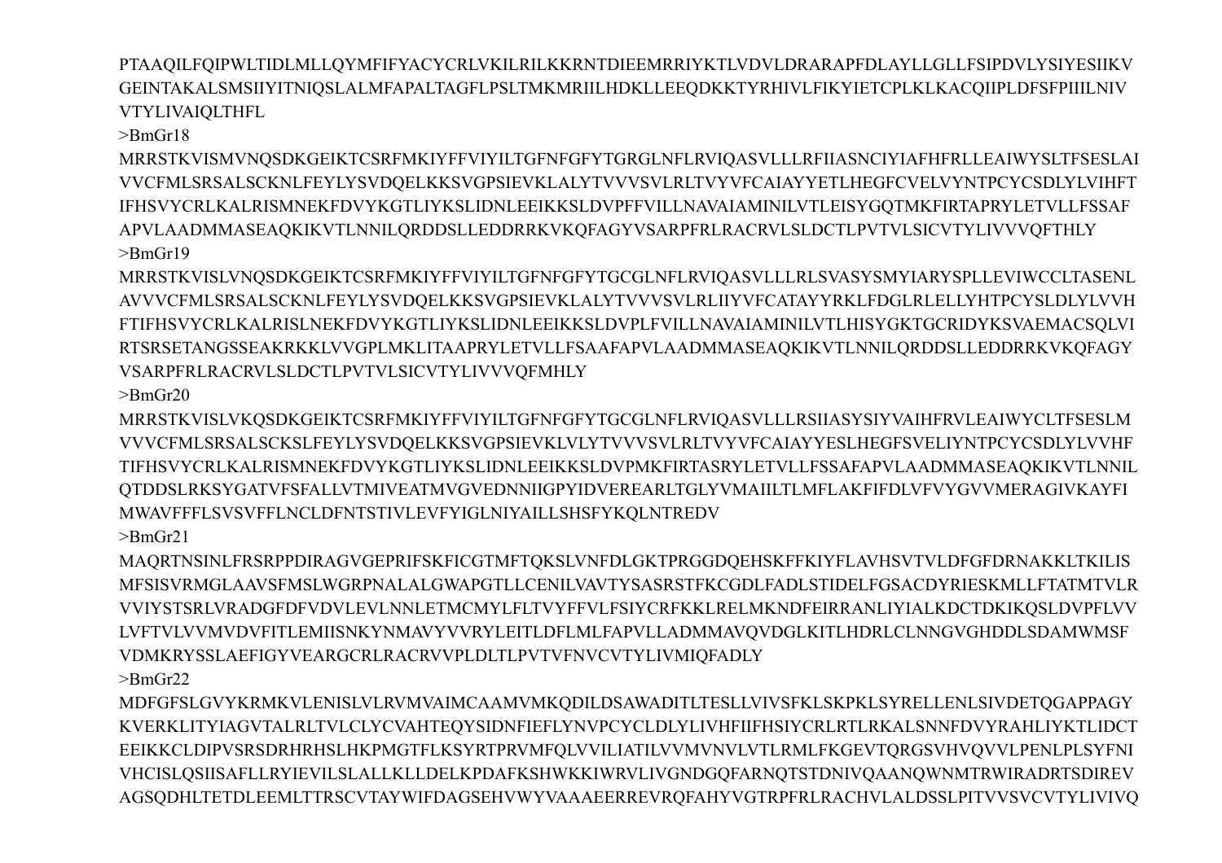PTAAQILFQIPWLTIDLMLLQYMFIFYACYCRLVKILRILKKRNTDIEEMRRIYKTLVDVLDRARAPFDLAYLLGLLFSIPDVLYSIYESIIKV
GEINTAKALSMSIIYITNIQSLALMFAPALTAGFLPSLTMKMRIILHDKLLEEQDKKTYRHIVLFIKYIETCPLKLKACQIIPLDFSFPIIILNIV
VTYLIVAIQLTHFL

>BmGr18

MRRSTKVISMVNQSDKGEIKTCSRFMKIYFFVIYILTGFNFGFYTGRGLNFLRVIQASVLLLRFIIASNCIYIAFHFRLLEAIWYSLTFSESLAI
VVCFMLSRSALSCKNLFEYLYSVDQELKKSVGPSIEVKLALYTVVVSVLRLTVYVFCAIAYYETLHEGFCVELVYNTPCYCSDLYLVIHFT
IFHSVYCRLKALRISMNEKFDVYKGTLIYKSLIDNLEEIKKSLDVPFFVILLNAVAIAMINILVTLEISYGQTMKFIRTAPRYLETVLLFSSAF
APVLAADMMASEAQKIKVTLNNILQRDDSLLEDDRRKVKQFAGYVSARPFRLRACRVLSLDCTLPVTVLSICVTYLIVVVQFTHLY

>BmGr19

MRRSTKVISLVNQSDKGEIKTCSRFMKIYFFVIYILTGFNFGFYTGCGLNFLRVIQASVLLLRLSVASYSMYIARYSPLLEVIWCCLTASENL
AVVVCFMLSRSALSCKNLFEYLYSVDQELKKSVGPSIEVKLALYTVVVSVLRLIIYVFCATAYYRKLFDGLRLELLYHTPCYSLDLYLVVH
FTIFHSVYCRLKALRISLNEKFDVYKGTLIYKSLIDNLEEIKKSLDVPLFVILLNAVAIAMINILVTLHISYGKTGCRIDYKSVAEMACSQLVI
RTSRSETANGSSEAKRKKLVVGPLMKLITAAPRYLETVLLFSAAFAPVLAADMMASEAQKIKVTLNNILQRDDSLLEDDRRKVKQFAGY
VSARPFRLRACRVLSLDCTLPVTVLSICVTYLIVVVQFMHLY

>BmGr20

MRRSTKVISLVKQSDKGEIKTCSRFMKIYFFVIYILTGFNFGFYTGCGLNFLRVIQASVLLLRSIIASYSIYVAIHFRVLEAIWYCLTFSESLM
VVVCFMLSRSALSCKSLFEYLYSVDQELKKSVGPSIEVKLVLYTVVVSVLRLTVYVFCAIAYYESLHEGFSVELIYNTPCYCSDLYLVVHF
TIFHSVYCRLKALRISMNEKFDVYKGTLIYKSLIDNLEEIKKSLDVPMKFIRTASRYLETVLLFSSAFAPVLAADMMASEAQKIKVTLNNIL
QTDDSLRKSYGATVFSFALLVTMIVEATMVGVEDNNIIGPYIDVEREARLTGLYVMAIILTLMFLAKFIFDLVFVYGVVMERAGIVKAYFI
MWAVFFFLSVSVFFLNCLDFNTSTIVLEVFYIGLNIYAILLSHSFYKQLNTREDV

>BmGr21

MAQRTNSINLFRSRPPDIRAGVGEPRIFSKFICGTMFTQKSLVNFDLGKTPRGGDQEHSKFFKIYFLAVHSVTVLDFGFDRNAKKLTKILIS
MFSISVRMGLAAVSFMSLWGRPNALALGWAPGTLLCENILVAVTYSASRSTFKCGDLFADLSTIDELFGSACDYRIESKMLLFTATMTVLR
VVIYSTSRLVRADGFDFVDVLEVLNNLETMCMYLFLTVYFFVLFSIYCRFKKLRELMKNDFEIRRANLIYIALKDCTDKIKQSLDVPFLVV
LVFTVLVVMVDVFITLEMIISNKYNMAVYVVRYLEITLDFLMLFAPVLLADMMAVQVDGLKITLHDRLCLNNGVGHDDLSDAMWMSF
VDMKRYSSLAEFIGYVEARGCRLRACRVVPLDLTLPVTVFNVCVTYLIVMIQFADLY

>BmGr22

MDFGFSLGVYKRMKVLENISLVLRVMVAIMCAAMVMKQDILDSAWADITLTESLLVIVSFKLSKPKLSYRELLENLSIVDETQGAPPAGY
KVERKLITYIAGVTALRLTVLCLYCVAHTEQYSIDNFIEFLYNVPCYCLDLYLIVHFIIFHSIYCRLRTLRKALSNNFDVYRAHLIYKTLIDCT
EEIKKCLDIPVSRSDRHRHSLHKPMGTFLKSYRTPRVMFQLVVILIATILVVMVNVLVTLRMLFKGEVTQRGSVHVQVVLPENLPLSYFNI
VHCISLQSIISAFLLRYIEVILSLALLKLLDELKPDAFKSHWKKIWRVLIVGNDGQFARNQTSTDNIVQAANQWNMTRWIRADRTSDIREV
AGSQDHLTETDLEEMLTTRSCVTAYWIFDAGSEHVWYVAAAEERREVRQFAHYVGTRPFRLRACHVLALDSSLPITVVSVCVTYLIVIVQ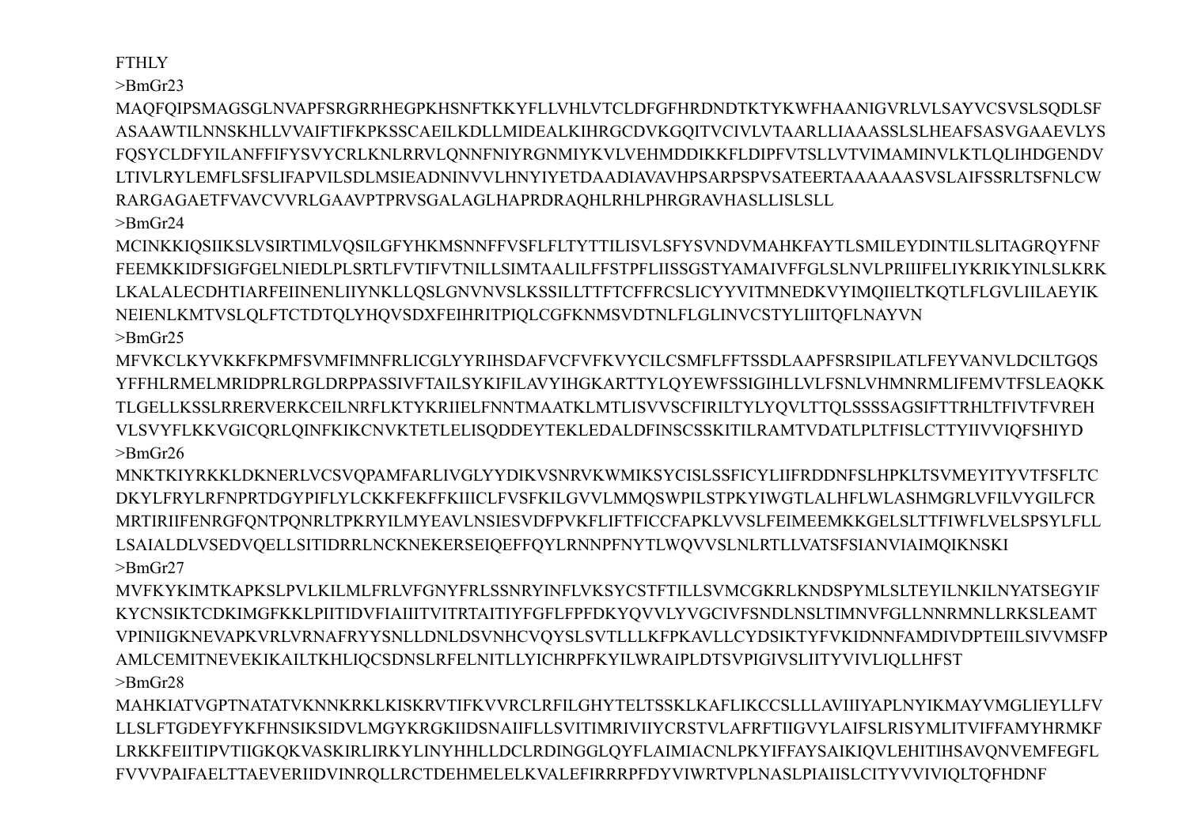FTHLY

>BmGr23

MAQFQIPSMAGSGLNVAPFSRGRRHEGPKHSNFTKKYFLLVHLVTCLDFGFHRDNDTKTYKWFHAANIGVRLVLSAYVCSVSLSQDLSF
ASAAWTILNNSKHLLVVAIFTIFKPKSSCAEILKDLLMIDEALKIHRGCDVKGQITVCIVLVTAARLLIAAASSLSLHEAFSASVGAAEVLYS
FQSYCLDFYILANFFIFYSVYCRLKNLRRVLQNNFNIYRGNMIYKVLVEHMDDIKKFLDIPFVTSLLVTVIMAMINVLKTLQLIHDGENDV
LTIVLRYLEMFLSFSLIFAPVILSDLMSIEADNINVVLHNYIYETDAADIAVAVHPSARPSPVSATEERTAAAAAASVSLAIFSSRLTSFNLCW
RARGAGAETFVAVCVVRLGAAVPTPRVSGALAGLHAPRDRAQHLRHLPHRGRAVHASLLISLSLL

>BmGr24

MCINKKIQSIIKSLVSIRTIMLVQSILGFYHKMSNNFFVSFLFLTYTTILISVLSFYSVNDVMAHKFAYTLSMILEYDINTILSLITAGRQYFNF
FEEMKKIDFSIGFGELNIEDLPLSRTLFVTIFVTNILLSIMTAALILFFSTPFLIISSGSTYAMAIVFFGLSLNVLPRIIIFELIYKRIKYINLSLKRK
LKALALECDHTIARFEIINENLIIYNKLLQSLGNVNVSLKSSILLTTFTCFFRCSLICYYVITMNEDKVYIMQIIELTKQTLFLGVLIILAEYIK
NEIENLKMTVSLQLFTCTDTQLYHQVSDXFEIHRITPIQLCGFKNMSVDTNLFLGLINVCSTYLIIITQFLNAYVN

>BmGr25

MFVKCLKYVKKFKPMFSVMFIMNFRLICGLYYRIHSDAFVCFVFKVYCILCSMFLFFTSSDLAAPFSRSIPILATLFEYVANVLDCILTGQS
YFFHLRMELMRIDPRLRGLDRPPASSIVFTAILSYKIFILAVYIHGKARTTYLQYEWFSSIGIHLLVLFSNLVHMNRMLIFEMVTFSLEAQKK
TLGELLKSSLRRERVERKCEILNRFLKTYKRIIELFNNTMAATKLMTLISVVSCFIRILTYLYQVLTTQLSSSSAGSIFTTRHLTFIVTFVREH
VLSVYFLKKVGICQRLQINFKIKCNVKTETLELISQDDEYTEKLEDALDFINSCSSKITILRAMTVDATLPLTFISLCTTYIIVVIQFSHIYD

>BmGr26

MNKTKIYRKKLDKNERLVCSVQPAMFARLIVGLYYDIKVSNRVKWMIKSYCISLSSFICYLIIFRDDNFSLHPKLTSVMEYITYVTFSFLTC
DKYLFRYLRFNPRTDGYPIFLYLCKKFEKFFKIIICLFVSFKILGVVLMMQSWPILSTPKYIWGTLALHFLWLASHMGRLVFILVYGILFCR
MRTIRIIFENRGFQNTPQNRLTPKRYILMYEAVLNSIESVDFPVKFLIFTFICCFAPKLVVSLFEIMEEMKKGELSLTTFIWFLVELSPSYLFLL
LSAIALDLVSEDVQELLSITIDRRLNCKNEKERSEIQEFFQYLRNNPFNYTLWQVVSLNLRTLLVATSFSIANVIAIMQIKNSKI

>BmGr27

MVFKYKIMTKAPKSLPVLKILMLFRLVFGNYFRLSSNRYINFLVKSYCSTFTILLSVMCGKRLKNDSPYMLSLTEYILNKILNYATSEGYIF
KYCNSIKTCDKIMGFKKLPIITIDVFIAIIITVITRTAITIYFGFLFPFDKYQVVLYVGCIVFSNDLNSLTIMNVFGLLNNRMNLLRKSLEAMT
VPINIIGKNEVAPKVRLVRNAFRYYSNLLDNLDSVNHCVQYSLSVTLLLKFPKAVLLCYDSIKTYFVKIDNNFAMDIVDPTEIILSIVVMSFP
AMLCEMITNEVEKIKAILTKHLIQCSDNSLRFELNITLLYICHRPFKYILWRAIPLDTSVPIGIVSLIITYVIVLIQLLHFST

>BmGr28

MAHKIATVGPTNATATVKNNKRKLKISKRVTIFKVVRCLRFILGHYTELTSSKLKAFLIKCCSLLLAVIIIYAPLNYIKMAYVMGLIEYLLFV
LLSLFTGDEYFYKFHNSIKSIDVLMGYKRGKIIDSNAIIFLLSVITIMRIVIIYCRSTVLAFRFTIIGVYLAIFSLRISYMLITVIFFAMYHRMKF
LRKKFEIITIPVTIIGKQKVASKIRLIRKYLINYHHLLDCLRDINGGLQYFLAIMIACNLPKYIFFAYSAIKIQVLEHITIHSAVQNVEMFEGFL
FVVVPAIFAELTTAEVERIIDVINRQLLRCTDEHMELELKVALEFIRRRPFDYVIWRTVPLNASLPIAIISLCITYVVIVIQLTQFHDNF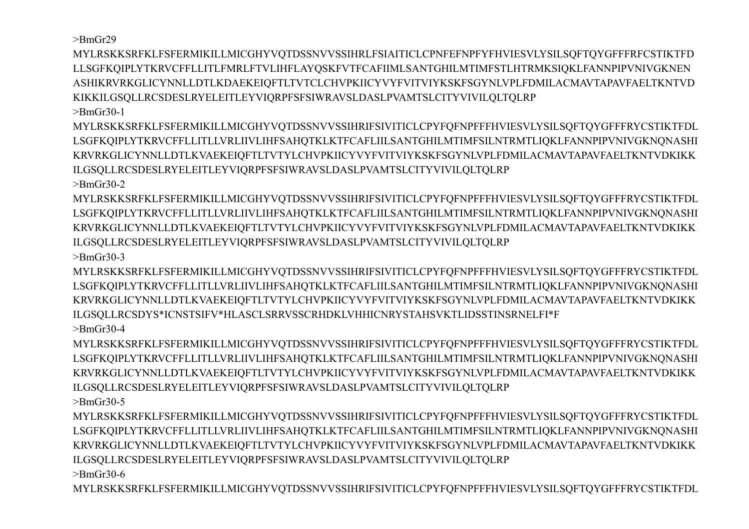>BmGr29
MYLRSKKSRFKLFSFERMIKILLMICGHYVQTDSSNVVSSIHRLFSIAITICLCPNFEFNPFYFHVIESVLYSILSQFTQYGFFFRFCSTIKTFD
LLSGFKQIPLYTKRVCFFLLITLFMRLFTVLIHFLAYQSKFVTFCAFIIMLSANTGHILMTIMFSTLHTRMKSIQKLFANNPIPVNIVGKNEN
ASHIKRVRKGLICYNNLLDTLKDAEKEIQFTLTVTCLCHVPKIICYVYFVITVIYKSKFSGYNLVPLFDMILACMAVTAPAVFAELTKNTVD
KIKKILGSQLLRCSDESLRYELEITLEYVIQRPFSFSIWRAVSLDASLPVAMTSLCITYVIVILQLTQLRP

>BmGr30-1
MYLRSKKSRFKLFSFERMIKILLMICGHYVQTDSSNVVSSIHRIFSIVITICLCPYFQFNPFFFHVIESVLYSILSQFTQYGFFFRYCSTIKTFDL
LSGFKQIPLYTKRVCFFLLITLLVRLIIVLIHFSAHQTKLKTFCAFLIILSANTGHILMTIMFSILNTRMTLIQKLFANNPIPVNIVGKNQNASHI
KRVRKGLICYNNLLDTLKVAEKEIQFTLTVTYLCHVPKIICYVYFVITVIYKSKFSGYNLVPLFDMILACMAVTAPAVFAELTKNTVDKIKK
ILGSQLLRCSDESLRYELEITLEYVIQRPFSFSIWRAVSLDASLPVAMTSLCITYVIVILQLTQLRP

>BmGr30-2
MYLRSKKSRFKLFSFERMIKILLMICGHYVQTDSSNVVSSIHRIFSIVITICLCPYFQFNPFFFHVIESVLYSILSQFTQYGFFFRYCSTIKTFDL
LSGFKQIPLYTKRVCFFLLITLLVRLIIVLIHFSAHQTKLKTFCAFLIILSANTGHILMTIMFSILNTRMTLIQKLFANNPIPVNIVGKNQNASHI
KRVRKGLICYNNLLDTLKVAEKEIQFTLTVTYLCHVPKIICYVYFVITVIYKSKFSGYNLVPLFDMILACMAVTAPAVFAELTKNTVDKIKK
ILGSQLLRCSDESLRYELEITLEYVIQRPFSFSIWRAVSLDASLPVAMTSLCITYVIVILQLTQLRP

>BmGr30-3
MYLRSKKSRFKLFSFERMIKILLMICGHYVQTDSSNVVSSIHRIFSIVITICLCPYFQFNPFFFHVIESVLYSILSQFTQYGFFFRYCSTIKTFDL
LSGFKQIPLYTKRVCFFLLITLLVRLIIVLIHFSAHQTKLKTFCAFLIILSANTGHILMTIMFSILNTRMTLIQKLFANNPIPVNIVGKNQNASHI
KRVRKGLICYNNLLDTLKVAEKEIQFTLTVTYLCHVPKIICYVYFVITVIYKSKFSGYNLVPLFDMILACMAVTAPAVFAELTKNTVDKIKK
ILGSQLLRCSDYS*ICNSTSIFV*HLASCLSRRVSSCRHDKLVHHICNRYSTAHSVKTLIDSSTINSRNELFI*F

>BmGr30-4
MYLRSKKSRFKLFSFERMIKILLMICGHYVQTDSSNVVSSIHRIFSIVITICLCPYFQFNPFFFHVIESVLYSILSQFTQYGFFFRYCSTIKTFDL
LSGFKQIPLYTKRVCFFLLITLLVRLIIVLIHFSAHQTKLKTFCAFLIILSANTGHILMTIMFSILNTRMTLIQKLFANNPIPVNIVGKNQNASHI
KRVRKGLICYNNLLDTLKVAEKEIQFTLTVTYLCHVPKIICYVYFVITVIYKSKFSGYNLVPLFDMILACMAVTAPAVFAELTKNTVDKIKK
ILGSQLLRCSDESLRYELEITLEYVIQRPFSFSIWRAVSLDASLPVAMTSLCITYVIVILQLTQLRP

>BmGr30-5
MYLRSKKSRFKLFSFERMIKILLMICGHYVQTDSSNVVSSIHRIFSIVITICLCPYFQFNPFFFHVIESVLYSILSQFTQYGFFFRYCSTIKTFDL
LSGFKQIPLYTKRVCFFLLITLLVRLIIVLIHFSAHQTKLKTFCAFLIILSANTGHILMTIMFSILNTRMTLIQKLFANNPIPVNIVGKNQNASHI
KRVRKGLICYNNLLDTLKVAEKEIQFTLTVTYLCHVPKIICYVYFVITVIYKSKFSGYNLVPLFDMILACMAVTAPAVFAELTKNTVDKIKK
ILGSQLLRCSDESLRYELEITLEYVIQRPFSFSIWRAVSLDASLPVAMTSLCITYVIVILQLTQLRP

>BmGr30-6
MYLRSKKSRFKLFSFERMIKILLMICGHYVQTDSSNVVSSIHRIFSIVITICLCPYFQFNPFFFHVIESVLYSILSQFTQYGFFFRYCSTIKTFDL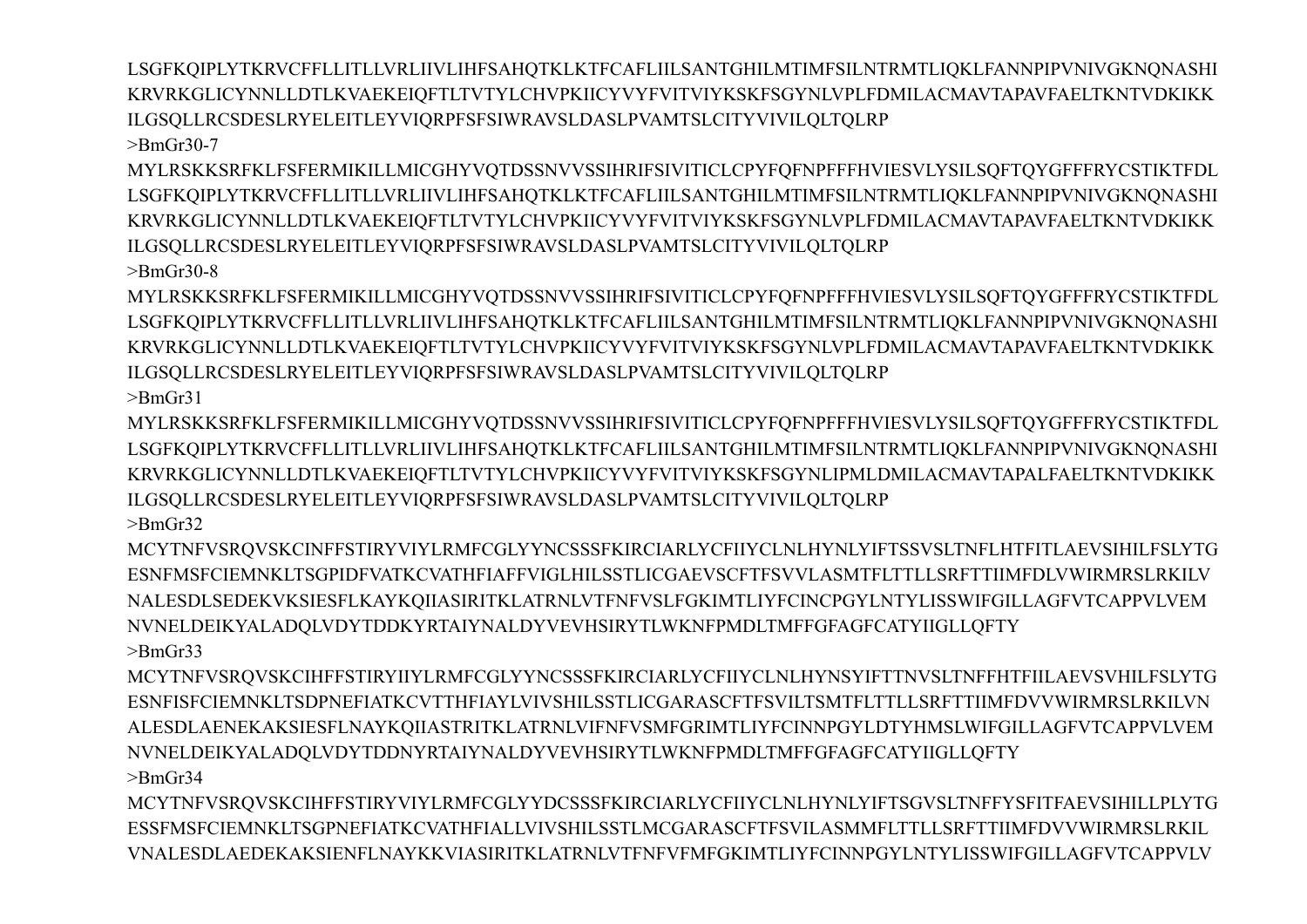LSGFKQIPLYTKRVCFFLLITLLVRLIIVLIHFSAHQTKLKTFCAFLIILSANTGHILMTIMFSILNTRMTLIQKLFANNPIPVNIVGKNQNASHI
KRVRKGLICYNNLLDTLKVAEKEIQFTLTVTYLCHVPKIICYVYFVITVIYKSKFSGYNLVPLFDMILACMAVTAPAVFAELTKNTVDKIKK
ILGSQLLRCSDESLRYELEITLEYVIQRPFSFSIWRAVSLDASLPVAMTSLCITYVIVILQLTQLRP

>BmGr30-7
MYLRSKKSRFKLFSFERMIKILLMICGHYVQTDSSNVVSSIHRIFSIVITICLCPYFQFNPFFFHVIESVLYSILSQFTQYGFFFRYCSTIKTFDL
LSGFKQIPLYTKRVCFFLLITLLVRLIIVLIHFSAHQTKLKTFCAFLIILSANTGHILMTIMFSILNTRMTLIQKLFANNPIPVNIVGKNQNASHI
KRVRKGLICYNNLLDTLKVAEKEIQFTLTVTYLCHVPKIICYVYFVITVIYKSKFSGYNLVPLFDMILACMAVTAPAVFAELTKNTVDKIKK
ILGSQLLRCSDESLRYELEITLEYVIQRPFSFSIWRAVSLDASLPVAMTSLCITYVIVILQLTQLRP

>BmGr30-8
MYLRSKKSRFKLFSFERMIKILLMICGHYVQTDSSNVVSSIHRIFSIVITICLCPYFQFNPFFFHVIESVLYSILSQFTQYGFFFRYCSTIKTFDL
LSGFKQIPLYTKRVCFFLLITLLVRLIIVLIHFSAHQTKLKTFCAFLIILSANTGHILMTIMFSILNTRMTLIQKLFANNPIPVNIVGKNQNASHI
KRVRKGLICYNNLLDTLKVAEKEIQFTLTVTYLCHVPKIICYVYFVITVIYKSKFSGYNLVPLFDMILACMAVTAPAVFAELTKNTVDKIKK
ILGSQLLRCSDESLRYELEITLEYVIQRPFSFSIWRAVSLDASLPVAMTSLCITYVIVILQLTQLRP

>BmGr31
MYLRSKKSRFKLFSFERMIKILLMICGHYVQTDSSNVVSSIHRIFSIVITICLCPYFQFNPFFFHVIESVLYSILSQFTQYGFFFRYCSTIKTFDL
LSGFKQIPLYTKRVCFFLLITLLVRLIIVLIHFSAHQTKLKTFCAFLIILSANTGHILMTIMFSILNTRMTLIQKLFANNPIPVNIVGKNQNASHI
KRVRKGLICYNNLLDTLKVAEKEIQFTLTVTYLCHVPKIICYVYFVITVIYKSKFSGYNLIPMLDMILACMAVTAPALFAELTKNTVDKIKK
ILGSQLLRCSDESLRYELEITLEYVIQRPFSFSIWRAVSLDASLPVAMTSLCITYVIVILQLTQLRP

>BmGr32
MCYTNFVSRQVSKCINFFSTIRYVIYLRMFCGLYYNCSSSFKIRCIARLYCFIIYCLNLHYNLYIFTSSVSLTNFLHTFITLAEVSIHILFSLYTG
ESNFMSFCIEMNKLTSGPIDFVATKCVATHFIAFFVIGLHILSSTLICGAEVSCFTFSVVLASMTFLTTLLSRFTTIIMFDLVWIRMRSLRKILV
NALESDLSEDEKVKSIESFLKAYKQIIASIRITKLATRNLVTFNFVSLFGKIMTLIYFCINCPGYLNTYLISSWIFGILLAGFVTCAPPVLVEM
NVNELDEIKYALADQLVDYTDDKYRTAIYNALDYVEVHSIRYTLWKNFPMDLTMFFGFAGFCATYIIGLLQFTY

>BmGr33
MCYTNFVSRQVSKCIHFFSTIRYIIYLRMFCGLYYNCSSSFKIRCIARLYCFIIYCLNLHYNSYIFTTNVSLTNFFHTFIILAEVSVHILFSLYTG
ESNFISFCIEMNKLTSDPNEFIATKCVTTHFIAYLVIVSHILSSTLICGARASCFTFSVILTSMTFLTTLLSRFTTIIMFDVVWIRMRSLRKILVN
ALESDLAENEKAKSIESFLNAYKQIIASTRITKLATRNLVIFNFVSMFGRIMTLIYFCINNPGYLDTYHMSLWIFGILLAGFVTCAPPVLVEM
NVNELDEIKYALADQLVDYTDDNYRTAIYNALDYVEVHSIRYTLWKNFPMDLTMFFGFAGFCATYIIGLLQFTY

>BmGr34
MCYTNFVSRQVSKCIHFFSTIRYVIYLRMFCGLYYDCSSSFKIRCIARLYCFIIYCLNLHYNLYIFTSGVSLTNFFYSFITFAEVSIHILLPLYTG
ESSFMSFCIEMNKLTSGPNEFIATKCVATHFIALLVIVSHILSSTLMCGARASCFTFSVILASMMFLTTLLSRFTTIIMFDVVWIRMRSLRKIL
VNALESDLAEDEKAKSIENFLNAYKKVIASIRITKLATRNLVTFNFVFMFGKIMTLIYFCINNPGYLNTYLISSWIFGILLAGFVTCAPPVLV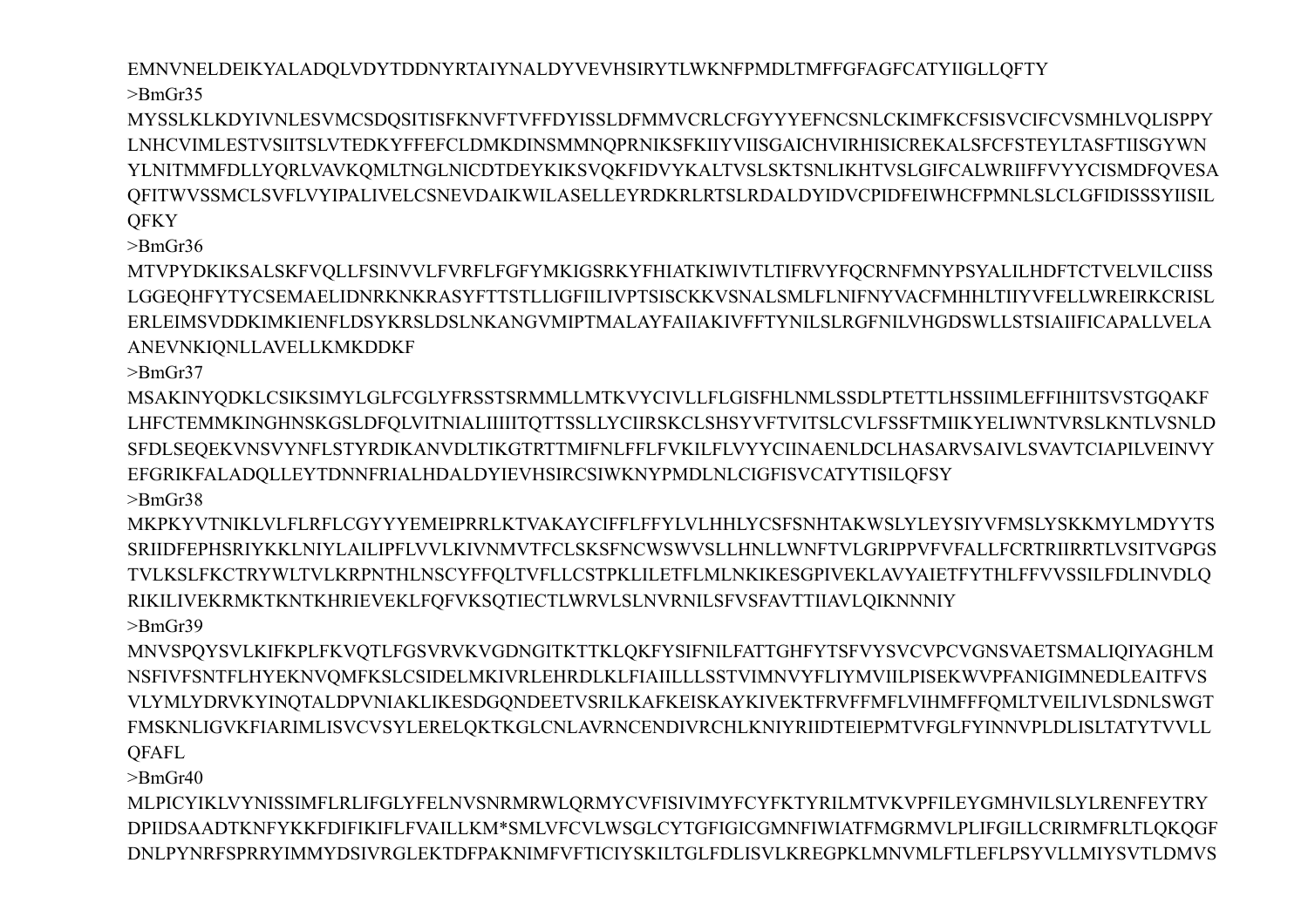EMNVNELDEIKYALADQLVDYTDDNYRTAIYNALDYVEVHSIRYTLWKNFPMDLTMFFGFAGFCATYIIGLLQFTY

>BmGr35

MYSSLKLKDYIVNLESVMCSDQSITISFKNVFTVFFDYISSLDFMMVCRLCFGYYYEFNCSNLCKIMFKCFSISVCIFCVSMHLVQLISPPY
LNHCVIMLESTVSIITSLVTEDKYFFEFCLDMKDINSMMNQPRNIKSFKIIYVIISGAICHVIRHISICREKALSFCFSTEYLTASFTIISGYWN
YLNITMMFDLLYQRLVAVKQMLTNGLNICDTDEYKIKSVQKFIDVYKALTVSLSKTSNLIKHTVSLGIFCALWRIIFFVYYCISMDFQVESA
QFITWVSSMCLSVFLVYIPALIVELCSNEVDAIKWILASELLEYRDKRLRTSLRDALDYIDVCPIDFEIWHCFPMNLSLCLGFIDISSSYIISIL
QFKY

>BmGr36

MTVPYDKIKSALSKFVQLLFSINVVLFVRFLFGFYMKIGSRKYFHIATKIWIVTLTIFRVYFQCRNFMNYPSYALILHDFTCTVELVILCIISS
LGGEQHFYTYCSEMAELIDNRKNKRASYFTTSTLLIGFIILIVPTSISCKKVSNALSMLFLNIFNYVACFMHHLTIIYVFELLWREIRKCRISL
ERLEIMSVDDKIMKIENFLDSYKRSLDSLNKANGVMIPTMALAYFAIIAKIVFFTYNILSLRGFNILVHGDSWLLSTSIAIIFICAPALLVELA
ANEVNKIQNLLAVELLKMKDDKF

>BmGr37

MSAKINYQDKLCSIKSIMYLGLFCGLYFRSSTSRMMLLMTKVYCIVLLFLGISFHLNMLSSDLPTETTLHSSIIMLEFFIHIITSVSTGQAKF
LHFCTEMMKINGHNSKGSLDFQLVITNIALIIIIITQTTSSLLYCIIRSKCLSHSYVFTVITSLCVLFSSFTMIIKYELIWNTVRSLKNTLVSNLD
SFDLSEQEKVNSVYNFLSTYRDIKANVDLTIKGTRTTMIFNLFFLFVKILFLVYYCIINAENLDCLHASARVSAIVLSVAVTCIAPILVEINVY
EFGRIKFALADQLLEYTDNNFRIALHDALDYIEVHSIRCSIWKNYPMDLNLCIGFISVCATYTISILQFSY

>BmGr38

MKPKYVTNIKLVLFLRFLCGYYYEMEIPRRLKTVAKAYCIFFLFFYLVLHHLYCSFSNHTAKWSLYLEYSIYVFMSLYSKKMYLMDYYTS
SRIIDFEPHSRIYKKLNIYLAILIPFLVVLKIVNMVTFCLSKSFNCWSWVSLLHNLLWNFTVLGRIPPVFVFALLFCRTRIIRRTLVSITVGPGS
TVLKSLFKCTRYWLTVLKRPNTHLNSCYFFQLTVFLLCSTPKLILETFLMLNKIKESGPIVEKLAVYAIETFYTHLFFVVSSILFDLINVDLQ
RIKILIVEKRMKTKNTKHRIEVEKLFQFVKSQTIECTLWRVLSLNVRNILSFVSFAVTTIIAVLQIKNNNIY

>BmGr39

MNVSPQYSVLKIFKPLFKVQTLFGSVRVKVGDNGITKTTKLQKFYSIFNILFATTGHFYTSFVYSVCVPCVGNSVAETSMALIQIYAGHLM
NSFIVFSNTFLHYEKNVQMFKSLCSIDELMKIVRLEHRDLKLFIAIILLLSSTVIMNVYFLIYMVIILPISEKWVPFANIGIMNEDLEAITFVS
VLYMLYDRVKYINQTALDPVNIAKLIKESDGQNDEETVSRILKAFKEISKAYKIVEKTFRVFFMFLVIHMFFFQMLTVEILIVLSDNLSWGT
FMSKNLIGVKFIARIMLISVCVSYLERELQKTKGLCNLAVRNCENDIVRCHLKNIYRIIDTEIEPMTVFGLFYINNVPLDLISLTATYTVVLL
QFAFL

>BmGr40

MLPICYIKLVYNISSIMFLRLIFGLYFELNVSNRMRWLQRMYCVFISIVIMYFCYFKTYRILMTVKVPFILEYGMHVILSLYLRENFEYTRY
DPIIDSAADTKNFYKKFDIFIKIFLFVAILLKM*SMLVFCVLWSGLCYTGFIGICGMNFIWIATFMGRMVLPLIFGILLCRIRMFRLTLQKQGF
DNLPYNRFSPRRYIMMYDSIVRGLEKTDFPAKNIMFVFTICIYSKILTGLFDLISVLKREGPKLMNVMLFTLEFLPSYVLLMIYSVTLDMVS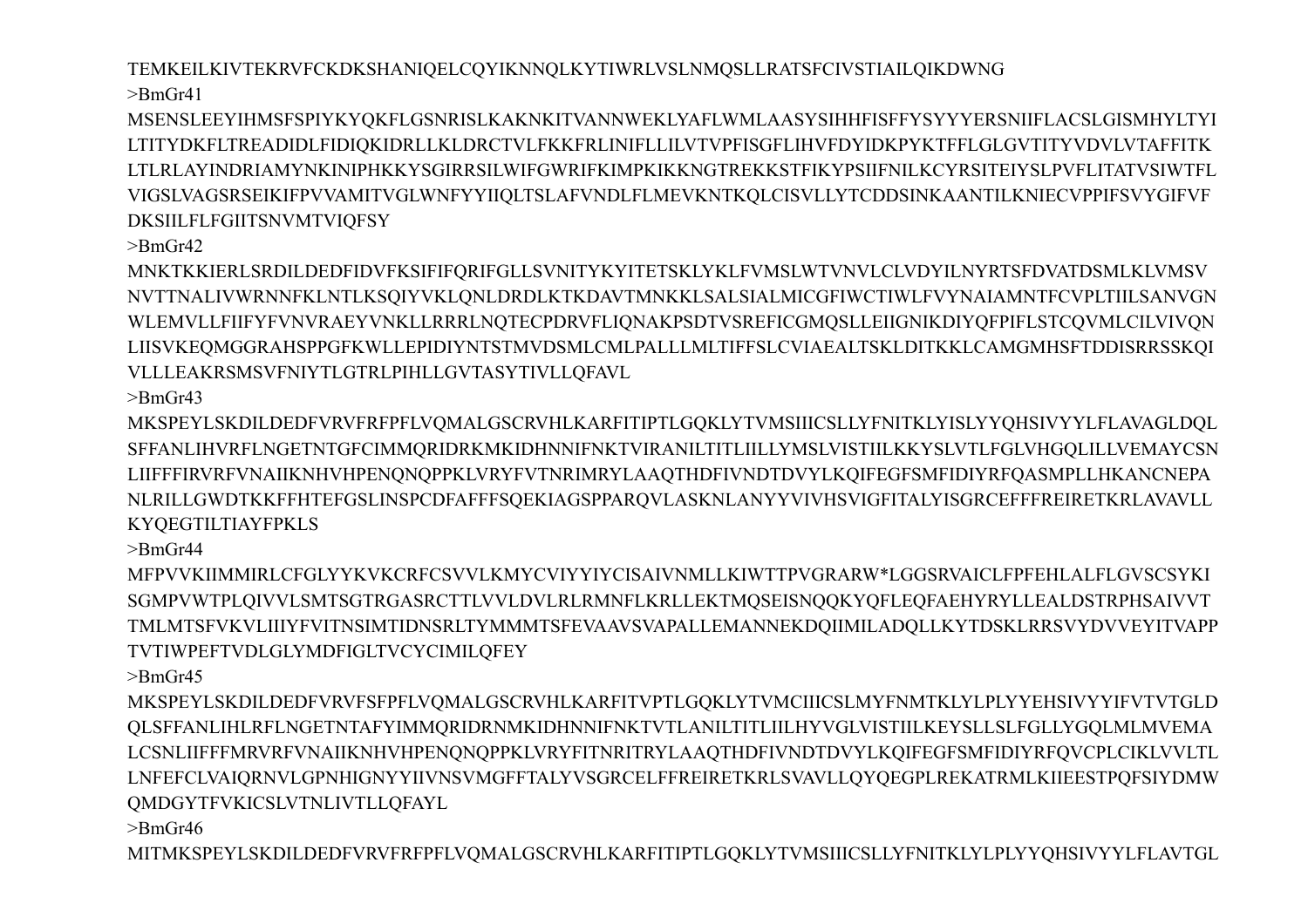TEMKEILKIVTEKRVFCKDKSHANIQELCQYIKNNQLKYTIWRLVSLNMQSLLRATSFCIVSTIAILQIKDWNG

>BmGr41

MSENSLEEYIHMSFSPIYKYQKFLGSNRISLKAKNKITVANNWEKLYAFLWMLAASYSIHHFISFFYSYYYERSNIIFLACSLGISMHYLTYI
LTITYDKFLTREADIDLFIDIQKIDRLLKLDRCTVLFKKFRLINIFLLILVTVPFISGFLIHVFDYIDKPYKTFFLGLGVTITYVDVLVTAFFITK
LTLRLAYINDRIAMYNKINIPHKKYSGIRRSILWIFGWRIFKIMPKIKKNGTREKKSTFIKYPSIIFNILKCYRSITEIYSLPVFLITATVSIWTFL
VIGSLVAGSRSEIKIFPVVAMITVGLWNFYYIIQLTSLAFVNDLFLMEVKNTKQLCISVLLYTCDDSINKAANTILKNIECVPPIFSVYGIFVF
DKSIILFLFGIITSNVMTVIQFSY

>BmGr42

MNKTKKIERLSRDILDEDFIDVFKSIFIFQRIFGLLSVNITYKYITETSKLYKLFVMSLWTVNVLCLVDYILNYRTSFDVATDSMLKLVMSV
NVTTNALIVWRNNFKLNTLKSQIYVKLQNLDRDLKTKDAVTMNKKLSALSIALMICGFIWCTIWLFVVYNAIAMNTFCVPLTIILSANVGN
WLEMVLLFIIFYFVNVRAEYVNKLLRRRLNQTECPDRVFLIQNAKPSDTVSREFICGMQSLLEIIGNIKDIYQFPIFLSTCQVMLCILVIVQN
LIISVKEQMGGRAHSPPGFKWLLEPIDIYNTSTMVDSMLCMLPALLLMLTIFFSLCVIAEALTSKLDITKKLCAMGMHSFTDDISRRSSKQI
VLLLEAKRSMSVFNIYTLGTRLPIHLLGVTASYTIVLLQFAVL

>BmGr43

MKSPEYLSKDILDEDFVRVFRFPFLVQMALGSCRVHLKARFITIPTLGQKLYTVMSIIICSLLYFNITKLYISLYYQHSIVYYLFLAVAGLDQL
SFFANLIHVRFLNGETNTGFCIMMQRIDRKMKIDHNNIFNKTVIRANILTITLIILLYMSLVISTIILKKYSLVTLFGLVHGQLILLVEMAYCSN
LIIFFFIRVRFVNAIIKNHVHPENQNQPPKLVRYFVTNRIMRYLAAQTHDFIVNDTDVYLKQIFEGFSMFIDIYRFQASMPLLHKANCNEPA
NLRILLGWDTKKFFHTEFGSLINSPCDFAFFFSQEKIAGSPPARQVLASKNLANYYVIVHSVIGFITALYISGRCEFFFREIRETKRLAVAVLL
KYQEGTILTIAYFPKLS

>BmGr44

MFPVVKIIMMIRLCFGLYYKVKCRFCSVVLKMYCVIYYIYCISAIVNMLLKIWTTPVGRARW*LGGSRVAICLFPFEHLALFLGVSCSYKI
SGMPVWTPLQIVVLSMTSGTRGASRCTTLVVLDVLRLRMNFLKRLLEKTMQSEISNQQKYQFLEQFAEHYRYLLEALDSTRPHSAIVVT
TMLMTSFVKVLIIIYFVITNSIMTIDNSRLTYMMMTSFEVAAVSVAPALLEMANNEKDQIIMILADQLLKYTDSKLRRSVYDVVEYITVAPP
TVTIWPEFTVDLGLYMDFIGLTVCYCIMILQFEY

>BmGr45

MKSPEYLSKDILDEDFVRVFSFPFLVQMALGSCRVHLKARFITVPTLGQKLYTVMCIIICSLMYFNMTKLYLPLYYEHSIVYYIFVTVTGLD
QLSFFANLIHLRFLNGETNTAFYIMMQRIDRNMKIDHNNIFNKTVTLANILTITLIILHYVGLVISTIILKEYSLLSLFGLLYGQLMLMVEMA
LCSNLIIFFFMRVRFVNAIIKNHVHPENQNQPPKLVRYFITNRITRYLAAQTHDFIVNDTDVYLKQIFEGFSMFIDIYRFQVCPLCIKLVVLTL
LNFEFCLVAIQRNVLGPNHIGNYYIIVNSVMGFFTALYVSGRCELFFREIRETKRLSVAVLLQYQEGPLREKATRMLKIIEESTPQFSIYDMW
QMDGYTFVKICSLVTNLIVTLLQFAYL

>BmGr46

MITMKSPEYLSKDILDEDFVRVFRFPFLVQMALGSCRVHLKARFITIPTLGQKLYTVMSIIICSLLYFNITKLYLPLYYQHSIVYYLFLAVTGL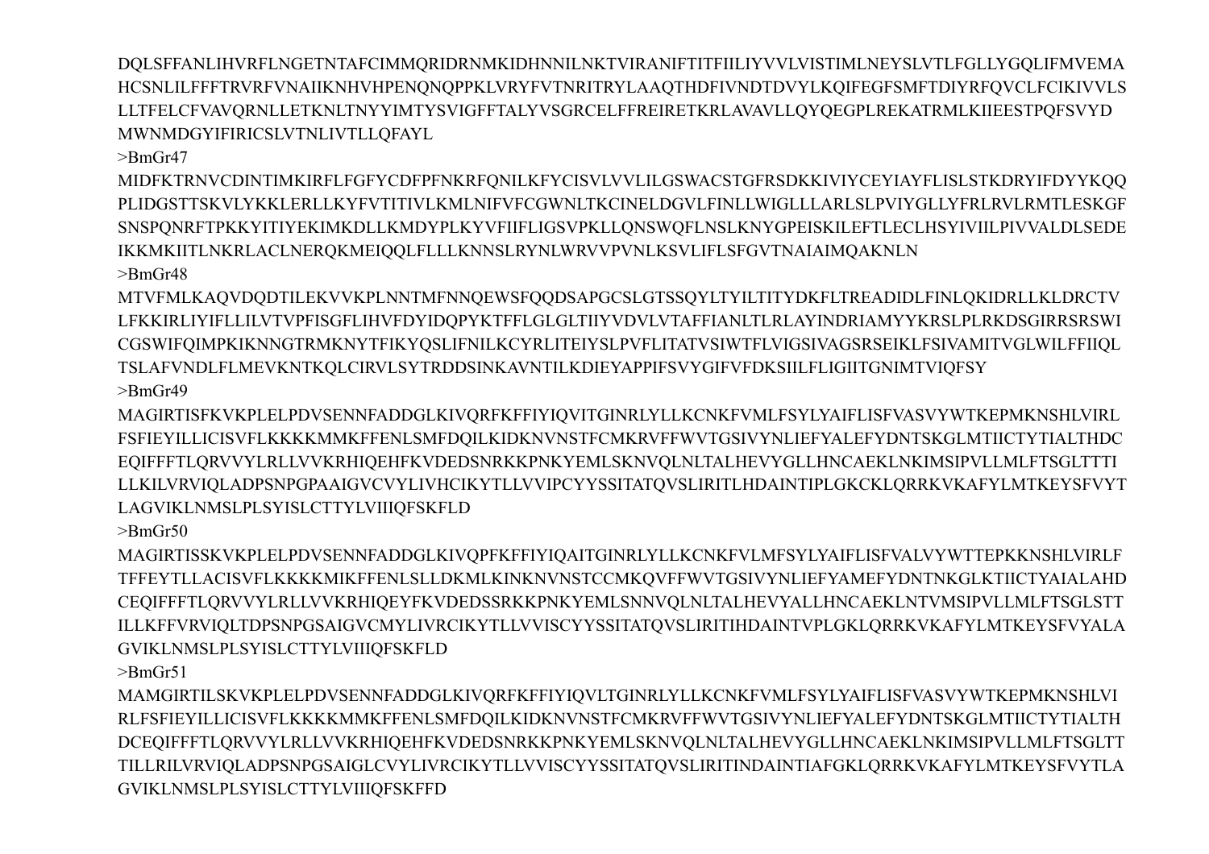DQLSFFANLIHVRFLNGETNTAFCIMMQRIDRNMKIDHNNILNKTVIRANIFTITFIILIYVVLVISTIMLNEYSLVTLFGLLYGQLIFMVEMA
HCSNLILFFFTRVRFVNAIIKNHVHPENQNQPPKLVRYFVTNRITRYLAAQTHDFIVNDTDVYLKQIFEGFSMFTDIYRFQVCLFCIKIVVLS
LLTFELCFVAVQRNLLETKNLTNYYIMTYSVIGFFTALYVSGRCELFFREIRETKRLAVAVLLQYQEGPLREKATRMLKIIEESTPQFSVYD
MWNMDGYIFIRICSLVTNLIVTLLQFAYL

>BmGr47

MIDFKTRNVCDINTIMKIRFLFGFYCDFPFNKRFQNILKFYCISVLVVLILGSWACSTGFRSDKKIVIYCEYIAYFLISLSTKDRYIFDYYKQQ
PLIDGSTTSKVLYKKLERLLKYFVTITIVLKMLNIFVFCGWNLTKCINELDGVLFINLLWIGLLLARLSLPVIYGLLYFRLRVLRMTLESKGF
SNSPQNRFTPKKYITIYEKIMKDLLKMDYPLKYVFIIFLIGSVPKLLQNSWQFLNSLKNYGPEISKILEFTLECLHSYIVIILPIVVALDLSEDE
IKKMKIITLNKRLACLNERQKMEIQQLFLLLKNNSLRYNLWRVVPVNLKSVLIFLSFGVTNAIAIMQAKNLN

>BmGr48

MTVFMLKAQVDQDTILEKVVKPLNNTMFNNQEWSFQQDSAPGCSLGTSSQYLTYILTITYDKFLTREADIDLFINLQKIDRLLKLDRCTV
LFKKIRLIYIFLLILVTVPFISGFLIHVFDYIDQPYKTFFLGLGLTIIYVDVLVTAFFIANLTLRLAYINDRIAMYYKRSLPLRKDSGIRRSRSWI
CGSWIFQIMPKIKNNGTRMKNYTFIKYQSLIFNILKCYRLITEIYSLPVFLITATVSIWTFLVIGSIVAGSRSEIKLFSIVAMITVGLWILFFIIQL
TSLAFVNDLFLMEVKNTKQLCIRVLSYTRDDSINKAVNTILKDIEYAPPIFSVYGIFVFDKSIILFLIGIITGNIMTVIQFSY

>BmGr49

MAGIRTISFKVKPLELPDVSENNFADDGLKIVQRFKFFIYIQVITGINRLYLLKCNKFVMLFSYLYAIFLISFVASVYWTKEPMKNSHLVIRL
FSFIEYILLICISVFLKKKKMMKFFENLSMFDQILKIDKNVNSTFCMKRVFFWVTGSIVYNLIEFYALEFYDNTSKGLMTIICTYTIALTHDC
EQIFFFTLQRVVYLRLLVVKRHIQEHFKVDEDSNRKKPNKYEMLSKNVQLNLTALHEVYGLLHNCAEKLNKIMSIPVLLMLFTSGLTTTI
LLKILVRVIQLADPSNPGPAAIGVCVYLIVHCIKYTLLVVIPCYYSSITATQVSLIRITLHDAINTIPLGKCKLQRRKVKAFYLMTKEYSFVYT
LAGVIKLNMSLPLSYISLCTTYLVIIIQFSKFLD

>BmGr50

MAGIRTISSKVKPLELPDVSENNFADDGLKIVQPFKFFIYIQAITGINRLYLLKCNKFVLMFSYLYAIFLISFVALVYWTTEPKKNSHLVIRLF
TFFEYTLLACISVFLKKKKMIKFFENLSLLDKMLKINKNVNSTCCMKQVFFWVTGSIVYNLIEFYAMEFYDNTNKGLKTIICTYAIALAHD
CEQIFFFTLQRVVYLRLLVVKRHIQEYFKVDEDSSRKKPNKYEMLSNNVQLNLTALHEVYALLHNCAEKLNTVMSIPVLLMLFTSGLSTT
ILLKFFVRVIQLTDPSNPGSAIGVCMYLIVRCIKYTLLVVISCYYSSITATQVSLIRITIHDAINTVPLGKLQRRKVKAFYLMTKEYSFVYALA
GVIKLNMSLPLSYISLCTTYLVIIIQFSKFLD

>BmGr51

MAMGIRTILSKVKPLELPDVSENNFADDGLKIVQRFKFFIYIQVLTGINRLYLLKCNKFVMLFSYLYAIFLISFVASVYWTKEPMKNSHLVI
RLFSFIEYILLICISVFLKKKKMMKFFENLSMFDQILKIDKNVNSTFCMKRVFFWVTGSIVYNLIEFYALEFYDNTSKGLMTIICTYTIALTH
DCEQIFFFTLQRVVYLRLLVVKRHIQEHFKVDEDSNRKKPNKYEMLSKNVQLNLTALHEVYGLLHNCAEKLNKIMSIPVLLMLFTSGLTT
TILLRILVRVIQLADPSNPGSAIGLCVYLIVRCIKYTLLVVISCYYSSITATQVSLIRITINDAINTIAFGKLQRRKVKAFYLMTKEYSFVYTLA
GVIKLNMSLPLSYISLCTTYLVIIIQFSKFFD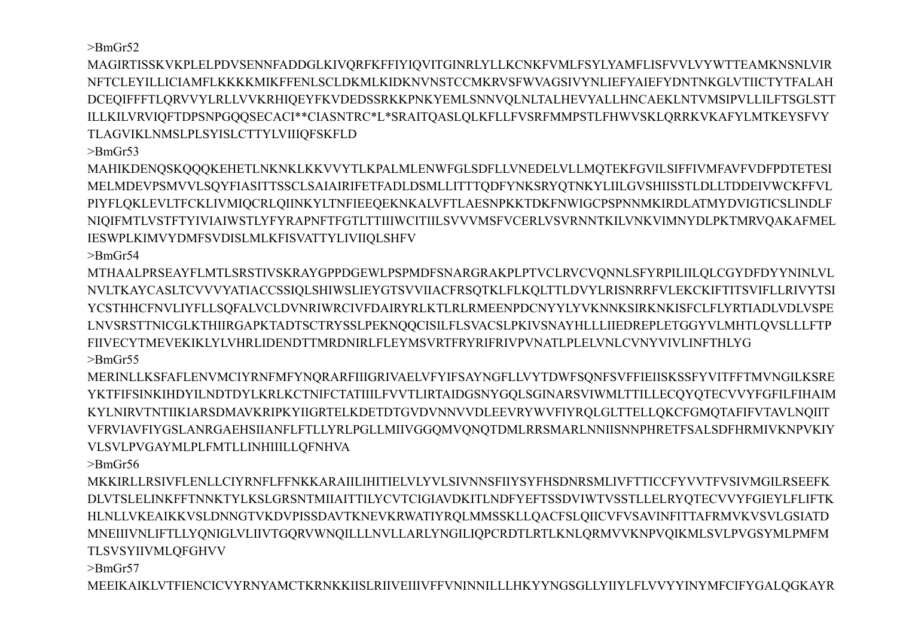>BmGr52

MAGIRTISSKVKPLELPDVSENNFADDGLKIVQRFKFFIYIQVITGINRLYLLKCNKFVMLFSYLYAMFLISFVVLVYWTTEAMKNSNLVIR
NFTCLEYILLICIAMFLKKKKMIKFFENLSCLDKMLKIDKNVNSTCCMKRVSFWVAGSIVYNLIEFYAIEFYDNTNKGLVTIICTYTFALAH
DCEQIFFFTLQRVVYLRLLVVKRHIQEYFKVDEDSSRKKPNKYEMLSNNVQLNLTALHEVYALLHNCAEKLNTVMSIPVLLILFTSGLSTT
ILLKILVRVIQFTDPSNPGQQSECACI**CIASNTRC*L*SRAITQASLQLKFLLFVSRFMMPSTLFHWVSKLQRRKVKAFYLMTKEYSFVY
TLAGVIKLNMSLPLSYISLCTTYLVIIIQFSKFLD

>BmGr53

MAHIKDENQSKQQQKEHETLNKNKLKKVVYTLKPALMLENWFGLSDFLLVNEDELVLLMQTEKFGVILSIFFIVMFAVFVDFPDTETESI
MELMDEVPSMVVLSQYFIASITTSSCLSAIAIRIFETFADLDSMLLITTTQDFYNKSRYQTNKYLIILGVSHIISSTLDLLTDDEIVWCKFFVL
PIYFLQKLEVLTFCKLIVMIQCRLQIINKYLTNFIEEQEKNKALVFTLAESNPKKTDKFNWIGCPSPNNMKIRDLATMYDVIGTICSLINDLF
NIQIFMTLVSTFTYIVIAIWSTLYFYRAPNFTFGTLTTIIIWCITIILSVVVMSFVCERLVSVRNNTKILVNKVIMNYDLPKTMRVQAKAFMEL
IESWPLKIMVYDMFSVDISLMLKFISVATTYLIVIIQLSHFV

>BmGr54

MTHAALPRSEAYFLMTLSRSTIVSKRAYGPPDGEWLPSPMDFSNARGRAKPLPTVCLRVCVQNNLSFYRPILIILQLCGYDFDYYNINLVL
NVLTKAYCASLTCVVVYATIACCSSIQLSHIWSLIEYGTSVVIIACFRSQTKLFLKQLTTLDVYLRISNRRFVLEKCKIFTITSVIFLLRIVYTSI
YCSTHHCFNVLIYFLLSQFALVCLDVNRIWRCIVFDAIRYRLKTLRLRMEENPDCNYYLYVKNNKSIRKNKISFCLFLYRTIADLVDLVSPE
LNVSRSTTNICGLKTHIIRGAPKTADTSCTRYSSLPEKNQQCISILFLSVACSLPKIVSNAYHLLLIIEDREPLETGGYVLMHTLQVSLLLFTP
FIIVECYTMEVEKIKLYLVHRLIDENDTTMRDNIRLFLEYMSVRTFRYRIFRIVPVNATLPLELVNLCVNYVIVLINFTHLYG

>BmGr55

MERINLLKSFAFLENVMCIYRNFMFYNQRARFIIIGRIVAELVFYIFSAYNGFLLVYTDWFSQNFSVFFIEIISKSSFYVITFFTMVNGILKSRE
YKTFIFSINKIHDYILNDTDYLKRLKCTNIFCTATIIILFVVTLIRTAIDGSNYGQLSGINARSVIWMLTTILLECQYQTECVVYFGFILFIHAIM
KYLNIRVTNTIIKIARSDMAVKRIPKYIIGRTELKDETDTGVDVNNVVDLEEVRYWVFIYRQLGLTTELLQKCFGMQTAFIFVTAVLNQIIT
VFRVIAVFIYGSLANRGAEHSIIANFLFTLLYRLPGLLMIIVGGQMVQNQTDMLRRSMARLNNIISNNPHRETFSALSDFHRMIVKNPVKIY
VLSVLPVGAYMLPLFMTLLINHIIILLQFNHVA

>BmGr56

MKKIRLLRSIVFLENLLCIYRNFLFFNKKARAIILIHITIELVLYVLSIVNNSFIIYSYFHSDNRSMLIVFTTICCFYVVTFVSIVMGILRSEEFK
DLVTSLELINKFFTNNKTYLKSLGRSNTMIIAITTILYCVTCIGIAVDKITLNDFYEFTSSDVIWTVSSTLLELRYQTECVVYFGIEYLFLIFTK
HLNLLVKEAIKKVSLDNNGTVKDVPISSDAVTKNEVKRWATIYRQLMMSSKLLQACFSLQIICVFVSAVINFITTAFRMVKVSVLGSIATD
MNEIIIVNLIFTLLYQNIGLVLIIVTGQRVWNQILLLNVLLARLYNGILIQPCRDTLRTLKNLQRMVVKNPVQIKMLSVLPVGSYMLPMFM
TLSVSYIIVMLQFGHVV

>BmGr57

MEEIKAIKLVTFIENCICVYRNYAMCTKRNKKIISLRIIVEIIIVFFVNINNILLLHKYYNGSGLLYIIYLFLVVYYINYMFCIFYGALQGKAYR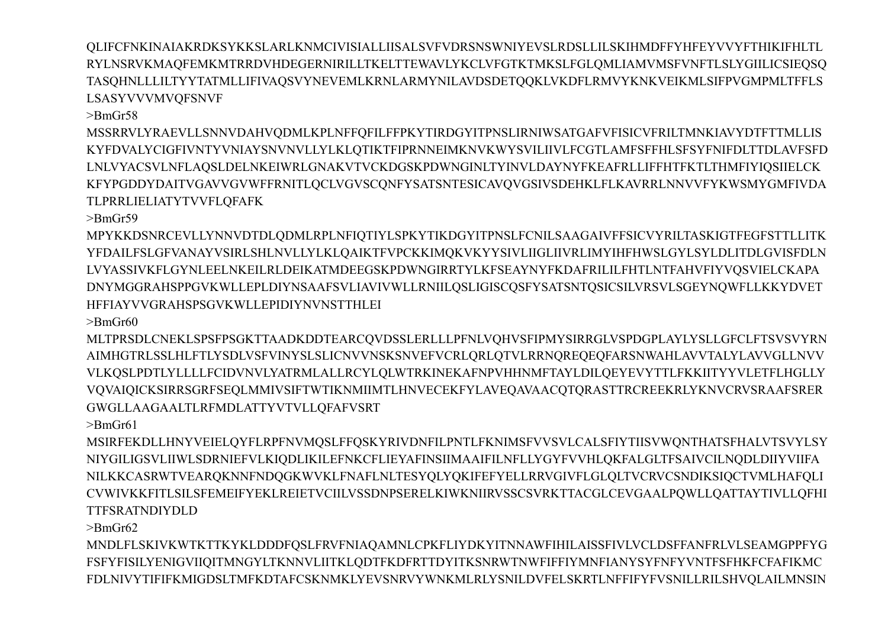QLIFCFNKINAIAKRDKSYKKSLARLKNMCIVISIALLIISALSVFVDRSNSWNIYEVSLRDSLLILSKIHMDFFYHFEYVVYFTHIKIFHLTL
RYLNSRVKMAQFEMKMTRRDVHDEGERNIRILLTKELTTEWAVLYKCLVFGTKTMKSLFGLQMLIAMVMSFVNFTLSLYGIILICSIEQSQ
TASQHNLLLILTYYTATMLLIFIVAQSVYNEVEMLKRNLARMYNILAVDSDETQQKLVKDFLRMVYKNKVEIKMLSIFPVGMPMLTFFLS
LSASYVVVVMVQFSNVF

>BmGr58

MSSRRVLYRAEVLLSNNVDAHVQDMLKPLNFFQFILFFPKYTIRDGYITPNSLIRNIWSATGAFVFISICVFRILTMNKIAVYDTFTTMLLIS
KYFDVALYCIGFIVNTYVNIAYSNVNVLLYLKLQTIKTFIPRNNEIMKNVKWYSVILIIVLFCGTLAMFSFFHLSFSYFNIFDLTTDLAVFSFD
LNLVYACSVLNFLAQSLDELNKEIWRLGNAKVTVCKDGSKPDWNGINLTYINVLDAYNYFKEAFRLLIFFHTFKTLTHMFIYIQSIIELCK
KFYPGDDYDAITVGAVVGVWFFRNITLQCLVGVSCQNFYSATSNTESICAVQVGSIVSDEHKLFLKAVRRLNNVVFYKWSMYGMFIVDA
TLPRRLIELIATYTVVFLQFAFK

>BmGr59

MPYKKDSNRCEVLLYNNVDTDLQDMLRPLNFIQTIYLSPKYTIKDGYITPNSLFCNILSAAGAIVFFSICVYRILTASKIGTFEGFSTTLLITK
YFDAILFSLGFVANAYVSIRLSHLNVLLYLKLQAIKTFVPCKKIMQKVKYYSIVLIIGLIIVRLIMYIHFHWSLGYLSYLDLITDLGVISFDLN
LVYASSIVKFLGYNLEELNKEILRLDEIKATMDEEGSKPDWNGIRRTYLKFSEAYNYFKDAFRILILFHTLNTFAHVFIYVQSVIELCKAPA
DNYMGGRAHSPPGVKWLLEPLDIYNSAAFSVLIAVIVWLLRNIILQSLIGISCQSFYSATSNTQSICSILVRSVLSGEYNQWFLLKKYDVET
HFFIAYVVGRAHSPSGVKWLLEPIDIYNVNSTTHLEI

>BmGr60

MLTPRSDLCNEKLSPSFPSGKTTAADKDDTEARCQVDSSLERLLLPFNLVQHVSFIPMYSIRRGLVSPDGPLAYLYSLLGFCLFTSVSVYRN
AIMHGTRLSSLHLFTLYSDLVSFVINYSLSLICNVVNSKSNVEFVCRLQRLQTVLRRNQREQEQFARSNWAHLAVVTALYLAVVGLLNVV
VLKQSLPDTLYLLLLFCIDVNVLYATRMLALLRCYLQLWTRKINEKAFNPVHHNMFTAYLDILQEYEVYTTLFKKIITYYVLETFLHGLLY
VQVAIQICKSIRRSGRFSEQLMMIVSIFTWTIKNMIIMTLHNVECEKFYLAVEQAVAACQTQRASTTRCREEKRLYKNVCRVSRAAFSRER
GWGLLAAGAALTLRFMDLATTYVTVLLQFAFVSRT

>BmGr61

MSIRFEKDLLHNYVEIELQYFLRPFNVMQSLFFQSKYRIVDNFILPNTLFKNIMSFVVSVLCALSFIYTIISVWQNTHATSFHALVTSVYLSY
NIYGILIGSVLIIWLSDRNIEFVLKIQDLIKILEFNKCFLIEYAFINSIIMAAIFILNFLLYGYFVVHLQKFALGLTFSAIVCILNQDLDIIYVIIFA
NILKKCASRWTVEARQKNNFNDQGKWVKLFNAFLNLTESYQLYQKIFEFYELLRRVGIVFLGLQLTVCRVCSNDIKSIQCTVMLHAFQLI
CVWIVKKFITLSILSFEMEIFYEKLREIETVCIILVSSDNPSERELKIWKNIIRVSSCSVRKTTACGLCEVGAALPQWLLQATTAYTIVLLQFHI
TTFSRATNDIYDLD

>BmGr62

MNDLFLSKIVKWTKTTKYKLDDDFQSLFRVFNIAQAMNLCPKFLIYDKYITNNAWFIHILAISSFIVLVCLDSFFANFRLVLSEAMGPPFYG
FSFYFISILYENIGVIIQITMNGYLTKNNVLIITKLQDTFKDFRTTDYITKSNRWTNWFIFFIYMNFIANYSYFNFYVNTFSFHKFCFAFIKMC
FDLNIVYTIFIFKMIGDSLTMFKDTAFCSKNMKLYEVSNRVYWNKMLRLYSNILDVFELSKRTLNFFIFYFVSNILLRILSHVQLAILMNSIN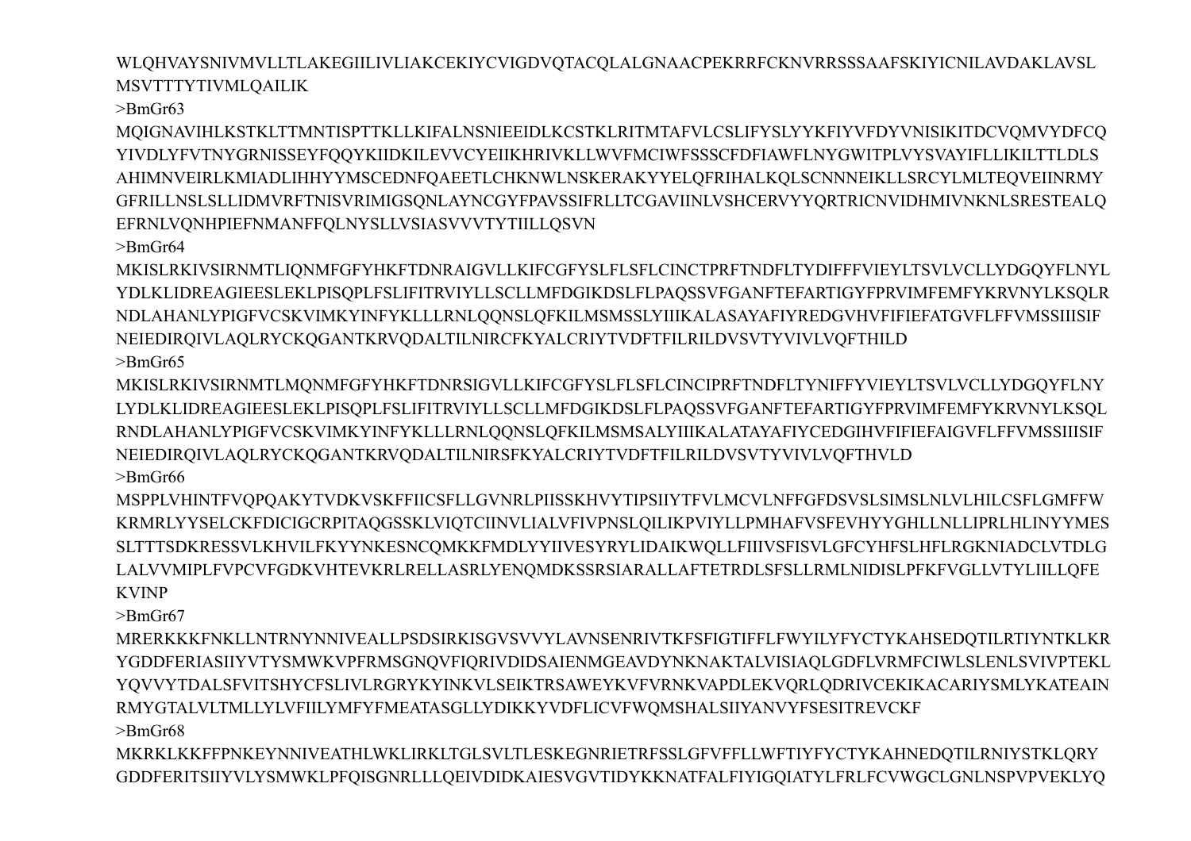WLQHVAYSNIVMVLLTLAKEGIILIVLIAKCEKIYCVIGDVQTACQLALGNAACPEKRRFCKNVRRSSSAAFSKIYICNILAVDAKLAVSL
MSVTTTYTIVMLQAILIK

>BmGr63

MQIGNAVIHLKSTKLTTMNTISPTTKLLKIFALNSNIEEIDLKCSTKLRITMTAFVLCSLIFYSLYYKFIYVFDYVNISIKITDCVQMVYDFCQ
YIVDLYFVTNYGRNISSEYFQQYKIIDKILEVVCYEIIKHRIVKLLWVFMCIWFSSSCFDFIAWFLNYGWITPLVYSVAYIFLLIKILTTLDLS
AHIMNVEIRLKMIADLIHHYYMSCEDNFQAEETLCHKNWLNSKERAKYYELQFRIHALKQLSCNNNEIKLLSRCYLMLTEQVEIINRMY
GFRILLNSLSLLIDMVRFTNISVRIMIGSQNLAYNCGYFPAVSSIFRLLTCGAVIINLVSHCERVYYQRTRICNVIDHMIVNKNLSRESTEALQ
EFRNLVQNHPIEFNMANFFQLNYSLLVSIASVVVTYTIILLQSVN

>BmGr64

MKISLRKIVSIRNMTLIQNMFGFYHKFTDNRAIGVLLKIFCGFYSLFLSFLCINCTPRFTNDFLTYDIFFFVIEYLTSVLVCLLYDGQYFLNYL
YDLKLIDREAGIEESLEKLPISQPLFSLIFITRVIYLLSCLLMFDGIKDSLFLPAQSSVFGANFTEFARTIGYFPRVIMFEMFYKRVNYLKSQLR
NDLAHANLYPIGFVCSKVIMKYINFYKLLLRNLQQNSLQFKILMSMSSLYIIIKALASAYAFIYREDGVHVFIFIEFATGVFLFFVMSSIIISIF
NEIEDIRQIVLAQLRYCKQGANTKRVQDALTILNIRCFKYALCRIYTVDFTFILRILDVSVTYVIVLVQFTHILD

>BmGr65

MKISLRKIVSIRNMTLMQNMFGFYHKFTDNRSIGVLLKIFCGFYSLFLSFLCINCIPRFTNDFLTYNIFFYVIEYLTSVLVCLLYDGQYFLNY
LYDLKLIDREAGIEESLEKLPISQPLFSLIFITRVIYLLSCLLMFDGIKDSLFLPAQSSVFGANFTEFARTIGYFPRVIMFEMFYKRVNYLKSQL
RNDLAHANLYPIGFVCSKVIMKYINFYKLLLRNLQQNSLQFKILMSMSALYIIIKALATAYAFIYCEDGIHVFIFIEFAIGVFLFFVMSSIIISIF
NEIEDIRQIVLAQLRYCKQGANTKRVQDALTILNIRSFKYALCRIYTVDFTFILRILDVSVTYVIVLVQFTHVLD

>BmGr66

MSPPLVHINTFVQPQAKYTVDKVSKFFIICSFLLGVNRLPIISSKHVYTIPSIIYTFVLMCVLNFFGFDSVSLSIMSLNLVLHILCSFLGMFFW
KRMRLYYSELCKFDICIGCRPITAQGSSKLVIQTCIINVLIALVFIVPNSLQILIKPVIYLLPMHAFVSFEVHYYGHLLNLLIPRLHLINYYMES
SLTTTSDKRESSVLKHVILFKYYNKESNCQMKKFMDLYYIIVESYRYLIDAIKWQLLFIIIVSFISVLGFCYHFSLHFLRGKNIADCLVTDLG
LALVVMIPLFVPCVFGDKVHTEVKRLRELLASRLYENQMDKSSRSIARALLAFTETRDLSFSLLRMLNIDISLPFKFVGLLVTYLIILLQFE
KVINP

>BmGr67

MRERKKKFNKLLNTRNYNNIVEALLPSDSIRKISGVSVVYLAVNSENRIVTKFSFIGTIFFLFWYILYFYCTYKAHSEDQTILRTIYNTKLKR
YGDDFERIASIIYVTYSMWKVPFRMSGNQVFIQRIVDIDSAIENMGEAVDYNKNAKTALVISIAQLGDFLVRMFCIWLSLENLSVIVPTEKL
YQVVYTDALSFVITSHYCFSLIVLRGRYKYINKVLSEIKTRSAWEYKVFVRNKVAPDLEKVQRLQDRIVCEKIKACARIYSMLYKATEAIN
RMYGTALVLTMLLYLVFIILYMFYFMEATASGLLYDIKKYVDFLICVFWQMSHALSIIYANVYFSESITREVCKF

>BmGr68

MKRKLKKFFPNKEYNNIVEATHLWKLIRKLTGLSVLTLESKEGNRIETRFSSLGFVFFLLWFTIYFYCTYKAHNEDQTILRNIYSTKLQRY
GDDFERITSIIYVLYSMWKLPFQISGNRLLLQEIVDIDKAIESVGVTIDYKKNATFALFIYIGQIATYLFRLFCVWGCLGNLNSPVPVEKLYQ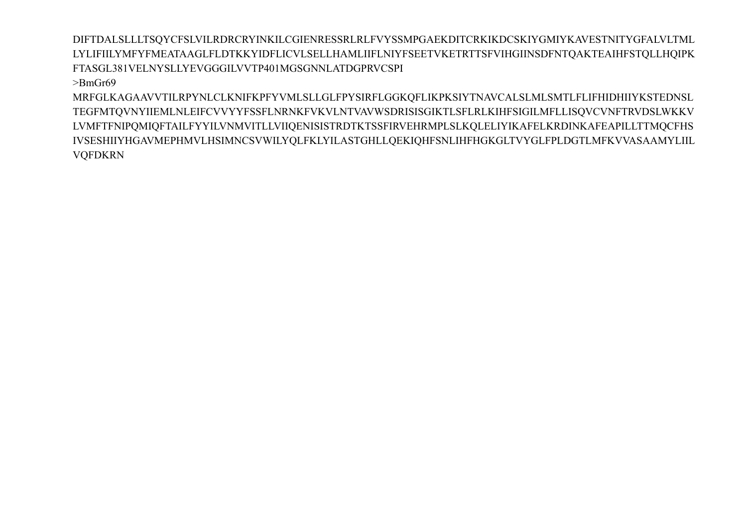DIFTDALSLLLTSQYCFSLVILRDRCRYINKILCGIENRESSRLRLFVYSSMPGAEKDITCRKIKDCSKIYGMIYKAVESTNITYGFALVLTML LYLIFIILYMFYFMEATAAGLFLDTKKYIDFLICVLSELLHAMLIIFLNIYFSEETVKETRTTSFVIHGIINSDFNTQAKTEAIHFSTQLLHQIPK FTASGL381VELNYSLLYEVGGGILVVTP401MGSGNNLATDGPRVCSPI

>BmGr69

MRFGLKAGAAVVTILRPYNLCLKNIFKPFYVMLSLLGLFPYSIRFLGGKQFLIKPKSIYTNAVCALSLMLSMTLFLIFHIDHIIYKSTEDNSL TEGFMTQVNYIIEMLNLEIFCVVYYFSSFLNRNKFVKVLNTVAVWSDRISISGIKTLSFLRLKIHFSIGILMFLLISQVCVNFTRVDSLWKKV LVMFTFNIPQMIQFTAILFYYILVNMVITLLVIIQENISISTRDTKTSSFIRVEHRMPLSLKQLELIYIKAFELKRDINKAFEAPILLTTMQCFHS IVSESHIIYHGAVMEPHMVLHSIMNCSVWILYQLFKLYILASTGHLLQEKIQHFSNLIHFHGKGLTVYGLFPLDGTLMFKVVASAAMYLIIL VQFDKRN